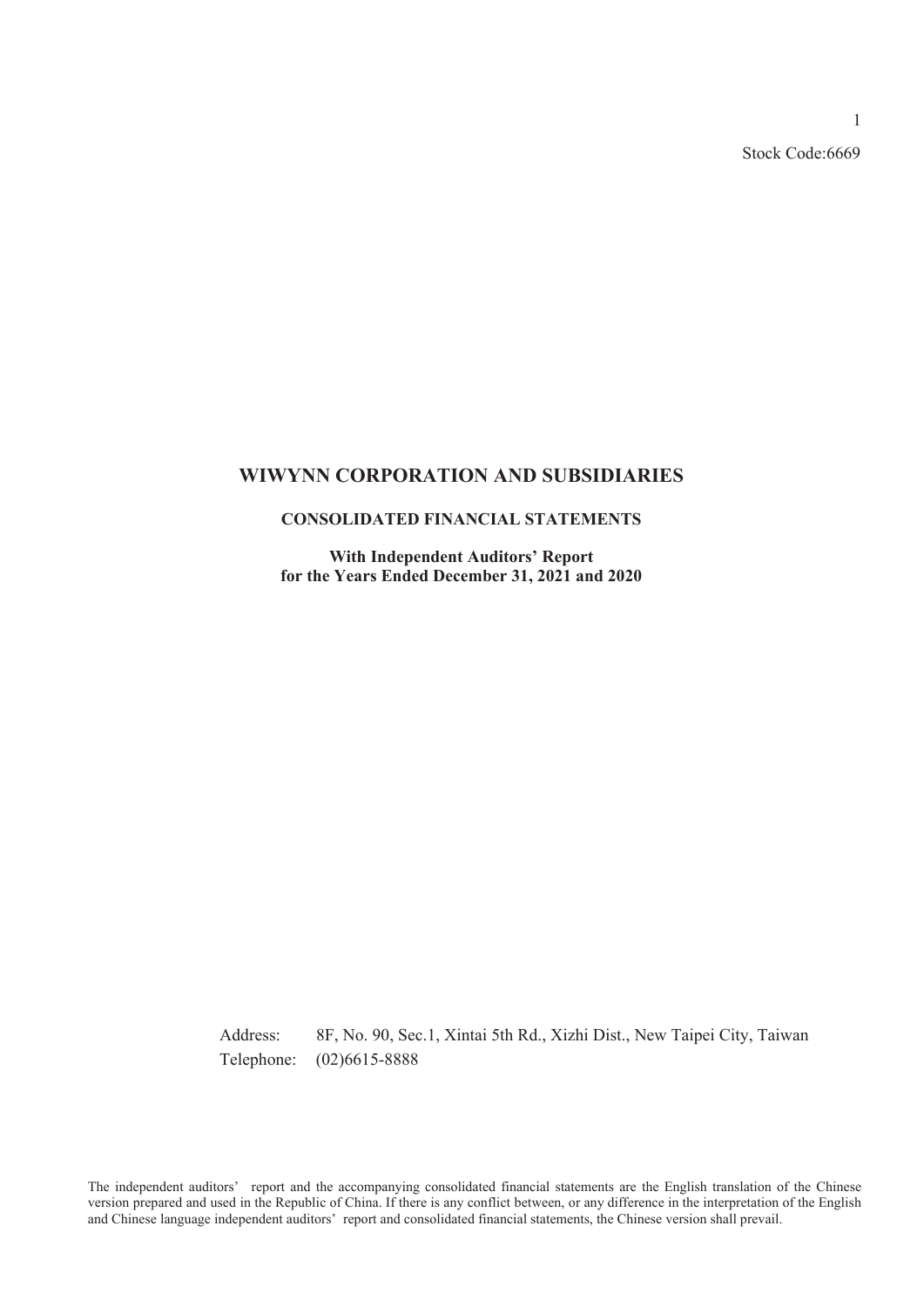Stock Code:6669

# WIWYNN CORPORATION AND SUBSIDIARIES

## CONSOLIDATED FINANCIAL STATEMENTS

**With Independent Auditors' Report**
**for the Years Ended December 31, 2021 and 2020**

Address: 8F, No. 90, Sec.1, Xintai 5th Rd., Xizhi Dist., New Taipei City, Taiwan
Telephone: (02)6615-8888

The independent auditors' report and the accompanying consolidated financial statements are the English translation of the Chinese version prepared and used in the Republic of China. If there is any conflict between, or any difference in the interpretation of the English and Chinese language independent auditors' report and consolidated financial statements, the Chinese version shall prevail.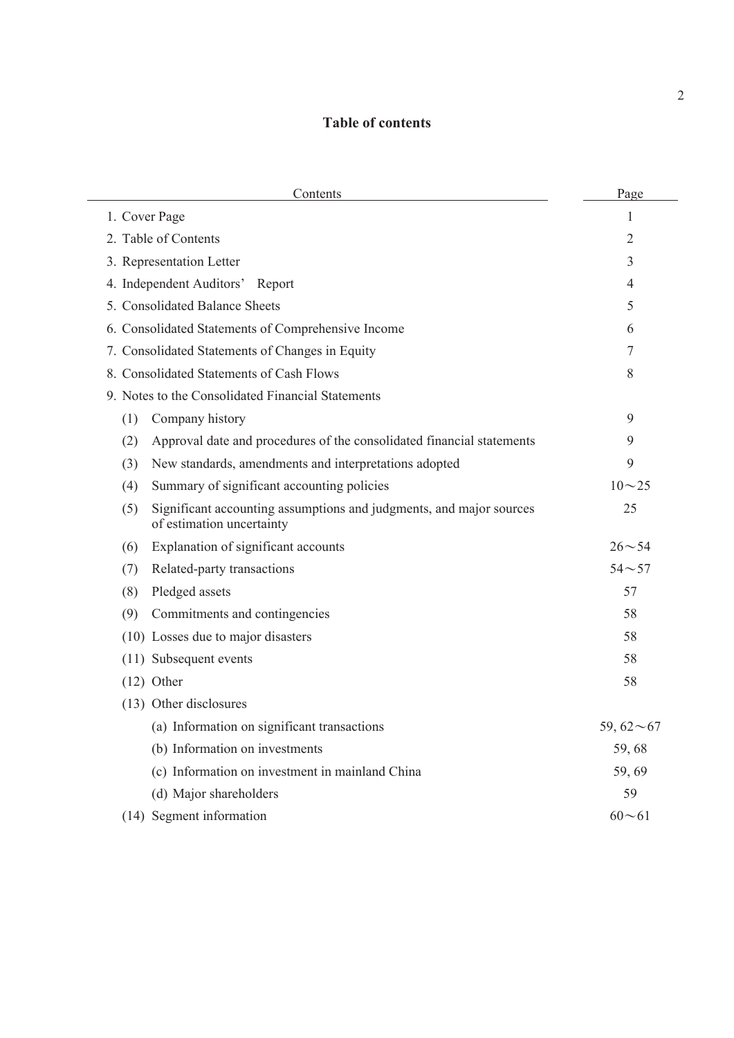# Table of contents

| Contents | Page |
|---|---|
| 1. Cover Page | 1 |
| 2. Table of Contents | 2 |
| 3. Representation Letter | 3 |
| 4. Independent Auditors' Report | 4 |
| 5. Consolidated Balance Sheets | 5 |
| 6. Consolidated Statements of Comprehensive Income | 6 |
| 7. Consolidated Statements of Changes in Equity | 7 |
| 8. Consolidated Statements of Cash Flows | 8 |
| 9. Notes to the Consolidated Financial Statements | |
| (1) Company history | 9 |
| (2) Approval date and procedures of the consolidated financial statements | 9 |
| (3) New standards, amendments and interpretations adopted | 9 |
| (4) Summary of significant accounting policies | 10～25 |
| (5) Significant accounting assumptions and judgments, and major sources of estimation uncertainty | 25 |
| (6) Explanation of significant accounts | 26～54 |
| (7) Related-party transactions | 54～57 |
| (8) Pledged assets | 57 |
| (9) Commitments and contingencies | 58 |
| (10) Losses due to major disasters | 58 |
| (11) Subsequent events | 58 |
| (12) Other | 58 |
| (13) Other disclosures | |
| (a) Information on significant transactions | 59, 62～67 |
| (b) Information on investments | 59, 68 |
| (c) Information on investment in mainland China | 59, 69 |
| (d) Major shareholders | 59 |
| (14) Segment information | 60～61 |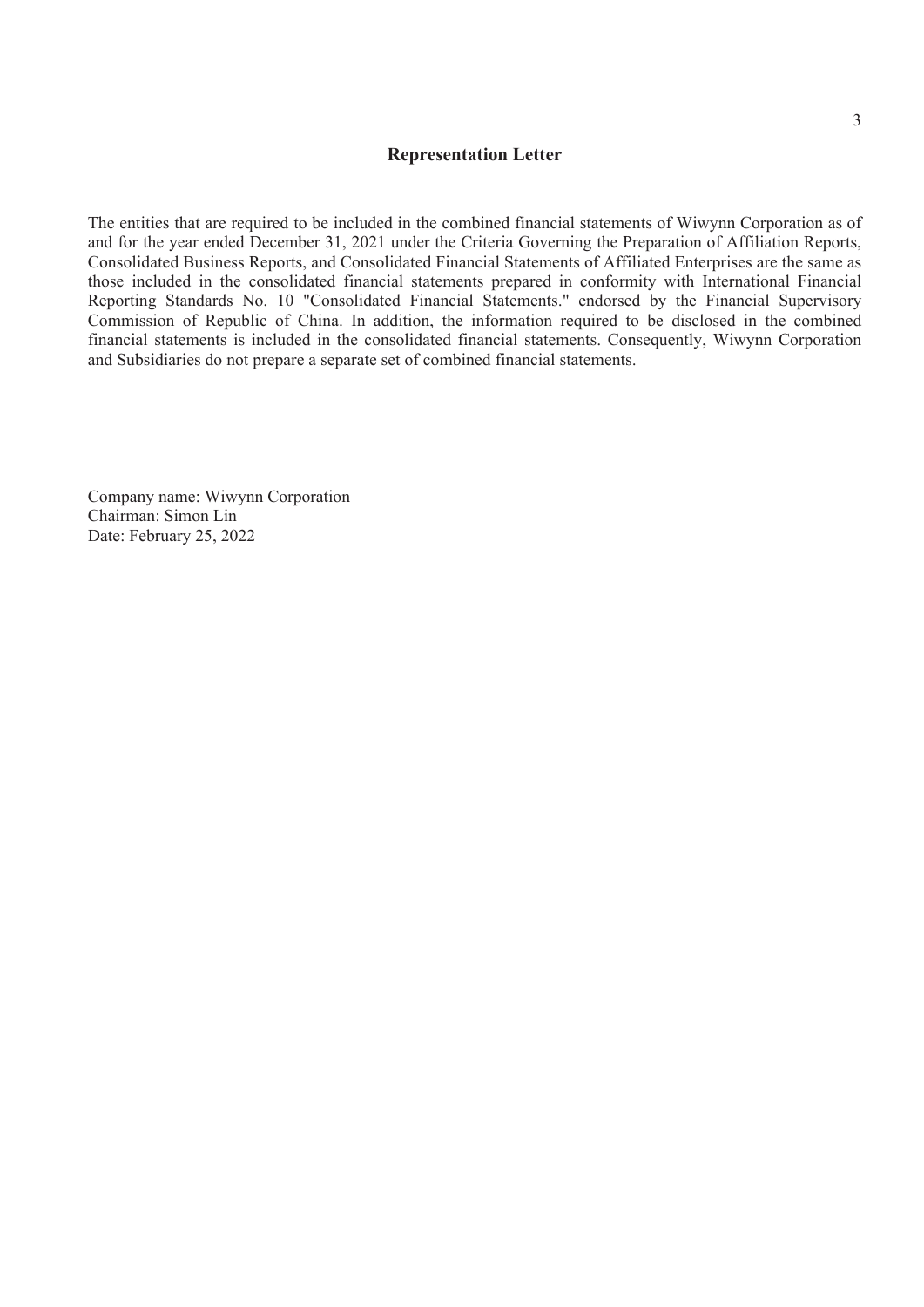# Representation Letter

The entities that are required to be included in the combined financial statements of Wiwynn Corporation as of and for the year ended December 31, 2021 under the Criteria Governing the Preparation of Affiliation Reports, Consolidated Business Reports, and Consolidated Financial Statements of Affiliated Enterprises are the same as those included in the consolidated financial statements prepared in conformity with International Financial Reporting Standards No. 10 "Consolidated Financial Statements." endorsed by the Financial Supervisory Commission of Republic of China. In addition, the information required to be disclosed in the combined financial statements is included in the consolidated financial statements. Consequently, Wiwynn Corporation and Subsidiaries do not prepare a separate set of combined financial statements.

Company name: Wiwynn Corporation
Chairman: Simon Lin
Date: February 25, 2022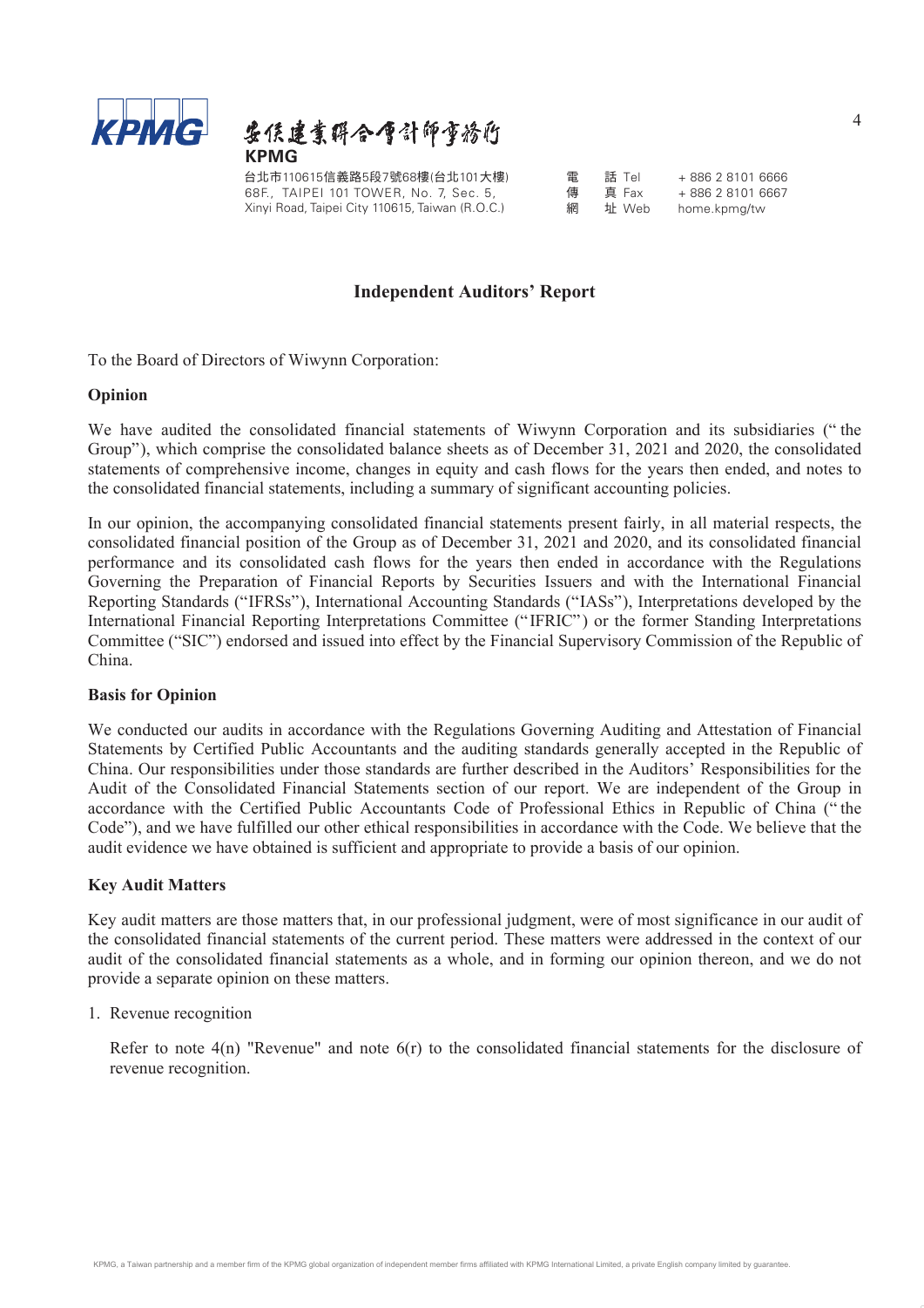安侯建業聯合會計師事務所
**KPMG**

台北市110615信義路5段7號68樓(台北101大樓)
68F., TAIPEI 101 TOWER, No. 7, Sec. 5,
Xinyi Road, Taipei City 110615, Taiwan (R.O.C.)

電話 Tel + 886 2 8101 6666
傳真 Fax + 886 2 8101 6667
網址 Web home.kpmg/tw

## Independent Auditors' Report

To the Board of Directors of Wiwynn Corporation:

### Opinion

We have audited the consolidated financial statements of Wiwynn Corporation and its subsidiaries ("the Group"), which comprise the consolidated balance sheets as of December 31, 2021 and 2020, the consolidated statements of comprehensive income, changes in equity and cash flows for the years then ended, and notes to the consolidated financial statements, including a summary of significant accounting policies.

In our opinion, the accompanying consolidated financial statements present fairly, in all material respects, the consolidated financial position of the Group as of December 31, 2021 and 2020, and its consolidated financial performance and its consolidated cash flows for the years then ended in accordance with the Regulations Governing the Preparation of Financial Reports by Securities Issuers and with the International Financial Reporting Standards ("IFRSs"), International Accounting Standards ("IASs"), Interpretations developed by the International Financial Reporting Interpretations Committee ("IFRIC") or the former Standing Interpretations Committee ("SIC") endorsed and issued into effect by the Financial Supervisory Commission of the Republic of China.

### Basis for Opinion

We conducted our audits in accordance with the Regulations Governing Auditing and Attestation of Financial Statements by Certified Public Accountants and the auditing standards generally accepted in the Republic of China. Our responsibilities under those standards are further described in the Auditors' Responsibilities for the Audit of the Consolidated Financial Statements section of our report. We are independent of the Group in accordance with the Certified Public Accountants Code of Professional Ethics in Republic of China ("the Code"), and we have fulfilled our other ethical responsibilities in accordance with the Code. We believe that the audit evidence we have obtained is sufficient and appropriate to provide a basis of our opinion.

### Key Audit Matters

Key audit matters are those matters that, in our professional judgment, were of most significance in our audit of the consolidated financial statements of the current period. These matters were addressed in the context of our audit of the consolidated financial statements as a whole, and in forming our opinion thereon, and we do not provide a separate opinion on these matters.

1. Revenue recognition

   Refer to note 4(n) "Revenue" and note 6(r) to the consolidated financial statements for the disclosure of revenue recognition.

KPMG, a Taiwan partnership and a member firm of the KPMG global organization of independent member firms affiliated with KPMG International Limited, a private English company limited by guarantee.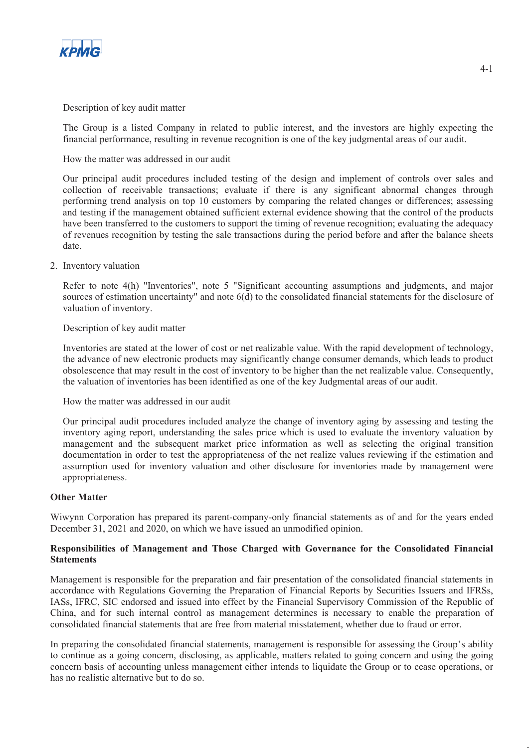Description of key audit matter

The Group is a listed Company in related to public interest, and the investors are highly expecting the financial performance, resulting in revenue recognition is one of the key judgmental areas of our audit.

How the matter was addressed in our audit

Our principal audit procedures included testing of the design and implement of controls over sales and collection of receivable transactions; evaluate if there is any significant abnormal changes through performing trend analysis on top 10 customers by comparing the related changes or differences; assessing and testing if the management obtained sufficient external evidence showing that the control of the products have been transferred to the customers to support the timing of revenue recognition; evaluating the adequacy of revenues recognition by testing the sale transactions during the period before and after the balance sheets date.

2. Inventory valuation

Refer to note 4(h) "Inventories", note 5 "Significant accounting assumptions and judgments, and major sources of estimation uncertainty" and note 6(d) to the consolidated financial statements for the disclosure of valuation of inventory.

Description of key audit matter

Inventories are stated at the lower of cost or net realizable value. With the rapid development of technology, the advance of new electronic products may significantly change consumer demands, which leads to product obsolescence that may result in the cost of inventory to be higher than the net realizable value. Consequently, the valuation of inventories has been identified as one of the key Judgmental areas of our audit.

How the matter was addressed in our audit

Our principal audit procedures included analyze the change of inventory aging by assessing and testing the inventory aging report, understanding the sales price which is used to evaluate the inventory valuation by management and the subsequent market price information as well as selecting the original transition documentation in order to test the appropriateness of the net realize values reviewing if the estimation and assumption used for inventory valuation and other disclosure for inventories made by management were appropriateness.

**Other Matter**

Wiwynn Corporation has prepared its parent-company-only financial statements as of and for the years ended December 31, 2021 and 2020, on which we have issued an unmodified opinion.

**Responsibilities of Management and Those Charged with Governance for the Consolidated Financial Statements**

Management is responsible for the preparation and fair presentation of the consolidated financial statements in accordance with Regulations Governing the Preparation of Financial Reports by Securities Issuers and IFRSs, IASs, IFRC, SIC endorsed and issued into effect by the Financial Supervisory Commission of the Republic of China, and for such internal control as management determines is necessary to enable the preparation of consolidated financial statements that are free from material misstatement, whether due to fraud or error.

In preparing the consolidated financial statements, management is responsible for assessing the Group's ability to continue as a going concern, disclosing, as applicable, matters related to going concern and using the going concern basis of accounting unless management either intends to liquidate the Group or to cease operations, or has no realistic alternative but to do so.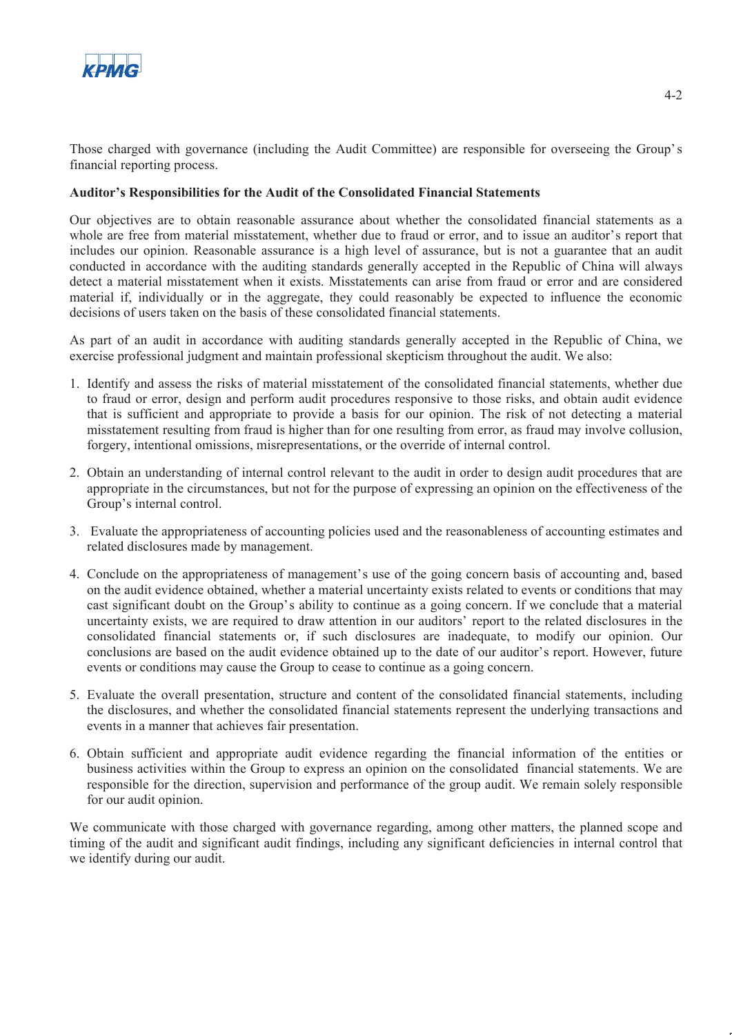Those charged with governance (including the Audit Committee) are responsible for overseeing the Group's financial reporting process.

**Auditor's Responsibilities for the Audit of the Consolidated Financial Statements**

Our objectives are to obtain reasonable assurance about whether the consolidated financial statements as a whole are free from material misstatement, whether due to fraud or error, and to issue an auditor's report that includes our opinion. Reasonable assurance is a high level of assurance, but is not a guarantee that an audit conducted in accordance with the auditing standards generally accepted in the Republic of China will always detect a material misstatement when it exists. Misstatements can arise from fraud or error and are considered material if, individually or in the aggregate, they could reasonably be expected to influence the economic decisions of users taken on the basis of these consolidated financial statements.

As part of an audit in accordance with auditing standards generally accepted in the Republic of China, we exercise professional judgment and maintain professional skepticism throughout the audit. We also:

1. Identify and assess the risks of material misstatement of the consolidated financial statements, whether due to fraud or error, design and perform audit procedures responsive to those risks, and obtain audit evidence that is sufficient and appropriate to provide a basis for our opinion. The risk of not detecting a material misstatement resulting from fraud is higher than for one resulting from error, as fraud may involve collusion, forgery, intentional omissions, misrepresentations, or the override of internal control.

2. Obtain an understanding of internal control relevant to the audit in order to design audit procedures that are appropriate in the circumstances, but not for the purpose of expressing an opinion on the effectiveness of the Group's internal control.

3. Evaluate the appropriateness of accounting policies used and the reasonableness of accounting estimates and related disclosures made by management.

4. Conclude on the appropriateness of management's use of the going concern basis of accounting and, based on the audit evidence obtained, whether a material uncertainty exists related to events or conditions that may cast significant doubt on the Group's ability to continue as a going concern. If we conclude that a material uncertainty exists, we are required to draw attention in our auditors' report to the related disclosures in the consolidated financial statements or, if such disclosures are inadequate, to modify our opinion. Our conclusions are based on the audit evidence obtained up to the date of our auditor's report. However, future events or conditions may cause the Group to cease to continue as a going concern.

5. Evaluate the overall presentation, structure and content of the consolidated financial statements, including the disclosures, and whether the consolidated financial statements represent the underlying transactions and events in a manner that achieves fair presentation.

6. Obtain sufficient and appropriate audit evidence regarding the financial information of the entities or business activities within the Group to express an opinion on the consolidated financial statements. We are responsible for the direction, supervision and performance of the group audit. We remain solely responsible for our audit opinion.

We communicate with those charged with governance regarding, among other matters, the planned scope and timing of the audit and significant audit findings, including any significant deficiencies in internal control that we identify during our audit.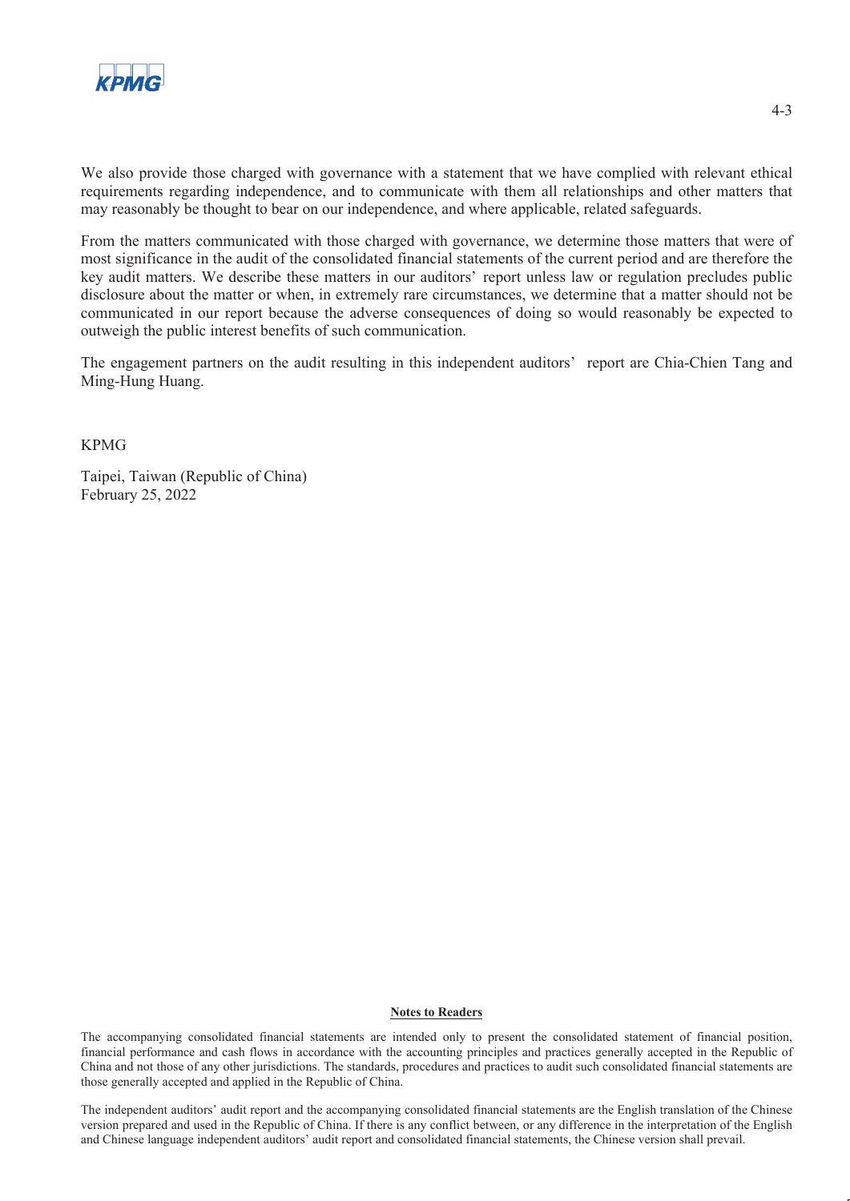We also provide those charged with governance with a statement that we have complied with relevant ethical requirements regarding independence, and to communicate with them all relationships and other matters that may reasonably be thought to bear on our independence, and where applicable, related safeguards.

From the matters communicated with those charged with governance, we determine those matters that were of most significance in the audit of the consolidated financial statements of the current period and are therefore the key audit matters. We describe these matters in our auditors' report unless law or regulation precludes public disclosure about the matter or when, in extremely rare circumstances, we determine that a matter should not be communicated in our report because the adverse consequences of doing so would reasonably be expected to outweigh the public interest benefits of such communication.

The engagement partners on the audit resulting in this independent auditors' report are Chia-Chien Tang and Ming-Hung Huang.

KPMG

Taipei, Taiwan (Republic of China)
February 25, 2022

**Notes to Readers**

The accompanying consolidated financial statements are intended only to present the consolidated statement of financial position, financial performance and cash flows in accordance with the accounting principles and practices generally accepted in the Republic of China and not those of any other jurisdictions. The standards, procedures and practices to audit such consolidated financial statements are those generally accepted and applied in the Republic of China.

The independent auditors' audit report and the accompanying consolidated financial statements are the English translation of the Chinese version prepared and used in the Republic of China. If there is any conflict between, or any difference in the interpretation of the English and Chinese language independent auditors' audit report and consolidated financial statements, the Chinese version shall prevail.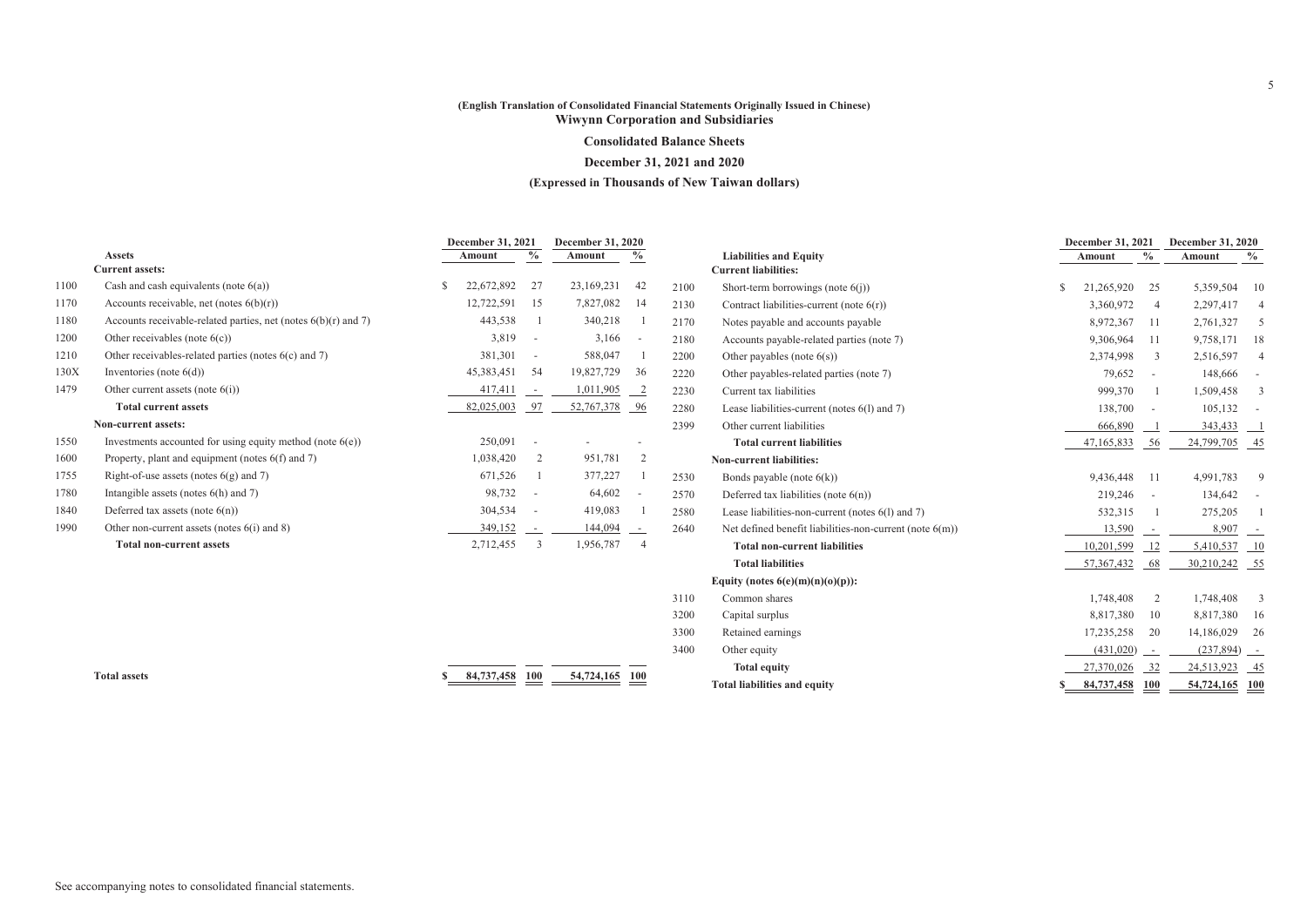**(English Translation of Consolidated Financial Statements Originally Issued in Chinese)**
**Wiwynn Corporation and Subsidiaries**

## Consolidated Balance Sheets

**December 31, 2021 and 2020**

**(Expressed in Thousands of New Taiwan dollars)**

| | Assets | December 31, 2021 Amount | % | December 31, 2020 Amount | % |
|---|---|---|---|---|---|
| | **Current assets:** | | | | |
| 1100 | Cash and cash equivalents (note 6(a)) | $ 22,672,892 | 27 | 23,169,231 | 42 |
| 1170 | Accounts receivable, net (notes 6(b)(r)) | 12,722,591 | 15 | 7,827,082 | 14 |
| 1180 | Accounts receivable-related parties, net (notes 6(b)(r) and 7) | 443,538 | 1 | 340,218 | 1 |
| 1200 | Other receivables (note 6(c)) | 3,819 | - | 3,166 | - |
| 1210 | Other receivables-related parties (notes 6(c) and 7) | 381,301 | - | 588,047 | 1 |
| 130X | Inventories (note 6(d)) | 45,383,451 | 54 | 19,827,729 | 36 |
| 1479 | Other current assets (note 6(i)) | 417,411 | - | 1,011,905 | 2 |
| | **Total current assets** | 82,025,003 | 97 | 52,767,378 | 96 |
| | **Non-current assets:** | | | | |
| 1550 | Investments accounted for using equity method (note 6(e)) | 250,091 | - | - | - |
| 1600 | Property, plant and equipment (notes 6(f) and 7) | 1,038,420 | 2 | 951,781 | 2 |
| 1755 | Right-of-use assets (notes 6(g) and 7) | 671,526 | 1 | 377,227 | 1 |
| 1780 | Intangible assets (notes 6(h) and 7) | 98,732 | - | 64,602 | - |
| 1840 | Deferred tax assets (note 6(n)) | 304,534 | - | 419,083 | 1 |
| 1990 | Other non-current assets (notes 6(i) and 8) | 349,152 | - | 144,094 | - |
| | **Total non-current assets** | 2,712,455 | 3 | 1,956,787 | 4 |
| | **Total assets** | **$ 84,737,458** | **100** | **54,724,165** | **100** |

| | Liabilities and Equity | December 31, 2021 Amount | % | December 31, 2020 Amount | % |
|---|---|---|---|---|---|
| | **Current liabilities:** | | | | |
| 2100 | Short-term borrowings (note 6(j)) | $ 21,265,920 | 25 | 5,359,504 | 10 |
| 2130 | Contract liabilities-current (note 6(r)) | 3,360,972 | 4 | 2,297,417 | 4 |
| 2170 | Notes payable and accounts payable | 8,972,367 | 11 | 2,761,327 | 5 |
| 2180 | Accounts payable-related parties (note 7) | 9,306,964 | 11 | 9,758,171 | 18 |
| 2200 | Other payables (note 6(s)) | 2,374,998 | 3 | 2,516,597 | 4 |
| 2220 | Other payables-related parties (note 7) | 79,652 | - | 148,666 | - |
| 2230 | Current tax liabilities | 999,370 | 1 | 1,509,458 | 3 |
| 2280 | Lease liabilities-current (notes 6(l) and 7) | 138,700 | - | 105,132 | - |
| 2399 | Other current liabilities | 666,890 | 1 | 343,433 | 1 |
| | **Total current liabilities** | 47,165,833 | 56 | 24,799,705 | 45 |
| | **Non-current liabilities:** | | | | |
| 2530 | Bonds payable (note 6(k)) | 9,436,448 | 11 | 4,991,783 | 9 |
| 2570 | Deferred tax liabilities (note 6(n)) | 219,246 | - | 134,642 | - |
| 2580 | Lease liabilities-non-current (notes 6(l) and 7) | 532,315 | 1 | 275,205 | 1 |
| 2640 | Net defined benefit liabilities-non-current (note 6(m)) | 13,590 | - | 8,907 | - |
| | **Total non-current liabilities** | 10,201,599 | 12 | 5,410,537 | 10 |
| | **Total liabilities** | 57,367,432 | 68 | 30,210,242 | 55 |
| | **Equity (notes 6(e)(m)(n)(o)(p)):** | | | | |
| 3110 | Common shares | 1,748,408 | 2 | 1,748,408 | 3 |
| 3200 | Capital surplus | 8,817,380 | 10 | 8,817,380 | 16 |
| 3300 | Retained earnings | 17,235,258 | 20 | 14,186,029 | 26 |
| 3400 | Other equity | (431,020) | - | (237,894) | - |
| | **Total equity** | 27,370,026 | 32 | 24,513,923 | 45 |
| | **Total liabilities and equity** | **$ 84,737,458** | **100** | **54,724,165** | **100** |

See accompanying notes to consolidated financial statements.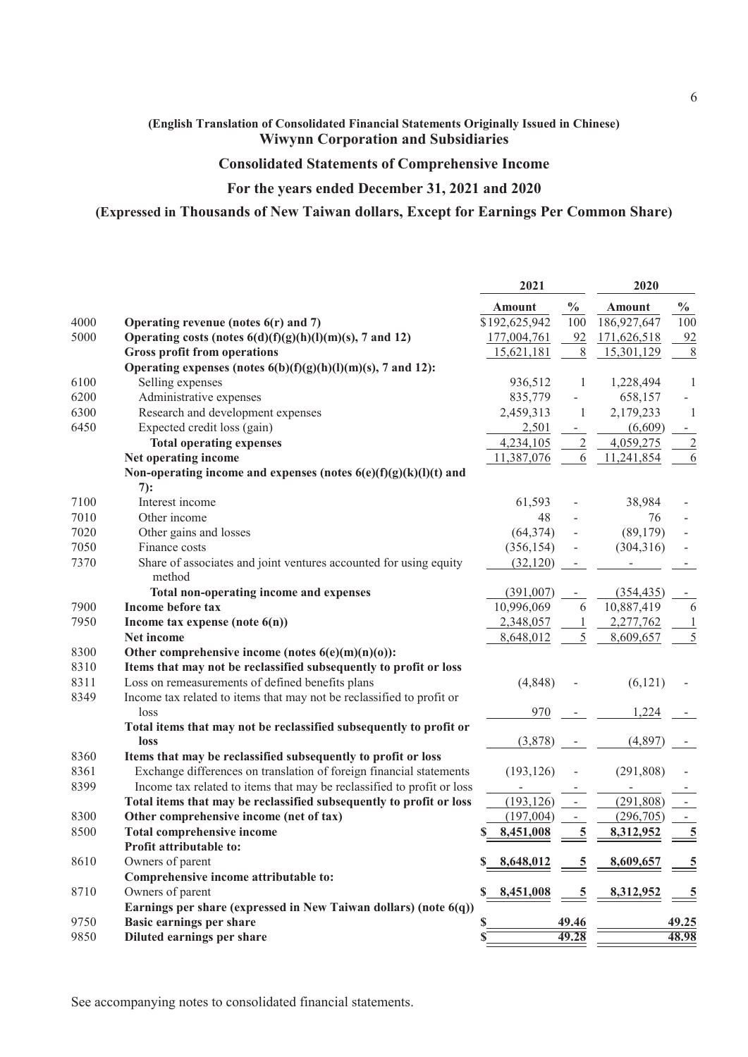(English Translation of Consolidated Financial Statements Originally Issued in Chinese)

**Wiwynn Corporation and Subsidiaries**

## Consolidated Statements of Comprehensive Income

### For the years ended December 31, 2021 and 2020

### (Expressed in Thousands of New Taiwan dollars, Except for Earnings Per Common Share)

| | | 2021 | | 2020 | |
|---|---|---|---|---|---|
| | | **Amount** | **%** | **Amount** | **%** |
| 4000 | **Operating revenue (notes 6(r) and 7)** | $192,625,942 | 100 | 186,927,647 | 100 |
| 5000 | **Operating costs (notes 6(d)(f)(g)(h)(l)(m)(s), 7 and 12)** | 177,004,761 | 92 | 171,626,518 | 92 |
| | **Gross profit from operations** | 15,621,181 | 8 | 15,301,129 | 8 |
| | **Operating expenses (notes 6(b)(f)(g)(h)(l)(m)(s), 7 and 12):** | | | | |
| 6100 | Selling expenses | 936,512 | 1 | 1,228,494 | 1 |
| 6200 | Administrative expenses | 835,779 | - | 658,157 | - |
| 6300 | Research and development expenses | 2,459,313 | 1 | 2,179,233 | 1 |
| 6450 | Expected credit loss (gain) | 2,501 | - | (6,609) | - |
| | **Total operating expenses** | 4,234,105 | 2 | 4,059,275 | 2 |
| | **Net operating income** | 11,387,076 | 6 | 11,241,854 | 6 |
| | **Non-operating income and expenses (notes 6(e)(f)(g)(k)(l)(t) and 7):** | | | | |
| 7100 | Interest income | 61,593 | - | 38,984 | - |
| 7010 | Other income | 48 | - | 76 | - |
| 7020 | Other gains and losses | (64,374) | - | (89,179) | - |
| 7050 | Finance costs | (356,154) | - | (304,316) | - |
| 7370 | Share of associates and joint ventures accounted for using equity method | (32,120) | - | - | - |
| | **Total non-operating income and expenses** | (391,007) | - | (354,435) | - |
| 7900 | **Income before tax** | 10,996,069 | 6 | 10,887,419 | 6 |
| 7950 | **Income tax expense (note 6(n))** | 2,348,057 | 1 | 2,277,762 | 1 |
| | **Net income** | 8,648,012 | 5 | 8,609,657 | 5 |
| 8300 | **Other comprehensive income (notes 6(e)(m)(n)(o)):** | | | | |
| 8310 | **Items that may not be reclassified subsequently to profit or loss** | | | | |
| 8311 | Loss on remeasurements of defined benefits plans | (4,848) | - | (6,121) | - |
| 8349 | Income tax related to items that may not be reclassified to profit or loss | 970 | - | 1,224 | - |
| | **Total items that may not be reclassified subsequently to profit or loss** | (3,878) | - | (4,897) | - |
| 8360 | **Items that may be reclassified subsequently to profit or loss** | | | | |
| 8361 | Exchange differences on translation of foreign financial statements | (193,126) | - | (291,808) | - |
| 8399 | Income tax related to items that may be reclassified to profit or loss | - | - | - | - |
| | **Total items that may be reclassified subsequently to profit or loss** | (193,126) | - | (291,808) | - |
| 8300 | **Other comprehensive income (net of tax)** | (197,004) | - | (296,705) | - |
| 8500 | **Total comprehensive income** | $ 8,451,008 | 5 | 8,312,952 | 5 |
| | **Profit attributable to:** | | | | |
| 8610 | Owners of parent | $ 8,648,012 | 5 | 8,609,657 | 5 |
| | **Comprehensive income attributable to:** | | | | |
| 8710 | Owners of parent | $ 8,451,008 | 5 | 8,312,952 | 5 |
| | **Earnings per share (expressed in New Taiwan dollars) (note 6(q))** | | | | |
| 9750 | **Basic earnings per share** | $ | 49.46 | | 49.25 |
| 9850 | **Diluted earnings per share** | $ | 49.28 | | 48.98 |

See accompanying notes to consolidated financial statements.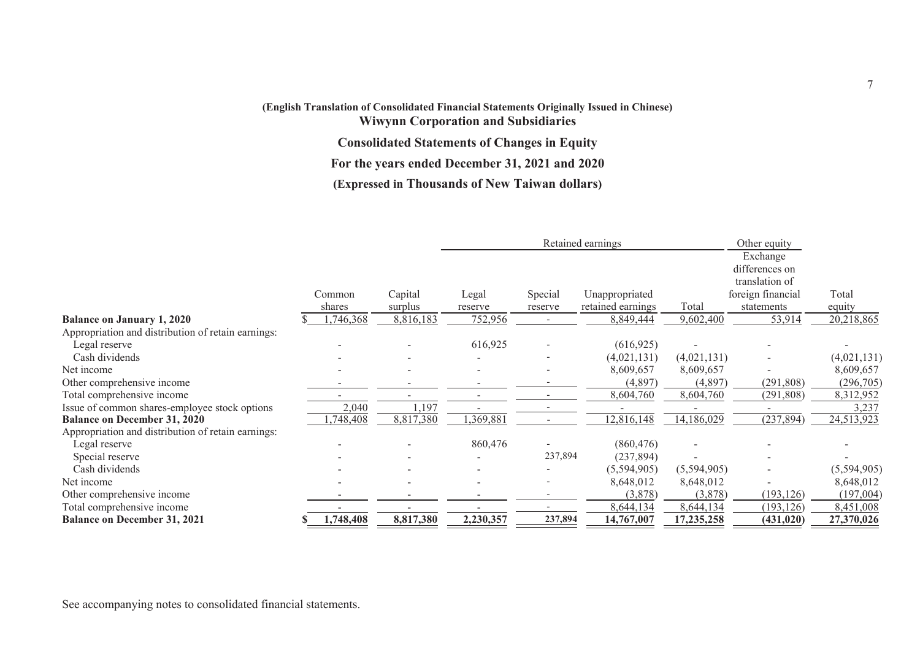(English Translation of Consolidated Financial Statements Originally Issued in Chinese)

## Wiwynn Corporation and Subsidiaries

## Consolidated Statements of Changes in Equity

## For the years ended December 31, 2021 and 2020

## (Expressed in Thousands of New Taiwan dollars)

| | Common shares | Capital surplus | Retained earnings | | | | Other equity | Total equity |
|---|---|---|---|---|---|---|---|---|
| | | | Legal reserve | Special reserve | Unappropriated retained earnings | Total | Exchange differences on translation of foreign financial statements | |
| **Balance on January 1, 2020** | $ 1,746,368 | 8,816,183 | 752,956 | - | 8,849,444 | 9,602,400 | 53,914 | 20,218,865 |
| Appropriation and distribution of retain earnings: | | | | | | | | |
| Legal reserve | - | - | 616,925 | - | (616,925) | - | - | - |
| Cash dividends | - | - | - | - | (4,021,131) | (4,021,131) | - | (4,021,131) |
| Net income | - | - | - | - | 8,609,657 | 8,609,657 | - | 8,609,657 |
| Other comprehensive income | - | - | - | - | (4,897) | (4,897) | (291,808) | (296,705) |
| Total comprehensive income | - | - | - | - | 8,604,760 | 8,604,760 | (291,808) | 8,312,952 |
| Issue of common shares-employee stock options | 2,040 | 1,197 | - | - | - | - | - | 3,237 |
| **Balance on December 31, 2020** | 1,748,408 | 8,817,380 | 1,369,881 | - | 12,816,148 | 14,186,029 | (237,894) | 24,513,923 |
| Appropriation and distribution of retain earnings: | | | | | | | | |
| Legal reserve | - | - | 860,476 | - | (860,476) | - | - | - |
| Special reserve | - | - | - | 237,894 | (237,894) | - | - | - |
| Cash dividends | - | - | - | - | (5,594,905) | (5,594,905) | - | (5,594,905) |
| Net income | - | - | - | - | 8,648,012 | 8,648,012 | - | 8,648,012 |
| Other comprehensive income | - | - | - | - | (3,878) | (3,878) | (193,126) | (197,004) |
| Total comprehensive income | - | - | - | - | 8,644,134 | 8,644,134 | (193,126) | 8,451,008 |
| **Balance on December 31, 2021** | **$ 1,748,408** | **8,817,380** | **2,230,357** | **237,894** | **14,767,007** | **17,235,258** | **(431,020)** | **27,370,026** |

See accompanying notes to consolidated financial statements.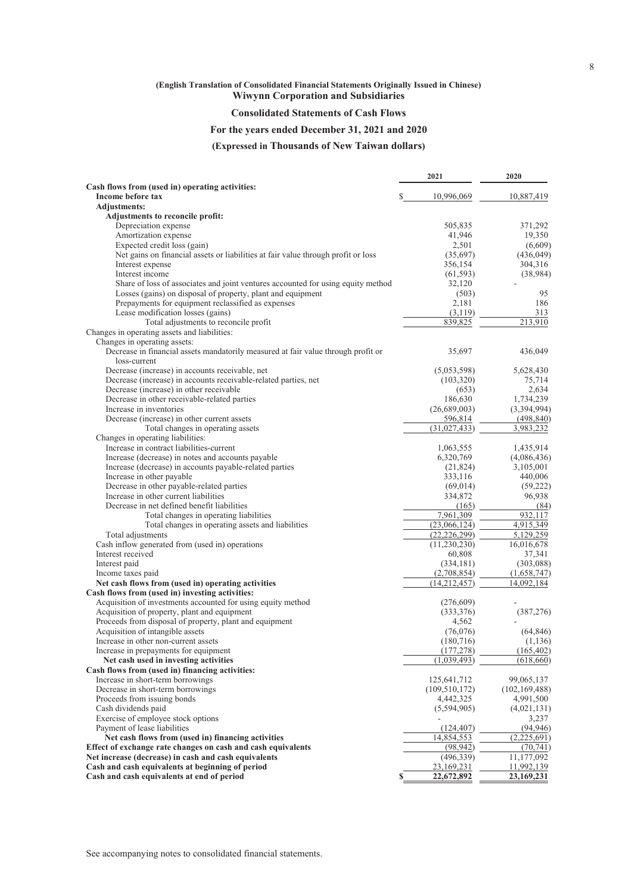**(English Translation of Consolidated Financial Statements Originally Issued in Chinese)**
**Wiwynn Corporation and Subsidiaries**

## Consolidated Statements of Cash Flows

**For the years ended December 31, 2021 and 2020**

**(Expressed in Thousands of New Taiwan dollars)**

| | 2021 | 2020 |
|---|---|---|
| **Cash flows from (used in) operating activities:** | | |
| **Income before tax** | $ 10,996,069 | 10,887,419 |
| **Adjustments:** | | |
| **Adjustments to reconcile profit:** | | |
| Depreciation expense | 505,835 | 371,292 |
| Amortization expense | 41,946 | 19,350 |
| Expected credit loss (gain) | 2,501 | (6,609) |
| Net gains on financial assets or liabilities at fair value through profit or loss | (35,697) | (436,049) |
| Interest expense | 356,154 | 304,316 |
| Interest income | (61,593) | (38,984) |
| Share of loss of associates and joint ventures accounted for using equity method | 32,120 | - |
| Losses (gains) on disposal of property, plant and equipment | (503) | 95 |
| Prepayments for equipment reclassified as expenses | 2,181 | 186 |
| Lease modification losses (gains) | (3,119) | 313 |
| Total adjustments to reconcile profit | 839,825 | 213,910 |
| Changes in operating assets and liabilities: | | |
| Changes in operating assets: | | |
| Decrease in financial assets mandatorily measured at fair value through profit or loss-current | 35,697 | 436,049 |
| Decrease (increase) in accounts receivable, net | (5,053,598) | 5,628,430 |
| Decrease (increase) in accounts receivable-related parties, net | (103,320) | 75,714 |
| Decrease (increase) in other receivable | (653) | 2,634 |
| Decrease in other receivable-related parties | 186,630 | 1,734,239 |
| Increase in inventories | (26,689,003) | (3,394,994) |
| Decrease (increase) in other current assets | 596,814 | (498,840) |
| Total changes in operating assets | (31,027,433) | 3,983,232 |
| Changes in operating liabilities: | | |
| Increase in contract liabilities-current | 1,063,555 | 1,435,914 |
| Increase (decrease) in notes and accounts payable | 6,320,769 | (4,086,436) |
| Increase (decrease) in accounts payable-related parties | (21,824) | 3,105,001 |
| Increase in other payable | 333,116 | 440,006 |
| Decrease in other payable-related parties | (69,014) | (59,222) |
| Increase in other current liabilities | 334,872 | 96,938 |
| Decrease in net defined benefit liabilities | (165) | (84) |
| Total changes in operating liabilities | 7,961,309 | 932,117 |
| Total changes in operating assets and liabilities | (23,066,124) | 4,915,349 |
| Total adjustments | (22,226,299) | 5,129,259 |
| Cash inflow generated from (used in) operations | (11,230,230) | 16,016,678 |
| Interest received | 60,808 | 37,341 |
| Interest paid | (334,181) | (303,088) |
| Income taxes paid | (2,708,854) | (1,658,747) |
| **Net cash flows from (used in) operating activities** | (14,212,457) | 14,092,184 |
| **Cash flows from (used in) investing activities:** | | |
| Acquisition of investments accounted for using equity method | (276,609) | - |
| Acquisition of property, plant and equipment | (333,376) | (387,276) |
| Proceeds from disposal of property, plant and equipment | 4,562 | - |
| Acquisition of intangible assets | (76,076) | (64,846) |
| Increase in other non-current assets | (180,716) | (1,136) |
| Increase in prepayments for equipment | (177,278) | (165,402) |
| **Net cash used in investing activities** | (1,039,493) | (618,660) |
| **Cash flows from (used in) financing activities:** | | |
| Increase in short-term borrowings | 125,641,712 | 99,065,137 |
| Decrease in short-term borrowings | (109,510,172) | (102,169,488) |
| Proceeds from issuing bonds | 4,442,325 | 4,991,500 |
| Cash dividends paid | (5,594,905) | (4,021,131) |
| Exercise of employee stock options | - | 3,237 |
| Payment of lease liabilities | (124,407) | (94,946) |
| **Net cash flows from (used in) financing activities** | 14,854,553 | (2,225,691) |
| **Effect of exchange rate changes on cash and cash equivalents** | (98,942) | (70,741) |
| **Net increase (decrease) in cash and cash equivalents** | (496,339) | 11,177,092 |
| **Cash and cash equivalents at beginning of period** | 23,169,231 | 11,992,139 |
| **Cash and cash equivalents at end of period** | **$ 22,672,892** | **23,169,231** |

See accompanying notes to consolidated financial statements.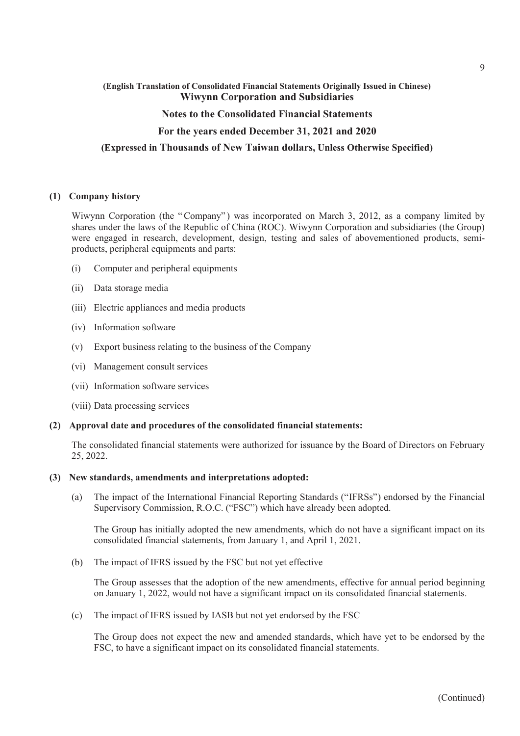**(English Translation of Consolidated Financial Statements Originally Issued in Chinese)**
**Wiwynn Corporation and Subsidiaries**

**Notes to the Consolidated Financial Statements**

**For the years ended December 31, 2021 and 2020**

**(Expressed in Thousands of New Taiwan dollars, Unless Otherwise Specified)**

**(1) Company history**

Wiwynn Corporation (the "Company") was incorporated on March 3, 2012, as a company limited by shares under the laws of the Republic of China (ROC). Wiwynn Corporation and subsidiaries (the Group) were engaged in research, development, design, testing and sales of abovementioned products, semi-products, peripheral equipments and parts:

(i) Computer and peripheral equipments

(ii) Data storage media

(iii) Electric appliances and media products

(iv) Information software

(v) Export business relating to the business of the Company

(vi) Management consult services

(vii) Information software services

(viii) Data processing services

**(2) Approval date and procedures of the consolidated financial statements:**

The consolidated financial statements were authorized for issuance by the Board of Directors on February 25, 2022.

**(3) New standards, amendments and interpretations adopted:**

(a) The impact of the International Financial Reporting Standards ("IFRSs") endorsed by the Financial Supervisory Commission, R.O.C. ("FSC") which have already been adopted.

The Group has initially adopted the new amendments, which do not have a significant impact on its consolidated financial statements, from January 1, and April 1, 2021.

(b) The impact of IFRS issued by the FSC but not yet effective

The Group assesses that the adoption of the new amendments, effective for annual period beginning on January 1, 2022, would not have a significant impact on its consolidated financial statements.

(c) The impact of IFRS issued by IASB but not yet endorsed by the FSC

The Group does not expect the new and amended standards, which have yet to be endorsed by the FSC, to have a significant impact on its consolidated financial statements.

(Continued)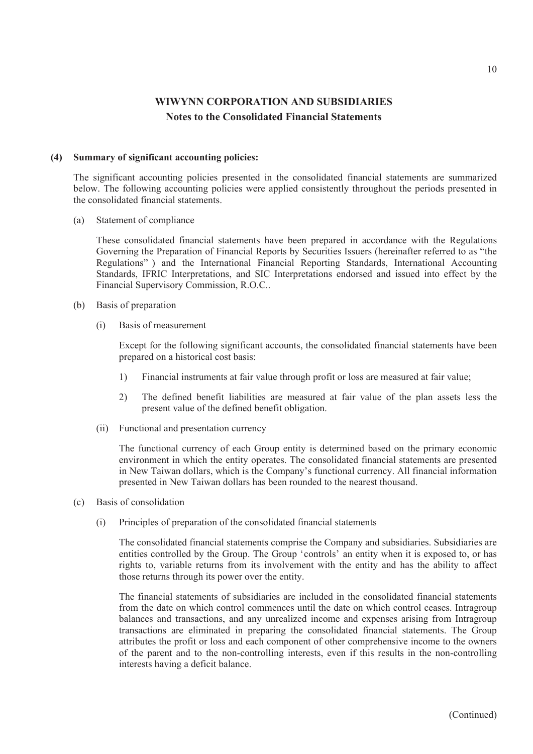## WIWYNN CORPORATION AND SUBSIDIARIES
### Notes to the Consolidated Financial Statements

**(4) Summary of significant accounting policies:**

The significant accounting policies presented in the consolidated financial statements are summarized below. The following accounting policies were applied consistently throughout the periods presented in the consolidated financial statements.

(a) Statement of compliance

These consolidated financial statements have been prepared in accordance with the Regulations Governing the Preparation of Financial Reports by Securities Issuers (hereinafter referred to as "the Regulations" ) and the International Financial Reporting Standards, International Accounting Standards, IFRIC Interpretations, and SIC Interpretations endorsed and issued into effect by the Financial Supervisory Commission, R.O.C..

(b) Basis of preparation

(i) Basis of measurement

Except for the following significant accounts, the consolidated financial statements have been prepared on a historical cost basis:

1) Financial instruments at fair value through profit or loss are measured at fair value;

2) The defined benefit liabilities are measured at fair value of the plan assets less the present value of the defined benefit obligation.

(ii) Functional and presentation currency

The functional currency of each Group entity is determined based on the primary economic environment in which the entity operates. The consolidated financial statements are presented in New Taiwan dollars, which is the Company's functional currency. All financial information presented in New Taiwan dollars has been rounded to the nearest thousand.

(c) Basis of consolidation

(i) Principles of preparation of the consolidated financial statements

The consolidated financial statements comprise the Company and subsidiaries. Subsidiaries are entities controlled by the Group. The Group 'controls' an entity when it is exposed to, or has rights to, variable returns from its involvement with the entity and has the ability to affect those returns through its power over the entity.

The financial statements of subsidiaries are included in the consolidated financial statements from the date on which control commences until the date on which control ceases. Intragroup balances and transactions, and any unrealized income and expenses arising from Intragroup transactions are eliminated in preparing the consolidated financial statements. The Group attributes the profit or loss and each component of other comprehensive income to the owners of the parent and to the non-controlling interests, even if this results in the non-controlling interests having a deficit balance.

(Continued)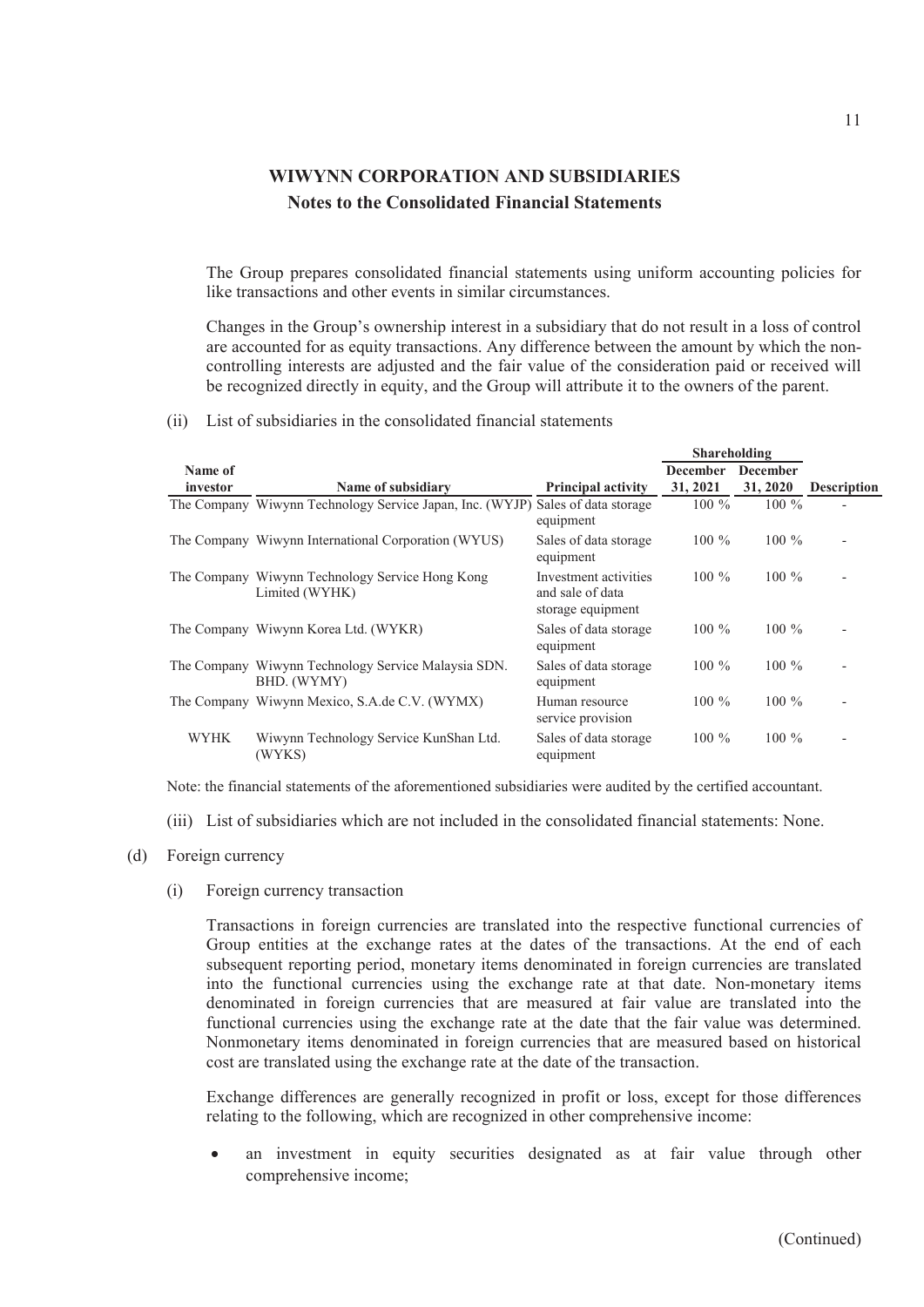The Group prepares consolidated financial statements using uniform accounting policies for like transactions and other events in similar circumstances.

Changes in the Group's ownership interest in a subsidiary that do not result in a loss of control are accounted for as equity transactions. Any difference between the amount by which the non-controlling interests are adjusted and the fair value of the consideration paid or received will be recognized directly in equity, and the Group will attribute it to the owners of the parent.

(ii) List of subsidiaries in the consolidated financial statements

| Name of investor | Name of subsidiary | Principal activity | Shareholding December 31, 2021 | Shareholding December 31, 2020 | Description |
|---|---|---|---|---|---|
| The Company | Wiwynn Technology Service Japan, Inc. (WYJP) | Sales of data storage equipment | 100 % | 100 % | - |
| The Company | Wiwynn International Corporation (WYUS) | Sales of data storage equipment | 100 % | 100 % | - |
| The Company | Wiwynn Technology Service Hong Kong Limited (WYHK) | Investment activities and sale of data storage equipment | 100 % | 100 % | - |
| The Company | Wiwynn Korea Ltd. (WYKR) | Sales of data storage equipment | 100 % | 100 % | - |
| The Company | Wiwynn Technology Service Malaysia SDN. BHD. (WYMY) | Sales of data storage equipment | 100 % | 100 % | - |
| The Company | Wiwynn Mexico, S.A.de C.V. (WYMX) | Human resource service provision | 100 % | 100 % | - |
| WYHK | Wiwynn Technology Service KunShan Ltd. (WYKS) | Sales of data storage equipment | 100 % | 100 % | - |

Note: the financial statements of the aforementioned subsidiaries were audited by the certified accountant.

(iii) List of subsidiaries which are not included in the consolidated financial statements: None.

(d) Foreign currency

(i) Foreign currency transaction

Transactions in foreign currencies are translated into the respective functional currencies of Group entities at the exchange rates at the dates of the transactions. At the end of each subsequent reporting period, monetary items denominated in foreign currencies are translated into the functional currencies using the exchange rate at that date. Non-monetary items denominated in foreign currencies that are measured at fair value are translated into the functional currencies using the exchange rate at the date that the fair value was determined. Nonmonetary items denominated in foreign currencies that are measured based on historical cost are translated using the exchange rate at the date of the transaction.

Exchange differences are generally recognized in profit or loss, except for those differences relating to the following, which are recognized in other comprehensive income:

- an investment in equity securities designated as at fair value through other comprehensive income;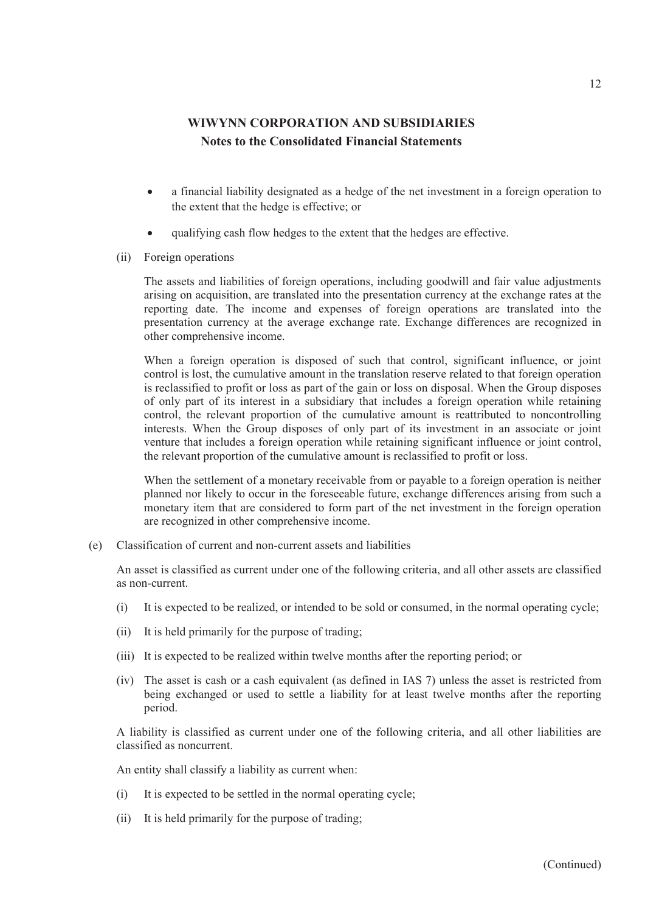- a financial liability designated as a hedge of the net investment in a foreign operation to the extent that the hedge is effective; or

- qualifying cash flow hedges to the extent that the hedges are effective.

(ii) Foreign operations

The assets and liabilities of foreign operations, including goodwill and fair value adjustments arising on acquisition, are translated into the presentation currency at the exchange rates at the reporting date. The income and expenses of foreign operations are translated into the presentation currency at the average exchange rate. Exchange differences are recognized in other comprehensive income.

When a foreign operation is disposed of such that control, significant influence, or joint control is lost, the cumulative amount in the translation reserve related to that foreign operation is reclassified to profit or loss as part of the gain or loss on disposal. When the Group disposes of only part of its interest in a subsidiary that includes a foreign operation while retaining control, the relevant proportion of the cumulative amount is reattributed to noncontrolling interests. When the Group disposes of only part of its investment in an associate or joint venture that includes a foreign operation while retaining significant influence or joint control, the relevant proportion of the cumulative amount is reclassified to profit or loss.

When the settlement of a monetary receivable from or payable to a foreign operation is neither planned nor likely to occur in the foreseeable future, exchange differences arising from such a monetary item that are considered to form part of the net investment in the foreign operation are recognized in other comprehensive income.

(e) Classification of current and non-current assets and liabilities

An asset is classified as current under one of the following criteria, and all other assets are classified as non-current.

(i) It is expected to be realized, or intended to be sold or consumed, in the normal operating cycle;

(ii) It is held primarily for the purpose of trading;

(iii) It is expected to be realized within twelve months after the reporting period; or

(iv) The asset is cash or a cash equivalent (as defined in IAS 7) unless the asset is restricted from being exchanged or used to settle a liability for at least twelve months after the reporting period.

A liability is classified as current under one of the following criteria, and all other liabilities are classified as noncurrent.

An entity shall classify a liability as current when:

(i) It is expected to be settled in the normal operating cycle;

(ii) It is held primarily for the purpose of trading;

(Continued)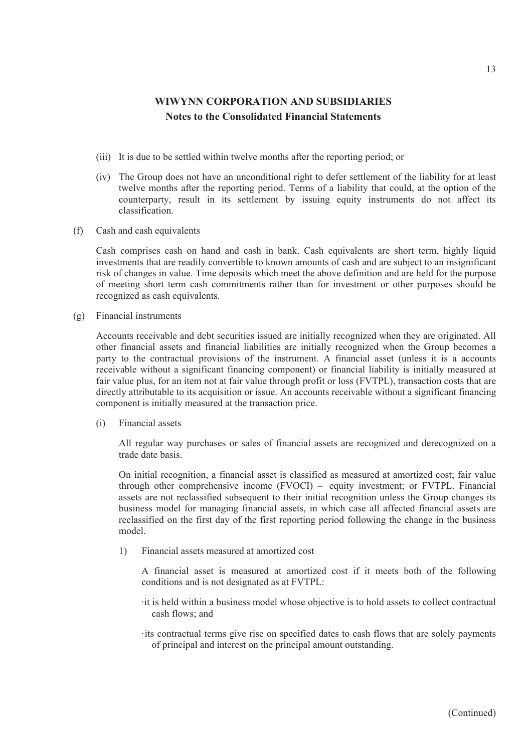(iii) It is due to be settled within twelve months after the reporting period; or

(iv) The Group does not have an unconditional right to defer settlement of the liability for at least twelve months after the reporting period. Terms of a liability that could, at the option of the counterparty, result in its settlement by issuing equity instruments do not affect its classification.

(f) Cash and cash equivalents

Cash comprises cash on hand and cash in bank. Cash equivalents are short term, highly liquid investments that are readily convertible to known amounts of cash and are subject to an insignificant risk of changes in value. Time deposits which meet the above definition and are held for the purpose of meeting short term cash commitments rather than for investment or other purposes should be recognized as cash equivalents.

(g) Financial instruments

Accounts receivable and debt securities issued are initially recognized when they are originated. All other financial assets and financial liabilities are initially recognized when the Group becomes a party to the contractual provisions of the instrument. A financial asset (unless it is a accounts receivable without a significant financing component) or financial liability is initially measured at fair value plus, for an item not at fair value through profit or loss (FVTPL), transaction costs that are directly attributable to its acquisition or issue. An accounts receivable without a significant financing component is initially measured at the transaction price.

(i) Financial assets

All regular way purchases or sales of financial assets are recognized and derecognized on a trade date basis.

On initial recognition, a financial asset is classified as measured at amortized cost; fair value through other comprehensive income (FVOCI) – equity investment; or FVTPL. Financial assets are not reclassified subsequent to their initial recognition unless the Group changes its business model for managing financial assets, in which case all affected financial assets are reclassified on the first day of the first reporting period following the change in the business model.

1) Financial assets measured at amortized cost

A financial asset is measured at amortized cost if it meets both of the following conditions and is not designated as at FVTPL:

·it is held within a business model whose objective is to hold assets to collect contractual cash flows; and

·its contractual terms give rise on specified dates to cash flows that are solely payments of principal and interest on the principal amount outstanding.

(Continued)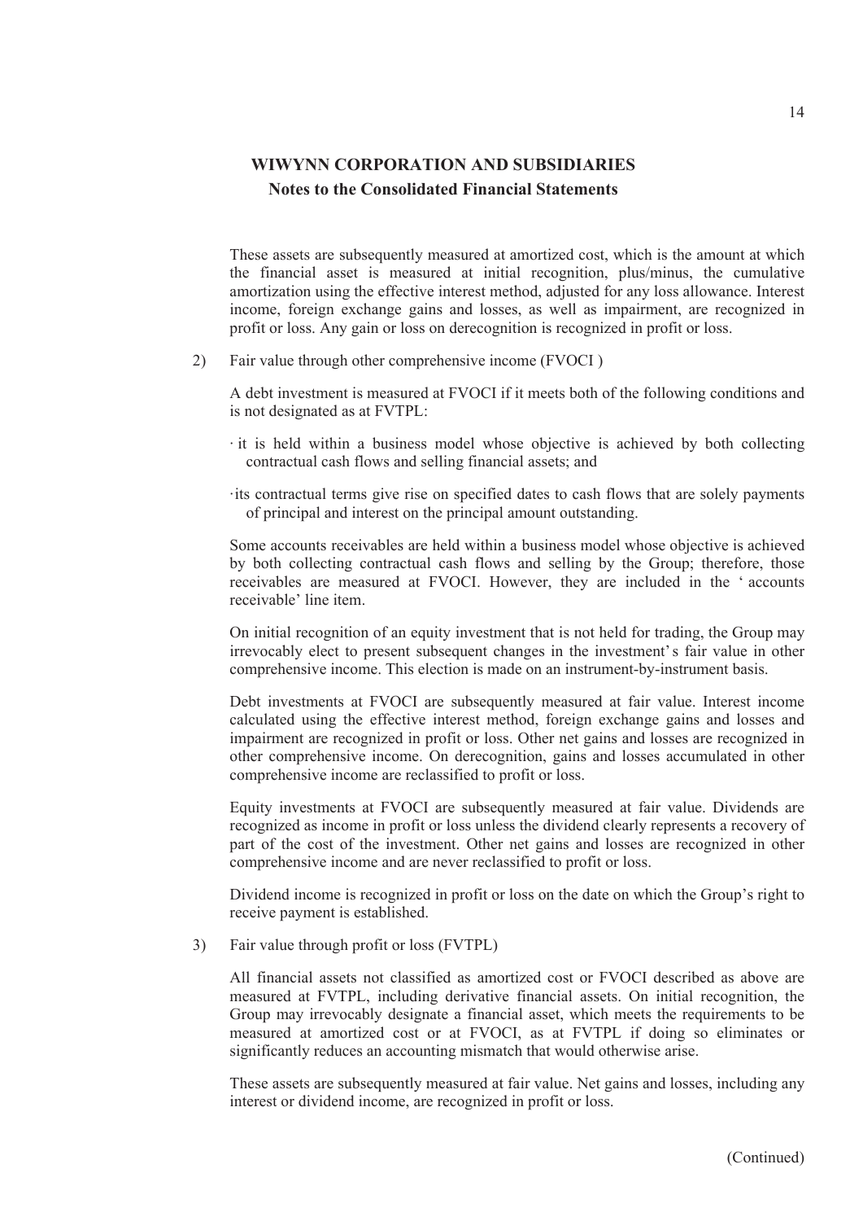These assets are subsequently measured at amortized cost, which is the amount at which the financial asset is measured at initial recognition, plus/minus, the cumulative amortization using the effective interest method, adjusted for any loss allowance. Interest income, foreign exchange gains and losses, as well as impairment, are recognized in profit or loss. Any gain or loss on derecognition is recognized in profit or loss.

2) Fair value through other comprehensive income (FVOCI )

A debt investment is measured at FVOCI if it meets both of the following conditions and is not designated as at FVTPL:

- it is held within a business model whose objective is achieved by both collecting contractual cash flows and selling financial assets; and
- its contractual terms give rise on specified dates to cash flows that are solely payments of principal and interest on the principal amount outstanding.

Some accounts receivables are held within a business model whose objective is achieved by both collecting contractual cash flows and selling by the Group; therefore, those receivables are measured at FVOCI. However, they are included in the 'accounts receivable' line item.

On initial recognition of an equity investment that is not held for trading, the Group may irrevocably elect to present subsequent changes in the investment's fair value in other comprehensive income. This election is made on an instrument-by-instrument basis.

Debt investments at FVOCI are subsequently measured at fair value. Interest income calculated using the effective interest method, foreign exchange gains and losses and impairment are recognized in profit or loss. Other net gains and losses are recognized in other comprehensive income. On derecognition, gains and losses accumulated in other comprehensive income are reclassified to profit or loss.

Equity investments at FVOCI are subsequently measured at fair value. Dividends are recognized as income in profit or loss unless the dividend clearly represents a recovery of part of the cost of the investment. Other net gains and losses are recognized in other comprehensive income and are never reclassified to profit or loss.

Dividend income is recognized in profit or loss on the date on which the Group's right to receive payment is established.

3) Fair value through profit or loss (FVTPL)

All financial assets not classified as amortized cost or FVOCI described as above are measured at FVTPL, including derivative financial assets. On initial recognition, the Group may irrevocably designate a financial asset, which meets the requirements to be measured at amortized cost or at FVOCI, as at FVTPL if doing so eliminates or significantly reduces an accounting mismatch that would otherwise arise.

These assets are subsequently measured at fair value. Net gains and losses, including any interest or dividend income, are recognized in profit or loss.

(Continued)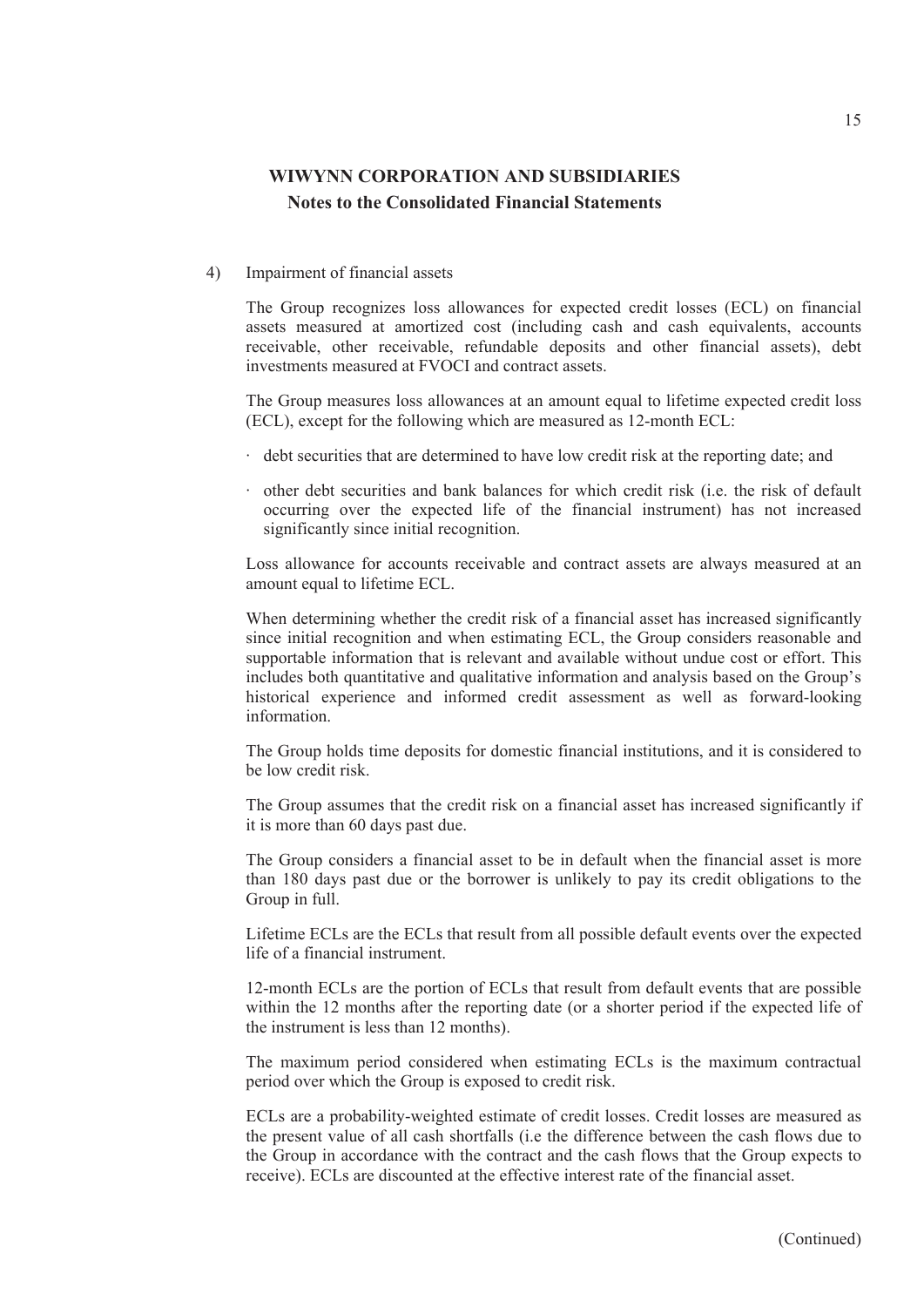4) Impairment of financial assets

The Group recognizes loss allowances for expected credit losses (ECL) on financial assets measured at amortized cost (including cash and cash equivalents, accounts receivable, other receivable, refundable deposits and other financial assets), debt investments measured at FVOCI and contract assets.

The Group measures loss allowances at an amount equal to lifetime expected credit loss (ECL), except for the following which are measured as 12-month ECL:

- debt securities that are determined to have low credit risk at the reporting date; and
- other debt securities and bank balances for which credit risk (i.e. the risk of default occurring over the expected life of the financial instrument) has not increased significantly since initial recognition.

Loss allowance for accounts receivable and contract assets are always measured at an amount equal to lifetime ECL.

When determining whether the credit risk of a financial asset has increased significantly since initial recognition and when estimating ECL, the Group considers reasonable and supportable information that is relevant and available without undue cost or effort. This includes both quantitative and qualitative information and analysis based on the Group's historical experience and informed credit assessment as well as forward-looking information.

The Group holds time deposits for domestic financial institutions, and it is considered to be low credit risk.

The Group assumes that the credit risk on a financial asset has increased significantly if it is more than 60 days past due.

The Group considers a financial asset to be in default when the financial asset is more than 180 days past due or the borrower is unlikely to pay its credit obligations to the Group in full.

Lifetime ECLs are the ECLs that result from all possible default events over the expected life of a financial instrument.

12-month ECLs are the portion of ECLs that result from default events that are possible within the 12 months after the reporting date (or a shorter period if the expected life of the instrument is less than 12 months).

The maximum period considered when estimating ECLs is the maximum contractual period over which the Group is exposed to credit risk.

ECLs are a probability-weighted estimate of credit losses. Credit losses are measured as the present value of all cash shortfalls (i.e the difference between the cash flows due to the Group in accordance with the contract and the cash flows that the Group expects to receive). ECLs are discounted at the effective interest rate of the financial asset.

(Continued)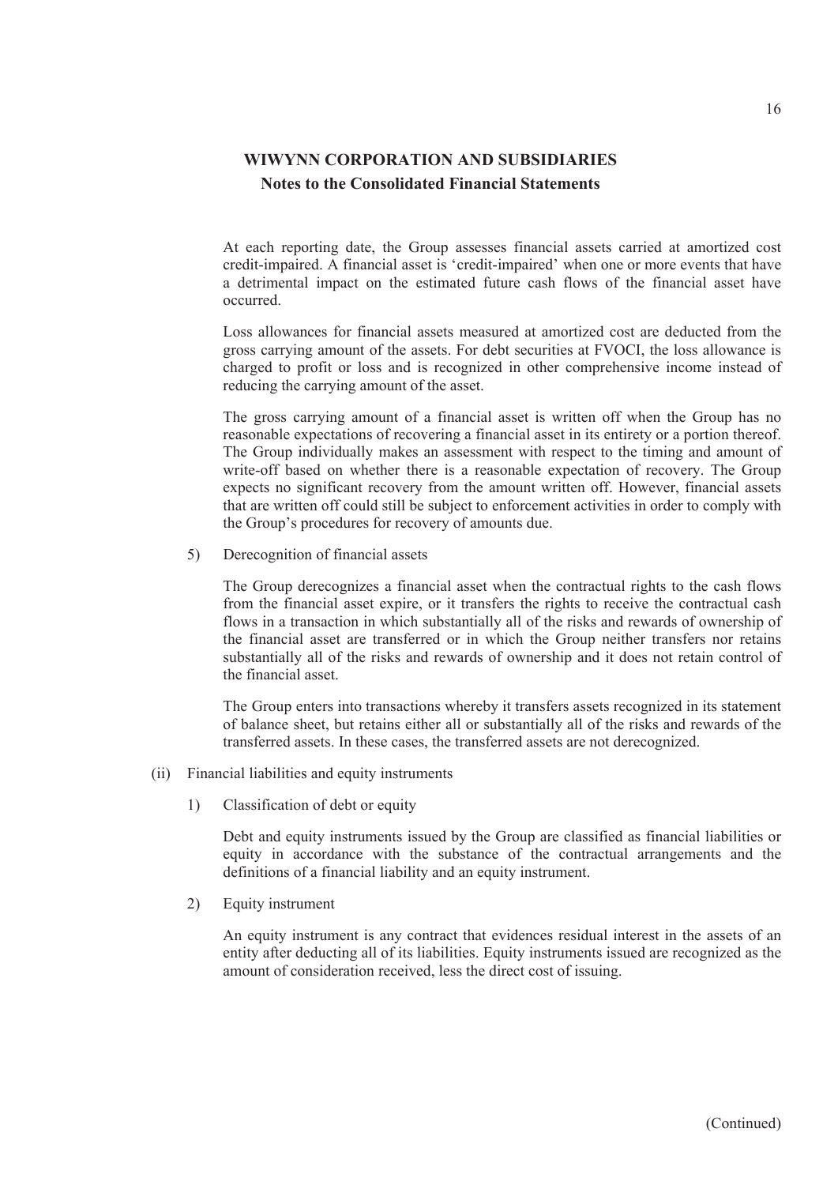At each reporting date, the Group assesses financial assets carried at amortized cost credit-impaired. A financial asset is 'credit-impaired' when one or more events that have a detrimental impact on the estimated future cash flows of the financial asset have occurred.

Loss allowances for financial assets measured at amortized cost are deducted from the gross carrying amount of the assets. For debt securities at FVOCI, the loss allowance is charged to profit or loss and is recognized in other comprehensive income instead of reducing the carrying amount of the asset.

The gross carrying amount of a financial asset is written off when the Group has no reasonable expectations of recovering a financial asset in its entirety or a portion thereof. The Group individually makes an assessment with respect to the timing and amount of write-off based on whether there is a reasonable expectation of recovery. The Group expects no significant recovery from the amount written off. However, financial assets that are written off could still be subject to enforcement activities in order to comply with the Group's procedures for recovery of amounts due.

5) Derecognition of financial assets

The Group derecognizes a financial asset when the contractual rights to the cash flows from the financial asset expire, or it transfers the rights to receive the contractual cash flows in a transaction in which substantially all of the risks and rewards of ownership of the financial asset are transferred or in which the Group neither transfers nor retains substantially all of the risks and rewards of ownership and it does not retain control of the financial asset.

The Group enters into transactions whereby it transfers assets recognized in its statement of balance sheet, but retains either all or substantially all of the risks and rewards of the transferred assets. In these cases, the transferred assets are not derecognized.

(ii) Financial liabilities and equity instruments

1) Classification of debt or equity

Debt and equity instruments issued by the Group are classified as financial liabilities or equity in accordance with the substance of the contractual arrangements and the definitions of a financial liability and an equity instrument.

2) Equity instrument

An equity instrument is any contract that evidences residual interest in the assets of an entity after deducting all of its liabilities. Equity instruments issued are recognized as the amount of consideration received, less the direct cost of issuing.

(Continued)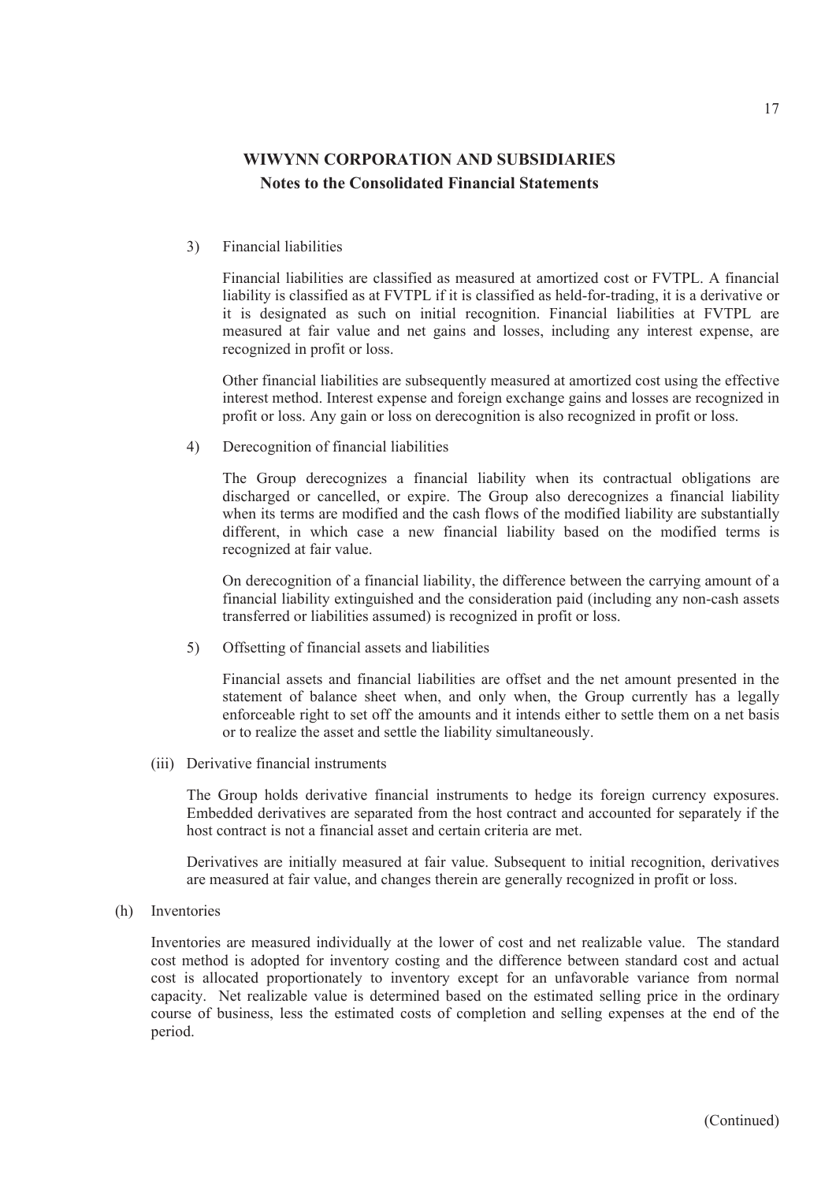3) Financial liabilities

Financial liabilities are classified as measured at amortized cost or FVTPL. A financial liability is classified as at FVTPL if it is classified as held-for-trading, it is a derivative or it is designated as such on initial recognition. Financial liabilities at FVTPL are measured at fair value and net gains and losses, including any interest expense, are recognized in profit or loss.

Other financial liabilities are subsequently measured at amortized cost using the effective interest method. Interest expense and foreign exchange gains and losses are recognized in profit or loss. Any gain or loss on derecognition is also recognized in profit or loss.

4) Derecognition of financial liabilities

The Group derecognizes a financial liability when its contractual obligations are discharged or cancelled, or expire. The Group also derecognizes a financial liability when its terms are modified and the cash flows of the modified liability are substantially different, in which case a new financial liability based on the modified terms is recognized at fair value.

On derecognition of a financial liability, the difference between the carrying amount of a financial liability extinguished and the consideration paid (including any non-cash assets transferred or liabilities assumed) is recognized in profit or loss.

5) Offsetting of financial assets and liabilities

Financial assets and financial liabilities are offset and the net amount presented in the statement of balance sheet when, and only when, the Group currently has a legally enforceable right to set off the amounts and it intends either to settle them on a net basis or to realize the asset and settle the liability simultaneously.

(iii) Derivative financial instruments

The Group holds derivative financial instruments to hedge its foreign currency exposures. Embedded derivatives are separated from the host contract and accounted for separately if the host contract is not a financial asset and certain criteria are met.

Derivatives are initially measured at fair value. Subsequent to initial recognition, derivatives are measured at fair value, and changes therein are generally recognized in profit or loss.

(h) Inventories

Inventories are measured individually at the lower of cost and net realizable value. The standard cost method is adopted for inventory costing and the difference between standard cost and actual cost is allocated proportionately to inventory except for an unfavorable variance from normal capacity. Net realizable value is determined based on the estimated selling price in the ordinary course of business, less the estimated costs of completion and selling expenses at the end of the period.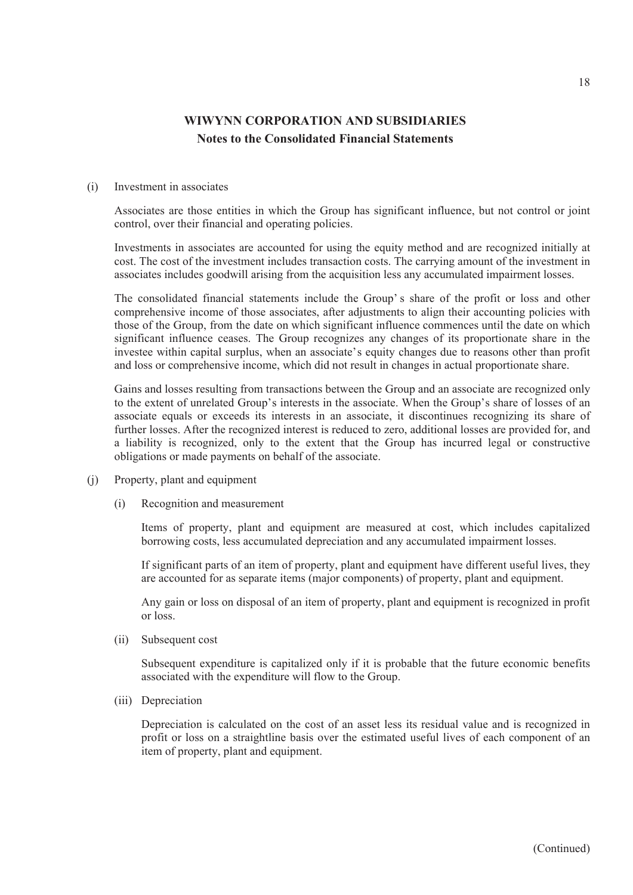(i) Investment in associates

Associates are those entities in which the Group has significant influence, but not control or joint control, over their financial and operating policies.

Investments in associates are accounted for using the equity method and are recognized initially at cost. The cost of the investment includes transaction costs. The carrying amount of the investment in associates includes goodwill arising from the acquisition less any accumulated impairment losses.

The consolidated financial statements include the Group's share of the profit or loss and other comprehensive income of those associates, after adjustments to align their accounting policies with those of the Group, from the date on which significant influence commences until the date on which significant influence ceases. The Group recognizes any changes of its proportionate share in the investee within capital surplus, when an associate's equity changes due to reasons other than profit and loss or comprehensive income, which did not result in changes in actual proportionate share.

Gains and losses resulting from transactions between the Group and an associate are recognized only to the extent of unrelated Group's interests in the associate. When the Group's share of losses of an associate equals or exceeds its interests in an associate, it discontinues recognizing its share of further losses. After the recognized interest is reduced to zero, additional losses are provided for, and a liability is recognized, only to the extent that the Group has incurred legal or constructive obligations or made payments on behalf of the associate.

(j) Property, plant and equipment

(i) Recognition and measurement

Items of property, plant and equipment are measured at cost, which includes capitalized borrowing costs, less accumulated depreciation and any accumulated impairment losses.

If significant parts of an item of property, plant and equipment have different useful lives, they are accounted for as separate items (major components) of property, plant and equipment.

Any gain or loss on disposal of an item of property, plant and equipment is recognized in profit or loss.

(ii) Subsequent cost

Subsequent expenditure is capitalized only if it is probable that the future economic benefits associated with the expenditure will flow to the Group.

(iii) Depreciation

Depreciation is calculated on the cost of an asset less its residual value and is recognized in profit or loss on a straightline basis over the estimated useful lives of each component of an item of property, plant and equipment.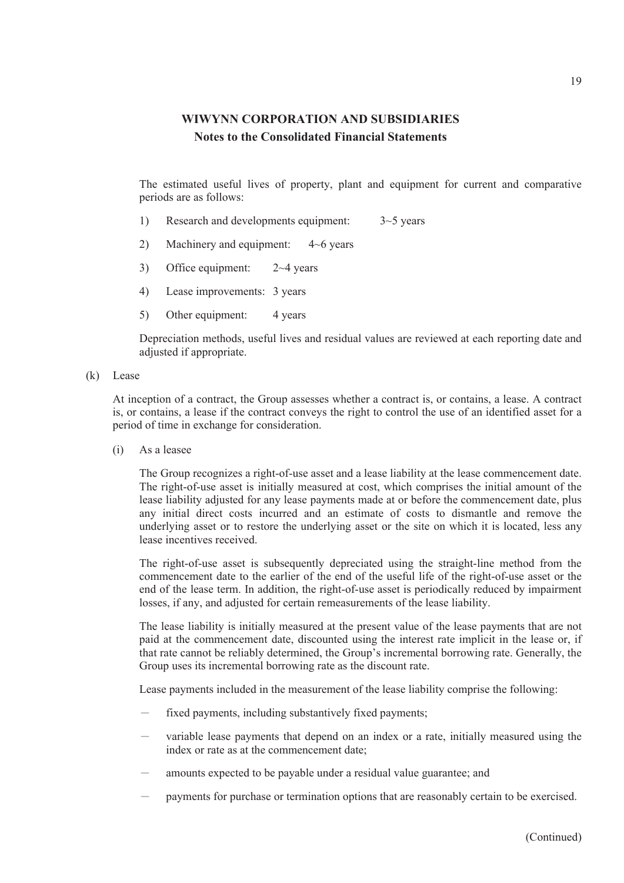The estimated useful lives of property, plant and equipment for current and comparative periods are as follows:

1) Research and developments equipment: 3~5 years

2) Machinery and equipment: 4~6 years

3) Office equipment: 2~4 years

4) Lease improvements: 3 years

5) Other equipment: 4 years

Depreciation methods, useful lives and residual values are reviewed at each reporting date and adjusted if appropriate.

(k) Lease

At inception of a contract, the Group assesses whether a contract is, or contains, a lease. A contract is, or contains, a lease if the contract conveys the right to control the use of an identified asset for a period of time in exchange for consideration.

(i) As a leasee

The Group recognizes a right-of-use asset and a lease liability at the lease commencement date. The right-of-use asset is initially measured at cost, which comprises the initial amount of the lease liability adjusted for any lease payments made at or before the commencement date, plus any initial direct costs incurred and an estimate of costs to dismantle and remove the underlying asset or to restore the underlying asset or the site on which it is located, less any lease incentives received.

The right-of-use asset is subsequently depreciated using the straight-line method from the commencement date to the earlier of the end of the useful life of the right-of-use asset or the end of the lease term. In addition, the right-of-use asset is periodically reduced by impairment losses, if any, and adjusted for certain remeasurements of the lease liability.

The lease liability is initially measured at the present value of the lease payments that are not paid at the commencement date, discounted using the interest rate implicit in the lease or, if that rate cannot be reliably determined, the Group's incremental borrowing rate. Generally, the Group uses its incremental borrowing rate as the discount rate.

Lease payments included in the measurement of the lease liability comprise the following:

- fixed payments, including substantively fixed payments;
- variable lease payments that depend on an index or a rate, initially measured using the index or rate as at the commencement date;
- amounts expected to be payable under a residual value guarantee; and
- payments for purchase or termination options that are reasonably certain to be exercised.

(Continued)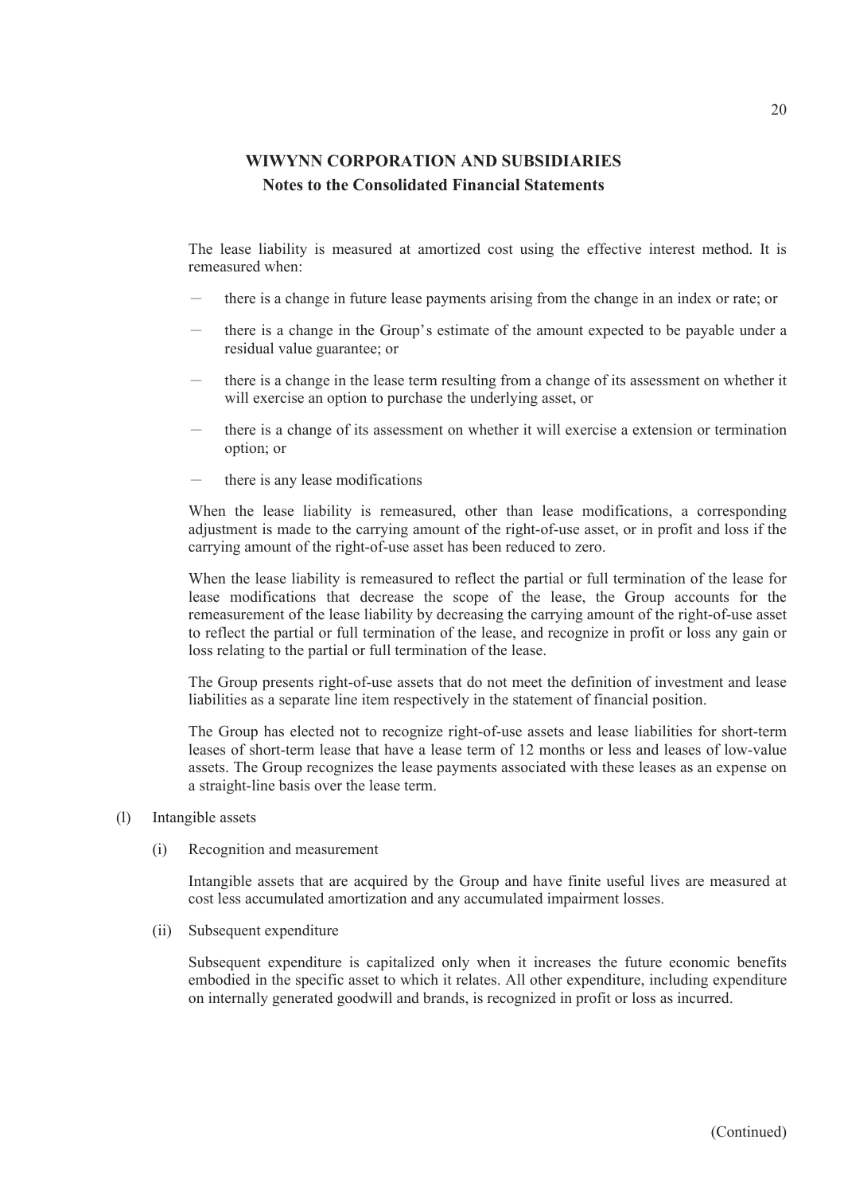The lease liability is measured at amortized cost using the effective interest method. It is remeasured when:

- there is a change in future lease payments arising from the change in an index or rate; or
- there is a change in the Group's estimate of the amount expected to be payable under a residual value guarantee; or
- there is a change in the lease term resulting from a change of its assessment on whether it will exercise an option to purchase the underlying asset, or
- there is a change of its assessment on whether it will exercise a extension or termination option; or
- there is any lease modifications

When the lease liability is remeasured, other than lease modifications, a corresponding adjustment is made to the carrying amount of the right-of-use asset, or in profit and loss if the carrying amount of the right-of-use asset has been reduced to zero.

When the lease liability is remeasured to reflect the partial or full termination of the lease for lease modifications that decrease the scope of the lease, the Group accounts for the remeasurement of the lease liability by decreasing the carrying amount of the right-of-use asset to reflect the partial or full termination of the lease, and recognize in profit or loss any gain or loss relating to the partial or full termination of the lease.

The Group presents right-of-use assets that do not meet the definition of investment and lease liabilities as a separate line item respectively in the statement of financial position.

The Group has elected not to recognize right-of-use assets and lease liabilities for short-term leases of short-term lease that have a lease term of 12 months or less and leases of low-value assets. The Group recognizes the lease payments associated with these leases as an expense on a straight-line basis over the lease term.

(l) Intangible assets

(i) Recognition and measurement

Intangible assets that are acquired by the Group and have finite useful lives are measured at cost less accumulated amortization and any accumulated impairment losses.

(ii) Subsequent expenditure

Subsequent expenditure is capitalized only when it increases the future economic benefits embodied in the specific asset to which it relates. All other expenditure, including expenditure on internally generated goodwill and brands, is recognized in profit or loss as incurred.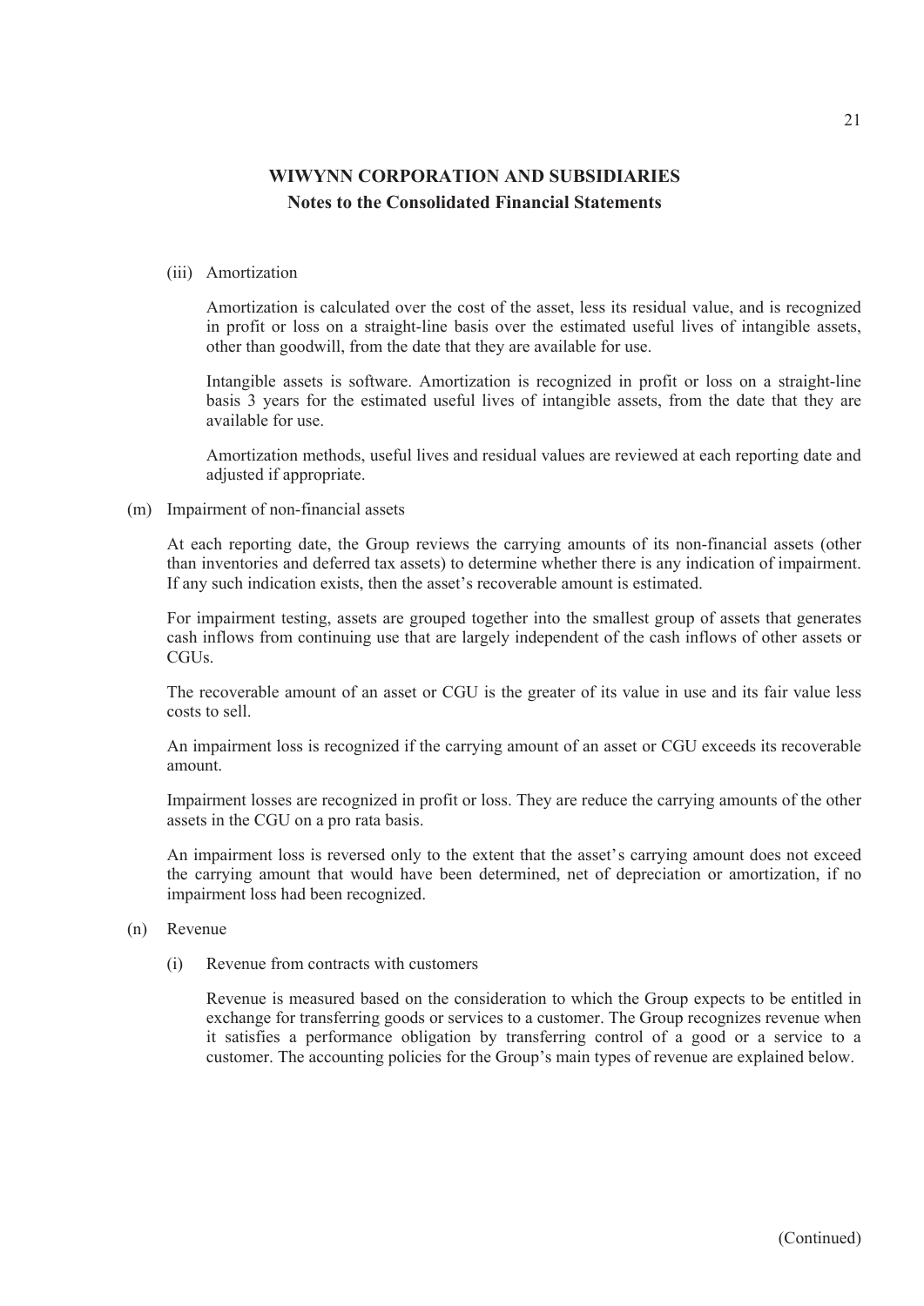(iii) Amortization

Amortization is calculated over the cost of the asset, less its residual value, and is recognized in profit or loss on a straight-line basis over the estimated useful lives of intangible assets, other than goodwill, from the date that they are available for use.

Intangible assets is software. Amortization is recognized in profit or loss on a straight-line basis 3 years for the estimated useful lives of intangible assets, from the date that they are available for use.

Amortization methods, useful lives and residual values are reviewed at each reporting date and adjusted if appropriate.

(m) Impairment of non-financial assets

At each reporting date, the Group reviews the carrying amounts of its non-financial assets (other than inventories and deferred tax assets) to determine whether there is any indication of impairment. If any such indication exists, then the asset's recoverable amount is estimated.

For impairment testing, assets are grouped together into the smallest group of assets that generates cash inflows from continuing use that are largely independent of the cash inflows of other assets or CGUs.

The recoverable amount of an asset or CGU is the greater of its value in use and its fair value less costs to sell.

An impairment loss is recognized if the carrying amount of an asset or CGU exceeds its recoverable amount.

Impairment losses are recognized in profit or loss. They are reduce the carrying amounts of the other assets in the CGU on a pro rata basis.

An impairment loss is reversed only to the extent that the asset's carrying amount does not exceed the carrying amount that would have been determined, net of depreciation or amortization, if no impairment loss had been recognized.

(n) Revenue

(i) Revenue from contracts with customers

Revenue is measured based on the consideration to which the Group expects to be entitled in exchange for transferring goods or services to a customer. The Group recognizes revenue when it satisfies a performance obligation by transferring control of a good or a service to a customer. The accounting policies for the Group's main types of revenue are explained below.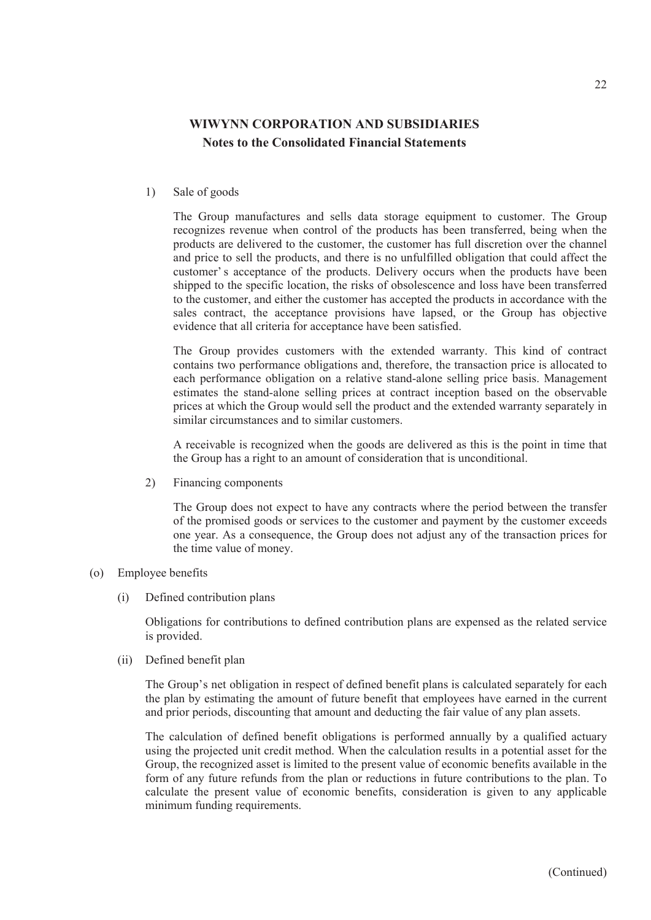**WIWYNN CORPORATION AND SUBSIDIARIES**
**Notes to the Consolidated Financial Statements**

1) Sale of goods

The Group manufactures and sells data storage equipment to customer. The Group recognizes revenue when control of the products has been transferred, being when the products are delivered to the customer, the customer has full discretion over the channel and price to sell the products, and there is no unfulfilled obligation that could affect the customer' s acceptance of the products. Delivery occurs when the products have been shipped to the specific location, the risks of obsolescence and loss have been transferred to the customer, and either the customer has accepted the products in accordance with the sales contract, the acceptance provisions have lapsed, or the Group has objective evidence that all criteria for acceptance have been satisfied.

The Group provides customers with the extended warranty. This kind of contract contains two performance obligations and, therefore, the transaction price is allocated to each performance obligation on a relative stand-alone selling price basis. Management estimates the stand-alone selling prices at contract inception based on the observable prices at which the Group would sell the product and the extended warranty separately in similar circumstances and to similar customers.

A receivable is recognized when the goods are delivered as this is the point in time that the Group has a right to an amount of consideration that is unconditional.

2) Financing components

The Group does not expect to have any contracts where the period between the transfer of the promised goods or services to the customer and payment by the customer exceeds one year. As a consequence, the Group does not adjust any of the transaction prices for the time value of money.

(o) Employee benefits

(i) Defined contribution plans

Obligations for contributions to defined contribution plans are expensed as the related service is provided.

(ii) Defined benefit plan

The Group's net obligation in respect of defined benefit plans is calculated separately for each the plan by estimating the amount of future benefit that employees have earned in the current and prior periods, discounting that amount and deducting the fair value of any plan assets.

The calculation of defined benefit obligations is performed annually by a qualified actuary using the projected unit credit method. When the calculation results in a potential asset for the Group, the recognized asset is limited to the present value of economic benefits available in the form of any future refunds from the plan or reductions in future contributions to the plan. To calculate the present value of economic benefits, consideration is given to any applicable minimum funding requirements.

(Continued)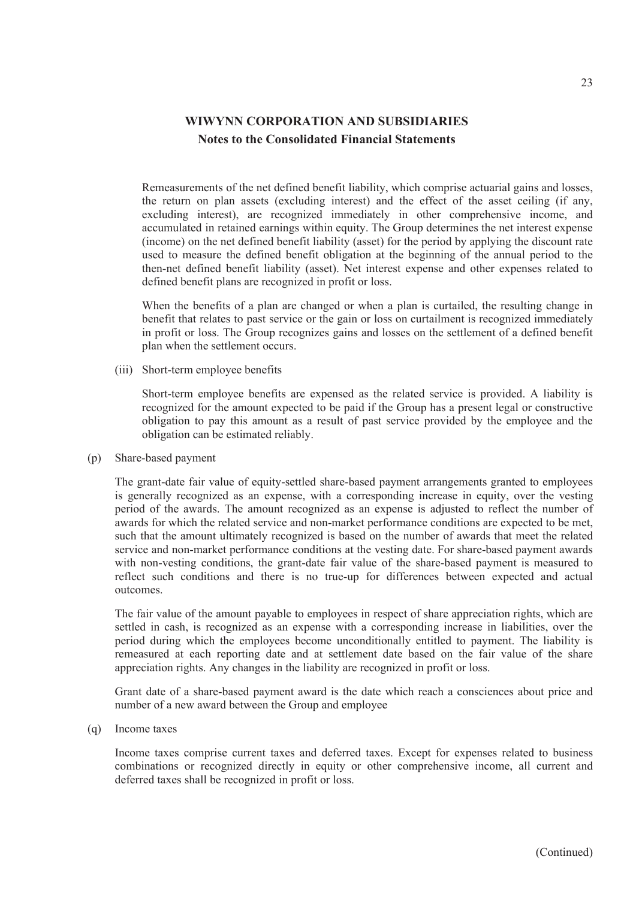Remeasurements of the net defined benefit liability, which comprise actuarial gains and losses, the return on plan assets (excluding interest) and the effect of the asset ceiling (if any, excluding interest), are recognized immediately in other comprehensive income, and accumulated in retained earnings within equity. The Group determines the net interest expense (income) on the net defined benefit liability (asset) for the period by applying the discount rate used to measure the defined benefit obligation at the beginning of the annual period to the then-net defined benefit liability (asset). Net interest expense and other expenses related to defined benefit plans are recognized in profit or loss.

When the benefits of a plan are changed or when a plan is curtailed, the resulting change in benefit that relates to past service or the gain or loss on curtailment is recognized immediately in profit or loss. The Group recognizes gains and losses on the settlement of a defined benefit plan when the settlement occurs.

(iii) Short-term employee benefits

Short-term employee benefits are expensed as the related service is provided. A liability is recognized for the amount expected to be paid if the Group has a present legal or constructive obligation to pay this amount as a result of past service provided by the employee and the obligation can be estimated reliably.

(p) Share-based payment

The grant-date fair value of equity-settled share-based payment arrangements granted to employees is generally recognized as an expense, with a corresponding increase in equity, over the vesting period of the awards. The amount recognized as an expense is adjusted to reflect the number of awards for which the related service and non-market performance conditions are expected to be met, such that the amount ultimately recognized is based on the number of awards that meet the related service and non-market performance conditions at the vesting date. For share-based payment awards with non-vesting conditions, the grant-date fair value of the share-based payment is measured to reflect such conditions and there is no true-up for differences between expected and actual outcomes.

The fair value of the amount payable to employees in respect of share appreciation rights, which are settled in cash, is recognized as an expense with a corresponding increase in liabilities, over the period during which the employees become unconditionally entitled to payment. The liability is remeasured at each reporting date and at settlement date based on the fair value of the share appreciation rights. Any changes in the liability are recognized in profit or loss.

Grant date of a share-based payment award is the date which reach a consciences about price and number of a new award between the Group and employee

(q) Income taxes

Income taxes comprise current taxes and deferred taxes. Except for expenses related to business combinations or recognized directly in equity or other comprehensive income, all current and deferred taxes shall be recognized in profit or loss.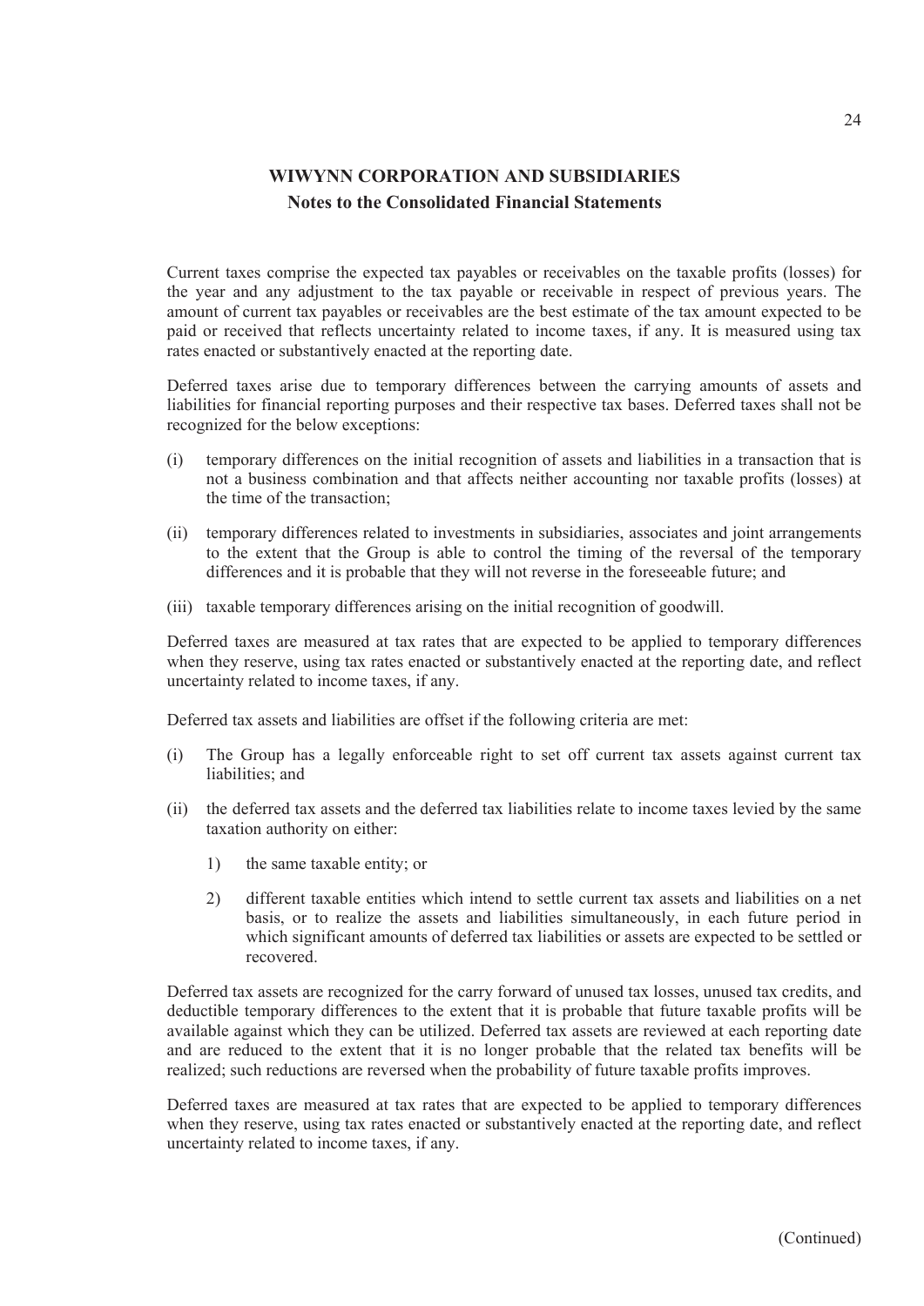Current taxes comprise the expected tax payables or receivables on the taxable profits (losses) for the year and any adjustment to the tax payable or receivable in respect of previous years. The amount of current tax payables or receivables are the best estimate of the tax amount expected to be paid or received that reflects uncertainty related to income taxes, if any. It is measured using tax rates enacted or substantively enacted at the reporting date.

Deferred taxes arise due to temporary differences between the carrying amounts of assets and liabilities for financial reporting purposes and their respective tax bases. Deferred taxes shall not be recognized for the below exceptions:

(i) temporary differences on the initial recognition of assets and liabilities in a transaction that is not a business combination and that affects neither accounting nor taxable profits (losses) at the time of the transaction;

(ii) temporary differences related to investments in subsidiaries, associates and joint arrangements to the extent that the Group is able to control the timing of the reversal of the temporary differences and it is probable that they will not reverse in the foreseeable future; and

(iii) taxable temporary differences arising on the initial recognition of goodwill.

Deferred taxes are measured at tax rates that are expected to be applied to temporary differences when they reserve, using tax rates enacted or substantively enacted at the reporting date, and reflect uncertainty related to income taxes, if any.

Deferred tax assets and liabilities are offset if the following criteria are met:

(i) The Group has a legally enforceable right to set off current tax assets against current tax liabilities; and

(ii) the deferred tax assets and the deferred tax liabilities relate to income taxes levied by the same taxation authority on either:

1) the same taxable entity; or

2) different taxable entities which intend to settle current tax assets and liabilities on a net basis, or to realize the assets and liabilities simultaneously, in each future period in which significant amounts of deferred tax liabilities or assets are expected to be settled or recovered.

Deferred tax assets are recognized for the carry forward of unused tax losses, unused tax credits, and deductible temporary differences to the extent that it is probable that future taxable profits will be available against which they can be utilized. Deferred tax assets are reviewed at each reporting date and are reduced to the extent that it is no longer probable that the related tax benefits will be realized; such reductions are reversed when the probability of future taxable profits improves.

Deferred taxes are measured at tax rates that are expected to be applied to temporary differences when they reserve, using tax rates enacted or substantively enacted at the reporting date, and reflect uncertainty related to income taxes, if any.

(Continued)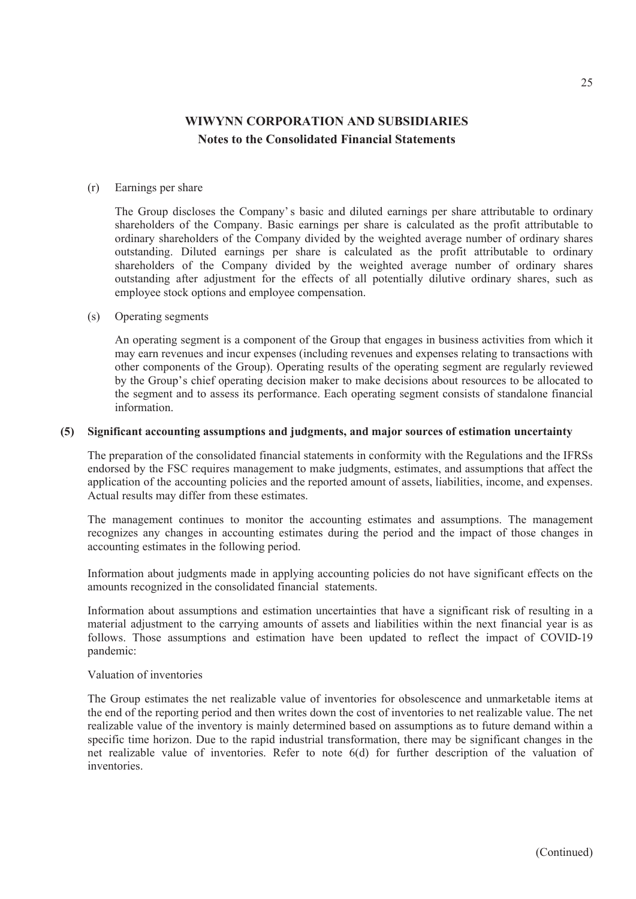# WIWYNN CORPORATION AND SUBSIDIARIES

## Notes to the Consolidated Financial Statements

(r) Earnings per share

The Group discloses the Company's basic and diluted earnings per share attributable to ordinary shareholders of the Company. Basic earnings per share is calculated as the profit attributable to ordinary shareholders of the Company divided by the weighted average number of ordinary shares outstanding. Diluted earnings per share is calculated as the profit attributable to ordinary shareholders of the Company divided by the weighted average number of ordinary shares outstanding after adjustment for the effects of all potentially dilutive ordinary shares, such as employee stock options and employee compensation.

(s) Operating segments

An operating segment is a component of the Group that engages in business activities from which it may earn revenues and incur expenses (including revenues and expenses relating to transactions with other components of the Group). Operating results of the operating segment are regularly reviewed by the Group's chief operating decision maker to make decisions about resources to be allocated to the segment and to assess its performance. Each operating segment consists of standalone financial information.

**(5) Significant accounting assumptions and judgments, and major sources of estimation uncertainty**

The preparation of the consolidated financial statements in conformity with the Regulations and the IFRSs endorsed by the FSC requires management to make judgments, estimates, and assumptions that affect the application of the accounting policies and the reported amount of assets, liabilities, income, and expenses. Actual results may differ from these estimates.

The management continues to monitor the accounting estimates and assumptions. The management recognizes any changes in accounting estimates during the period and the impact of those changes in accounting estimates in the following period.

Information about judgments made in applying accounting policies do not have significant effects on the amounts recognized in the consolidated financial statements.

Information about assumptions and estimation uncertainties that have a significant risk of resulting in a material adjustment to the carrying amounts of assets and liabilities within the next financial year is as follows. Those assumptions and estimation have been updated to reflect the impact of COVID-19 pandemic:

Valuation of inventories

The Group estimates the net realizable value of inventories for obsolescence and unmarketable items at the end of the reporting period and then writes down the cost of inventories to net realizable value. The net realizable value of the inventory is mainly determined based on assumptions as to future demand within a specific time horizon. Due to the rapid industrial transformation, there may be significant changes in the net realizable value of inventories. Refer to note 6(d) for further description of the valuation of inventories.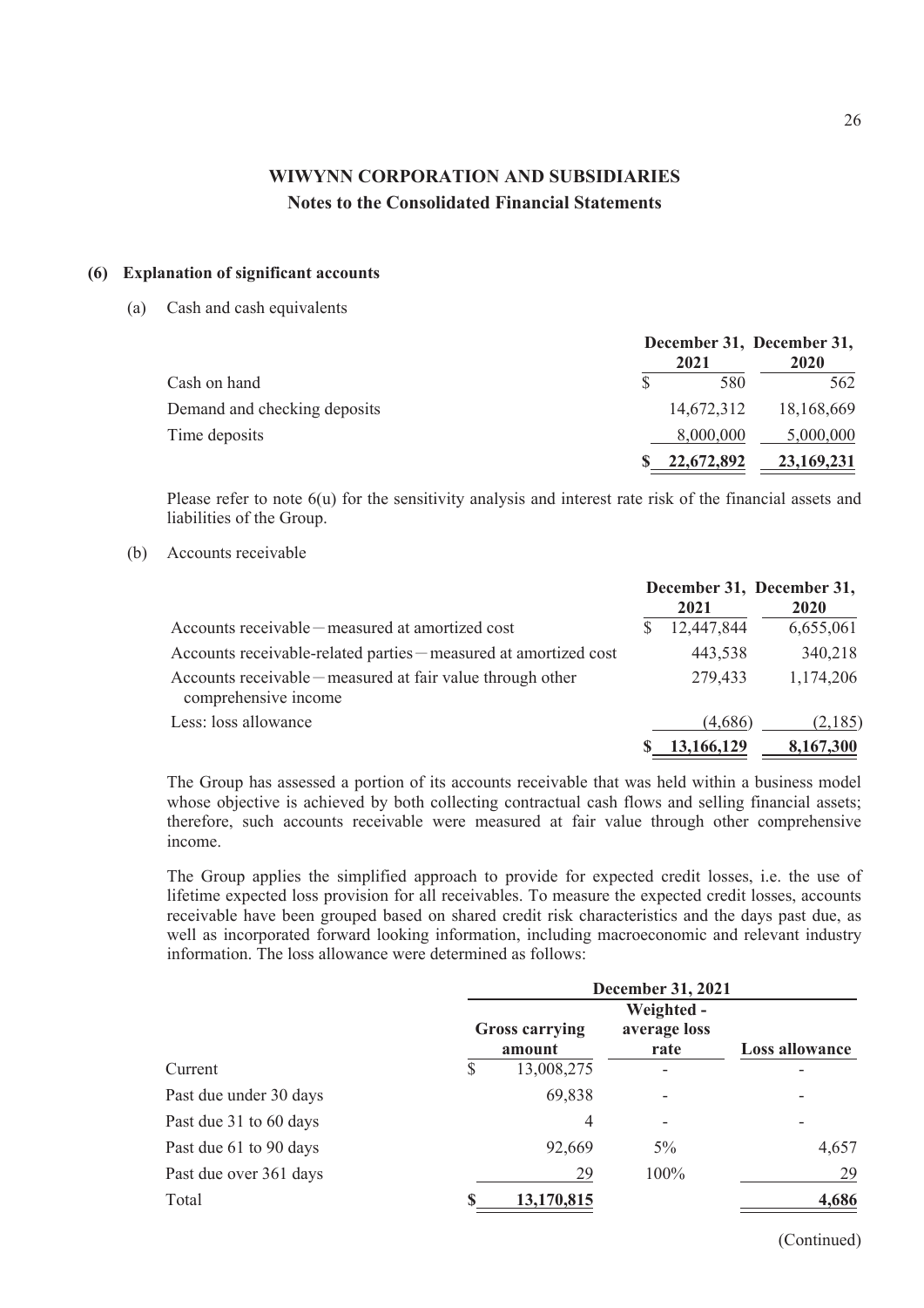# WIWYNN CORPORATION AND SUBSIDIARIES

## Notes to the Consolidated Financial Statements

### (6) Explanation of significant accounts

(a) Cash and cash equivalents

| | December 31, 2021 | December 31, 2020 |
|---|---|---|
| Cash on hand | $ 580 | 562 |
| Demand and checking deposits | 14,672,312 | 18,168,669 |
| Time deposits | 8,000,000 | 5,000,000 |
| | $ 22,672,892 | 23,169,231 |

Please refer to note 6(u) for the sensitivity analysis and interest rate risk of the financial assets and liabilities of the Group.

(b) Accounts receivable

| | December 31, 2021 | December 31, 2020 |
|---|---|---|
| Accounts receivable－measured at amortized cost | $ 12,447,844 | 6,655,061 |
| Accounts receivable-related parties－measured at amortized cost | 443,538 | 340,218 |
| Accounts receivable－measured at fair value through other comprehensive income | 279,433 | 1,174,206 |
| Less: loss allowance | (4,686) | (2,185) |
| | $ 13,166,129 | 8,167,300 |

The Group has assessed a portion of its accounts receivable that was held within a business model whose objective is achieved by both collecting contractual cash flows and selling financial assets; therefore, such accounts receivable were measured at fair value through other comprehensive income.

The Group applies the simplified approach to provide for expected credit losses, i.e. the use of lifetime expected loss provision for all receivables. To measure the expected credit losses, accounts receivable have been grouped based on shared credit risk characteristics and the days past due, as well as incorporated forward looking information, including macroeconomic and relevant industry information. The loss allowance were determined as follows:

| | December 31, 2021 | | |
|---|---|---|---|
| | Gross carrying amount | Weighted - average loss rate | Loss allowance |
| Current | $ 13,008,275 | - | - |
| Past due under 30 days | 69,838 | - | - |
| Past due 31 to 60 days | 4 | - | - |
| Past due 61 to 90 days | 92,669 | 5% | 4,657 |
| Past due over 361 days | 29 | 100% | 29 |
| Total | $ 13,170,815 | | 4,686 |

(Continued)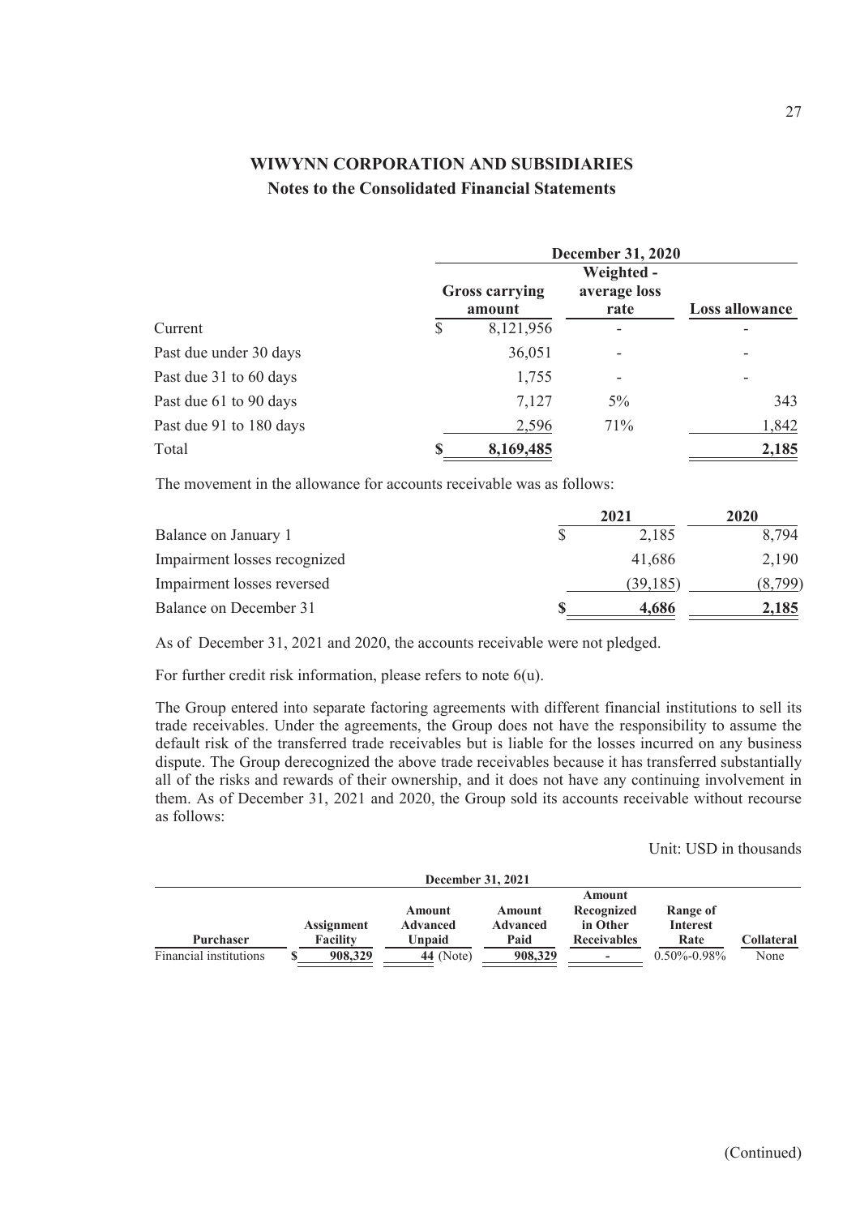# WIWYNN CORPORATION AND SUBSIDIARIES

## Notes to the Consolidated Financial Statements

| | December 31, 2020 | | |
|---|---|---|---|
| | Gross carrying amount | Weighted - average loss rate | Loss allowance |
| Current | $ 8,121,956 | - | - |
| Past due under 30 days | 36,051 | - | - |
| Past due 31 to 60 days | 1,755 | - | - |
| Past due 61 to 90 days | 7,127 | 5% | 343 |
| Past due 91 to 180 days | 2,596 | 71% | 1,842 |
| Total | **$ 8,169,485** | | **2,185** |

The movement in the allowance for accounts receivable was as follows:

| | 2021 | 2020 |
|---|---|---|
| Balance on January 1 | $ 2,185 | 8,794 |
| Impairment losses recognized | 41,686 | 2,190 |
| Impairment losses reversed | (39,185) | (8,799) |
| Balance on December 31 | **$ 4,686** | **2,185** |

As of December 31, 2021 and 2020, the accounts receivable were not pledged.

For further credit risk information, please refers to note 6(u).

The Group entered into separate factoring agreements with different financial institutions to sell its trade receivables. Under the agreements, the Group does not have the responsibility to assume the default risk of the transferred trade receivables but is liable for the losses incurred on any business dispute. The Group derecognized the above trade receivables because it has transferred substantially all of the risks and rewards of their ownership, and it does not have any continuing involvement in them. As of December 31, 2021 and 2020, the Group sold its accounts receivable without recourse as follows:

Unit: USD in thousands

| December 31, 2021 | | | | | | |
|---|---|---|---|---|---|---|
| **Purchaser** | **Assignment Facility** | **Amount Advanced Unpaid** | **Amount Advanced Paid** | **Amount Recognized in Other Receivables** | **Range of Interest Rate** | **Collateral** |
| Financial institutions | $ **908,329** | **44** (Note) | **908,329** | **-** | 0.50%-0.98% | None |

(Continued)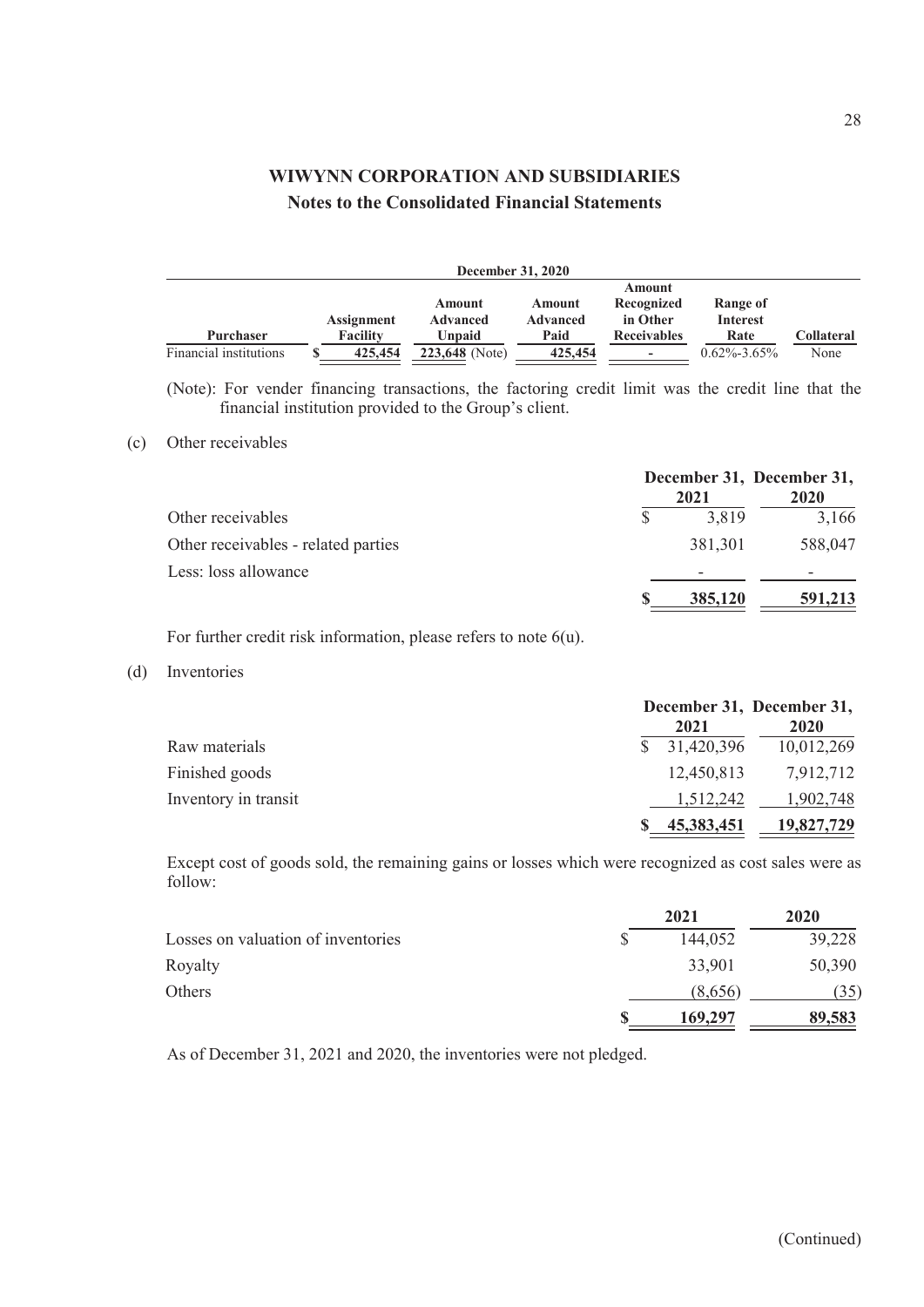| December 31, 2020 | | | | | | |
|---|---|---|---|---|---|---|
| **Purchaser** | **Assignment Facility** | **Amount Advanced Unpaid** | **Amount Advanced Paid** | **Amount Recognized in Other Receivables** | **Range of Interest Rate** | **Collateral** |
| Financial institutions | $ 425,454 | 223,648 (Note) | 425,454 | - | 0.62%-3.65% | None |

(Note): For vender financing transactions, the factoring credit limit was the credit line that the financial institution provided to the Group's client.

(c) Other receivables

| | December 31, 2021 | December 31, 2020 |
|---|---|---|
| Other receivables | $ 3,819 | 3,166 |
| Other receivables - related parties | 381,301 | 588,047 |
| Less: loss allowance | - | - |
| | $ 385,120 | 591,213 |

For further credit risk information, please refers to note 6(u).

(d) Inventories

| | December 31, 2021 | December 31, 2020 |
|---|---|---|
| Raw materials | $ 31,420,396 | 10,012,269 |
| Finished goods | 12,450,813 | 7,912,712 |
| Inventory in transit | 1,512,242 | 1,902,748 |
| | $ 45,383,451 | 19,827,729 |

Except cost of goods sold, the remaining gains or losses which were recognized as cost sales were as follow:

| | 2021 | 2020 |
|---|---|---|
| Losses on valuation of inventories | $ 144,052 | 39,228 |
| Royalty | 33,901 | 50,390 |
| Others | (8,656) | (35) |
| | $ 169,297 | 89,583 |

As of December 31, 2021 and 2020, the inventories were not pledged.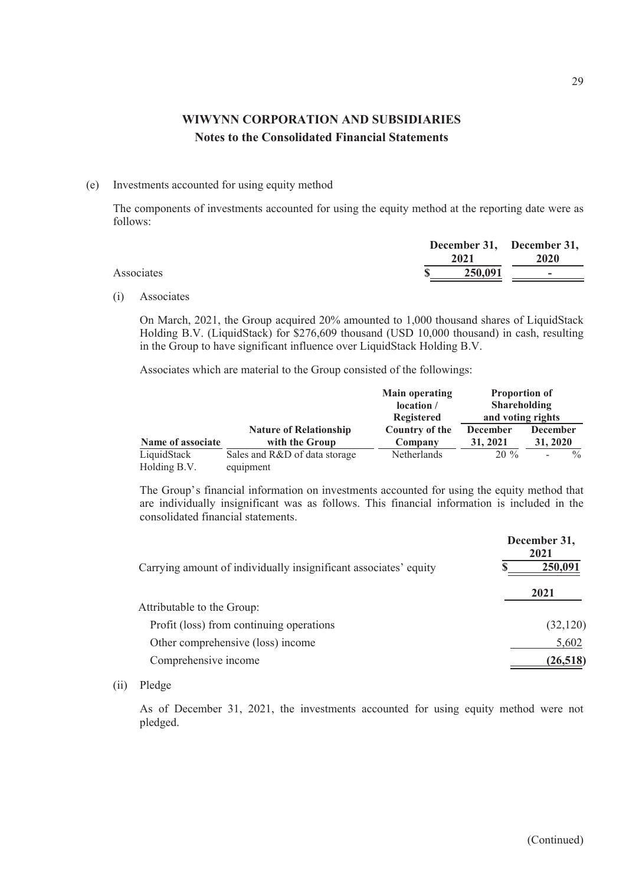(e) Investments accounted for using equity method

The components of investments accounted for using the equity method at the reporting date were as follows:

| | December 31, 2021 | December 31, 2020 |
|---|---|---|
| Associates | $ 250,091 | - |

(i) Associates

On March, 2021, the Group acquired 20% amounted to 1,000 thousand shares of LiquidStack Holding B.V. (LiquidStack) for $276,609 thousand (USD 10,000 thousand) in cash, resulting in the Group to have significant influence over LiquidStack Holding B.V.

Associates which are material to the Group consisted of the followings:

| Name of associate | Nature of Relationship with the Group | Main operating location / Registered Country of the Company | Proportion of Shareholding and voting rights | |
|---|---|---|---|---|
| | | | December 31, 2021 | December 31, 2020 |
| LiquidStack Holding B.V. | Sales and R&D of data storage equipment | Netherlands | 20 % | - % |

The Group's financial information on investments accounted for using the equity method that are individually insignificant was as follows. This financial information is included in the consolidated financial statements.

| | December 31, 2021 |
|---|---|
| Carrying amount of individually insignificant associates' equity | $ 250,091 |

| | 2021 |
|---|---|
| Attributable to the Group: | |
| Profit (loss) from continuing operations | (32,120) |
| Other comprehensive (loss) income | 5,602 |
| Comprehensive income | **(26,518)** |

(ii) Pledge

As of December 31, 2021, the investments accounted for using equity method were not pledged.

(Continued)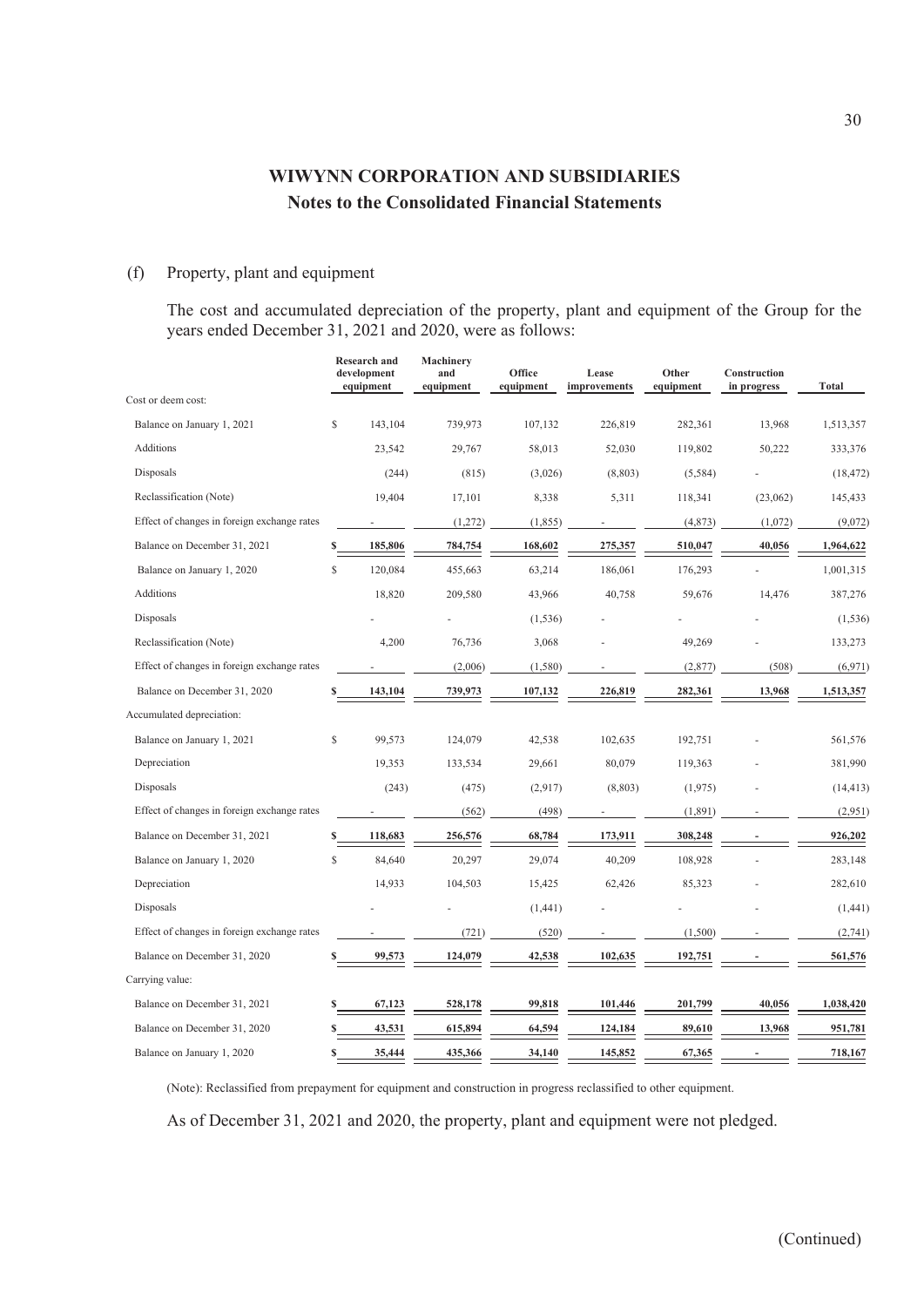# WIWYNN CORPORATION AND SUBSIDIARIES
## Notes to the Consolidated Financial Statements

(f) Property, plant and equipment

The cost and accumulated depreciation of the property, plant and equipment of the Group for the years ended December 31, 2021 and 2020, were as follows:

| | Research and development equipment | Machinery and equipment | Office equipment | Lease improvements | Other equipment | Construction in progress | Total |
|---|---|---|---|---|---|---|---|
| Cost or deem cost: | | | | | | | |
| Balance on January 1, 2021 | $ 143,104 | 739,973 | 107,132 | 226,819 | 282,361 | 13,968 | 1,513,357 |
| Additions | 23,542 | 29,767 | 58,013 | 52,030 | 119,802 | 50,222 | 333,376 |
| Disposals | (244) | (815) | (3,026) | (8,803) | (5,584) | - | (18,472) |
| Reclassification (Note) | 19,404 | 17,101 | 8,338 | 5,311 | 118,341 | (23,062) | 145,433 |
| Effect of changes in foreign exchange rates | - | (1,272) | (1,855) | - | (4,873) | (1,072) | (9,072) |
| Balance on December 31, 2021 | $ 185,806 | 784,754 | 168,602 | 275,357 | 510,047 | 40,056 | 1,964,622 |
| Balance on January 1, 2020 | $ 120,084 | 455,663 | 63,214 | 186,061 | 176,293 | - | 1,001,315 |
| Additions | 18,820 | 209,580 | 43,966 | 40,758 | 59,676 | 14,476 | 387,276 |
| Disposals | - | - | (1,536) | - | - | - | (1,536) |
| Reclassification (Note) | 4,200 | 76,736 | 3,068 | - | 49,269 | - | 133,273 |
| Effect of changes in foreign exchange rates | - | (2,006) | (1,580) | - | (2,877) | (508) | (6,971) |
| Balance on December 31, 2020 | $ 143,104 | 739,973 | 107,132 | 226,819 | 282,361 | 13,968 | 1,513,357 |
| Accumulated depreciation: | | | | | | | |
| Balance on January 1, 2021 | $ 99,573 | 124,079 | 42,538 | 102,635 | 192,751 | - | 561,576 |
| Depreciation | 19,353 | 133,534 | 29,661 | 80,079 | 119,363 | - | 381,990 |
| Disposals | (243) | (475) | (2,917) | (8,803) | (1,975) | - | (14,413) |
| Effect of changes in foreign exchange rates | - | (562) | (498) | - | (1,891) | - | (2,951) |
| Balance on December 31, 2021 | $ 118,683 | 256,576 | 68,784 | 173,911 | 308,248 | - | 926,202 |
| Balance on January 1, 2020 | $ 84,640 | 20,297 | 29,074 | 40,209 | 108,928 | - | 283,148 |
| Depreciation | 14,933 | 104,503 | 15,425 | 62,426 | 85,323 | - | 282,610 |
| Disposals | - | - | (1,441) | - | - | - | (1,441) |
| Effect of changes in foreign exchange rates | - | (721) | (520) | - | (1,500) | - | (2,741) |
| Balance on December 31, 2020 | $ 99,573 | 124,079 | 42,538 | 102,635 | 192,751 | - | 561,576 |
| Carrying value: | | | | | | | |
| Balance on December 31, 2021 | $ 67,123 | 528,178 | 99,818 | 101,446 | 201,799 | 40,056 | 1,038,420 |
| Balance on December 31, 2020 | $ 43,531 | 615,894 | 64,594 | 124,184 | 89,610 | 13,968 | 951,781 |
| Balance on January 1, 2020 | $ 35,444 | 435,366 | 34,140 | 145,852 | 67,365 | - | 718,167 |

(Note): Reclassified from prepayment for equipment and construction in progress reclassified to other equipment.

As of December 31, 2021 and 2020, the property, plant and equipment were not pledged.

(Continued)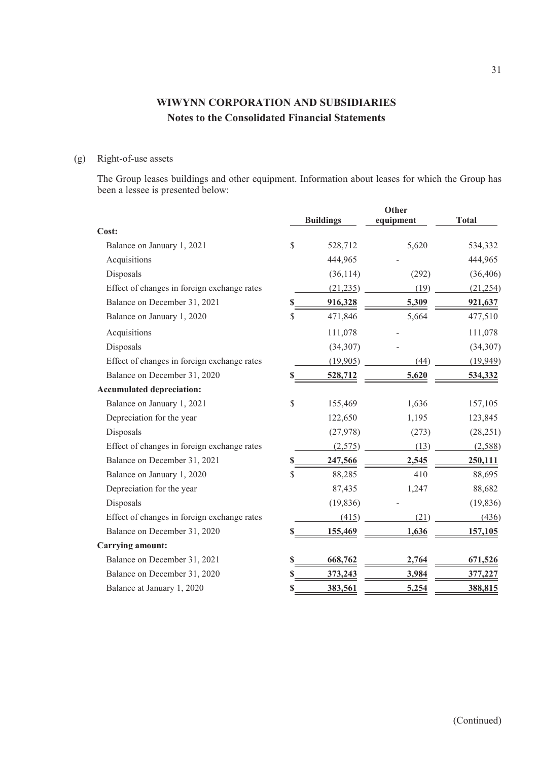# WIWYNN CORPORATION AND SUBSIDIARIES
## Notes to the Consolidated Financial Statements

(g) Right-of-use assets

The Group leases buildings and other equipment. Information about leases for which the Group has been a lessee is presented below:

| | Buildings | Other equipment | Total |
|---|---|---|---|
| **Cost:** | | | |
| Balance on January 1, 2021 | $ 528,712 | 5,620 | 534,332 |
| Acquisitions | 444,965 | - | 444,965 |
| Disposals | (36,114) | (292) | (36,406) |
| Effect of changes in foreign exchange rates | (21,235) | (19) | (21,254) |
| Balance on December 31, 2021 | **$ 916,328** | **5,309** | **921,637** |
| Balance on January 1, 2020 | $ 471,846 | 5,664 | 477,510 |
| Acquisitions | 111,078 | - | 111,078 |
| Disposals | (34,307) | - | (34,307) |
| Effect of changes in foreign exchange rates | (19,905) | (44) | (19,949) |
| Balance on December 31, 2020 | **$ 528,712** | **5,620** | **534,332** |
| **Accumulated depreciation:** | | | |
| Balance on January 1, 2021 | $ 155,469 | 1,636 | 157,105 |
| Depreciation for the year | 122,650 | 1,195 | 123,845 |
| Disposals | (27,978) | (273) | (28,251) |
| Effect of changes in foreign exchange rates | (2,575) | (13) | (2,588) |
| Balance on December 31, 2021 | **$ 247,566** | **2,545** | **250,111** |
| Balance on January 1, 2020 | $ 88,285 | 410 | 88,695 |
| Depreciation for the year | 87,435 | 1,247 | 88,682 |
| Disposals | (19,836) | - | (19,836) |
| Effect of changes in foreign exchange rates | (415) | (21) | (436) |
| Balance on December 31, 2020 | **$ 155,469** | **1,636** | **157,105** |
| **Carrying amount:** | | | |
| Balance on December 31, 2021 | **$ 668,762** | **2,764** | **671,526** |
| Balance on December 31, 2020 | **$ 373,243** | **3,984** | **377,227** |
| Balance at January 1, 2020 | **$ 383,561** | **5,254** | **388,815** |

(Continued)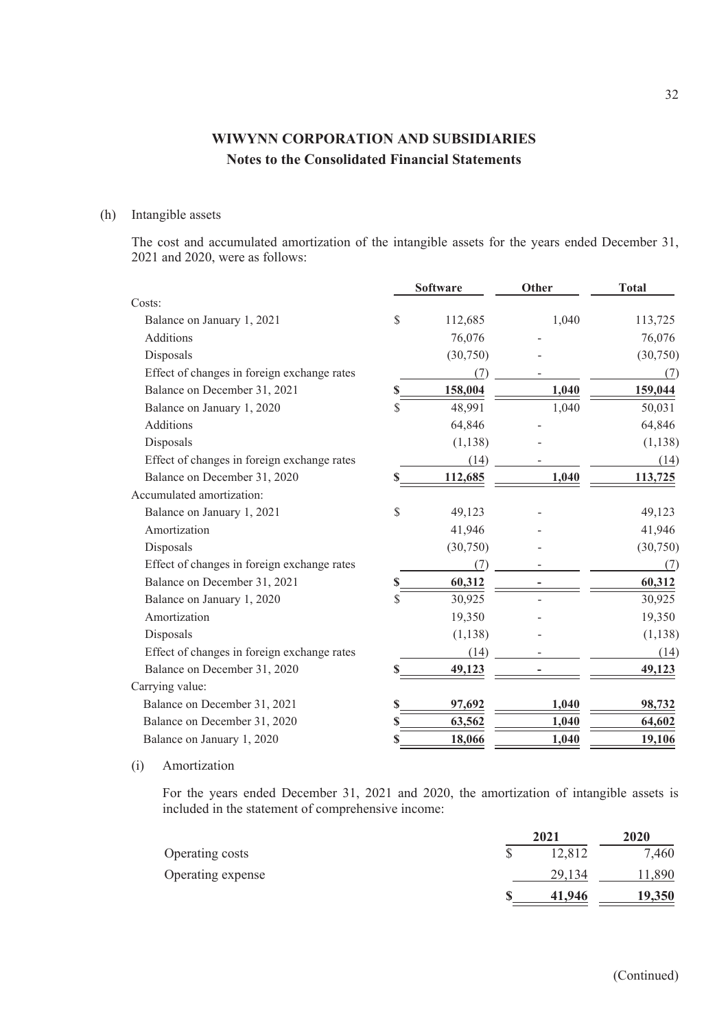## WIWYNN CORPORATION AND SUBSIDIARIES
### Notes to the Consolidated Financial Statements

(h) Intangible assets

The cost and accumulated amortization of the intangible assets for the years ended December 31, 2021 and 2020, were as follows:

| | Software | Other | Total |
|---|---|---|---|
| Costs: | | | |
| Balance on January 1, 2021 | $ 112,685 | 1,040 | 113,725 |
| Additions | 76,076 | - | 76,076 |
| Disposals | (30,750) | - | (30,750) |
| Effect of changes in foreign exchange rates | (7) | - | (7) |
| Balance on December 31, 2021 | **$ 158,004** | **1,040** | **159,044** |
| Balance on January 1, 2020 | $ 48,991 | 1,040 | 50,031 |
| Additions | 64,846 | - | 64,846 |
| Disposals | (1,138) | - | (1,138) |
| Effect of changes in foreign exchange rates | (14) | - | (14) |
| Balance on December 31, 2020 | **$ 112,685** | **1,040** | **113,725** |
| Accumulated amortization: | | | |
| Balance on January 1, 2021 | $ 49,123 | - | 49,123 |
| Amortization | 41,946 | - | 41,946 |
| Disposals | (30,750) | - | (30,750) |
| Effect of changes in foreign exchange rates | (7) | - | (7) |
| Balance on December 31, 2021 | **$ 60,312** | **-** | **60,312** |
| Balance on January 1, 2020 | $ 30,925 | - | 30,925 |
| Amortization | 19,350 | - | 19,350 |
| Disposals | (1,138) | - | (1,138) |
| Effect of changes in foreign exchange rates | (14) | - | (14) |
| Balance on December 31, 2020 | **$ 49,123** | **-** | **49,123** |
| Carrying value: | | | |
| Balance on December 31, 2021 | **$ 97,692** | **1,040** | **98,732** |
| Balance on December 31, 2020 | **$ 63,562** | **1,040** | **64,602** |
| Balance on January 1, 2020 | **$ 18,066** | **1,040** | **19,106** |

(i) Amortization

For the years ended December 31, 2021 and 2020, the amortization of intangible assets is included in the statement of comprehensive income:

| | 2021 | 2020 |
|---|---|---|
| Operating costs | $ 12,812 | 7,460 |
| Operating expense | 29,134 | 11,890 |
| | **$ 41,946** | **19,350** |

(Continued)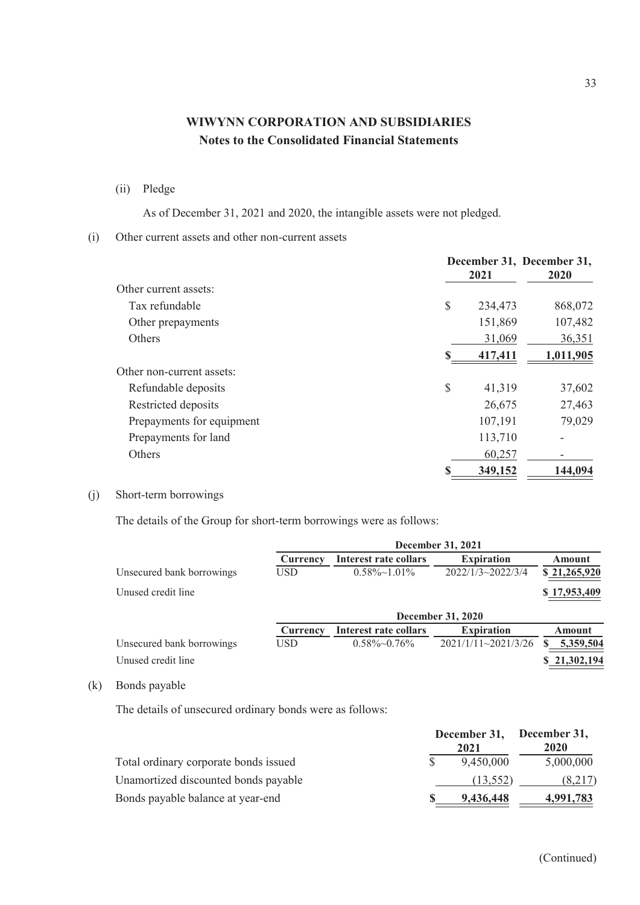# WIWYNN CORPORATION AND SUBSIDIARIES

## Notes to the Consolidated Financial Statements

(ii) Pledge

As of December 31, 2021 and 2020, the intangible assets were not pledged.

(i) Other current assets and other non-current assets

| | December 31, 2021 | December 31, 2020 |
|---|---|---|
| Other current assets: | | |
| Tax refundable | $ 234,473 | 868,072 |
| Other prepayments | 151,869 | 107,482 |
| Others | 31,069 | 36,351 |
| | **$ 417,411** | **1,011,905** |
| Other non-current assets: | | |
| Refundable deposits | $ 41,319 | 37,602 |
| Restricted deposits | 26,675 | 27,463 |
| Prepayments for equipment | 107,191 | 79,029 |
| Prepayments for land | 113,710 | - |
| Others | 60,257 | - |
| | **$ 349,152** | **144,094** |

(j) Short-term borrowings

The details of the Group for short-term borrowings were as follows:

| | December 31, 2021 | | | |
|---|---|---|---|---|
| | **Currency** | **Interest rate collars** | **Expiration** | **Amount** |
| Unsecured bank borrowings | USD | 0.58%~1.01% | 2022/1/3~2022/3/4 | $ 21,265,920 |
| Unused credit line | | | | $ 17,953,409 |

| | December 31, 2020 | | | |
|---|---|---|---|---|
| | **Currency** | **Interest rate collars** | **Expiration** | **Amount** |
| Unsecured bank borrowings | USD | 0.58%~0.76% | 2021/1/11~2021/3/26 | $ 5,359,504 |
| Unused credit line | | | | $ 21,302,194 |

(k) Bonds payable

The details of unsecured ordinary bonds were as follows:

| | December 31, 2021 | December 31, 2020 |
|---|---|---|
| Total ordinary corporate bonds issued | $ 9,450,000 | 5,000,000 |
| Unamortized discounted bonds payable | (13,552) | (8,217) |
| Bonds payable balance at year-end | **$ 9,436,448** | **4,991,783** |

(Continued)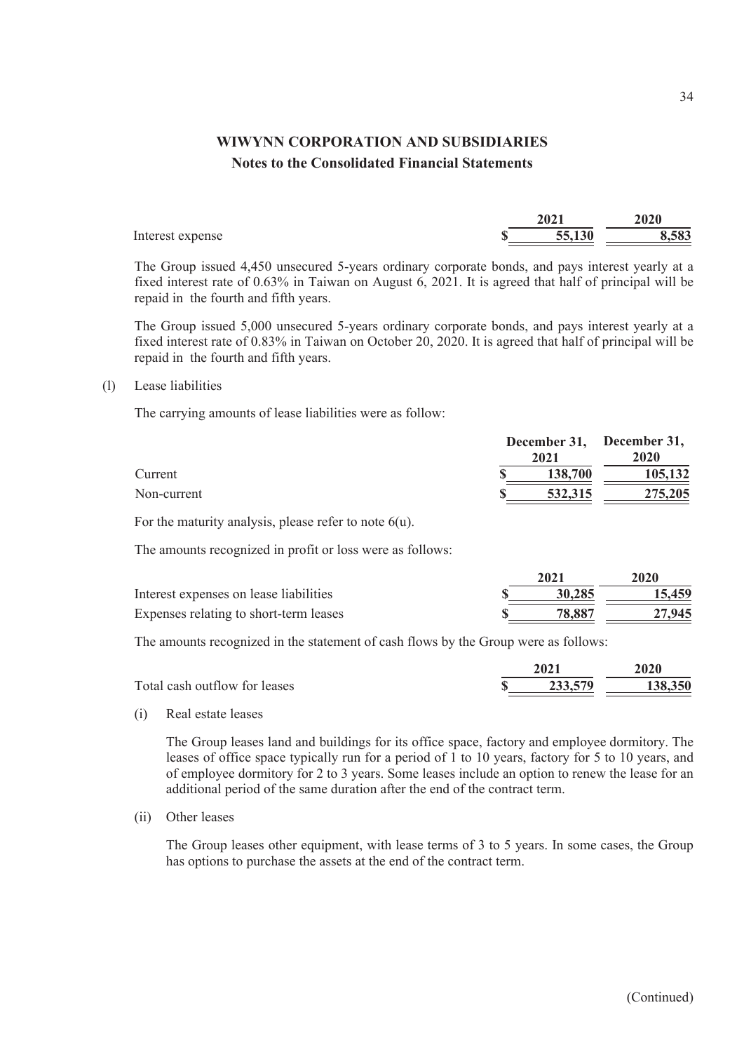|  | 2021 | 2020 |
|---|---|---|
| Interest expense | $ 55,130 | 8,583 |

The Group issued 4,450 unsecured 5-years ordinary corporate bonds, and pays interest yearly at a fixed interest rate of 0.63% in Taiwan on August 6, 2021. It is agreed that half of principal will be repaid in the fourth and fifth years.

The Group issued 5,000 unsecured 5-years ordinary corporate bonds, and pays interest yearly at a fixed interest rate of 0.83% in Taiwan on October 20, 2020. It is agreed that half of principal will be repaid in the fourth and fifth years.

(l) Lease liabilities

The carrying amounts of lease liabilities were as follow:

|  | December 31, 2021 | December 31, 2020 |
|---|---|---|
| Current | $ 138,700 | 105,132 |
| Non-current | $ 532,315 | 275,205 |

For the maturity analysis, please refer to note 6(u).

The amounts recognized in profit or loss were as follows:

|  | 2021 | 2020 |
|---|---|---|
| Interest expenses on lease liabilities | $ 30,285 | 15,459 |
| Expenses relating to short-term leases | $ 78,887 | 27,945 |

The amounts recognized in the statement of cash flows by the Group were as follows:

|  | 2021 | 2020 |
|---|---|---|
| Total cash outflow for leases | $ 233,579 | 138,350 |

(i) Real estate leases

The Group leases land and buildings for its office space, factory and employee dormitory. The leases of office space typically run for a period of 1 to 10 years, factory for 5 to 10 years, and of employee dormitory for 2 to 3 years. Some leases include an option to renew the lease for an additional period of the same duration after the end of the contract term.

(ii) Other leases

The Group leases other equipment, with lease terms of 3 to 5 years. In some cases, the Group has options to purchase the assets at the end of the contract term.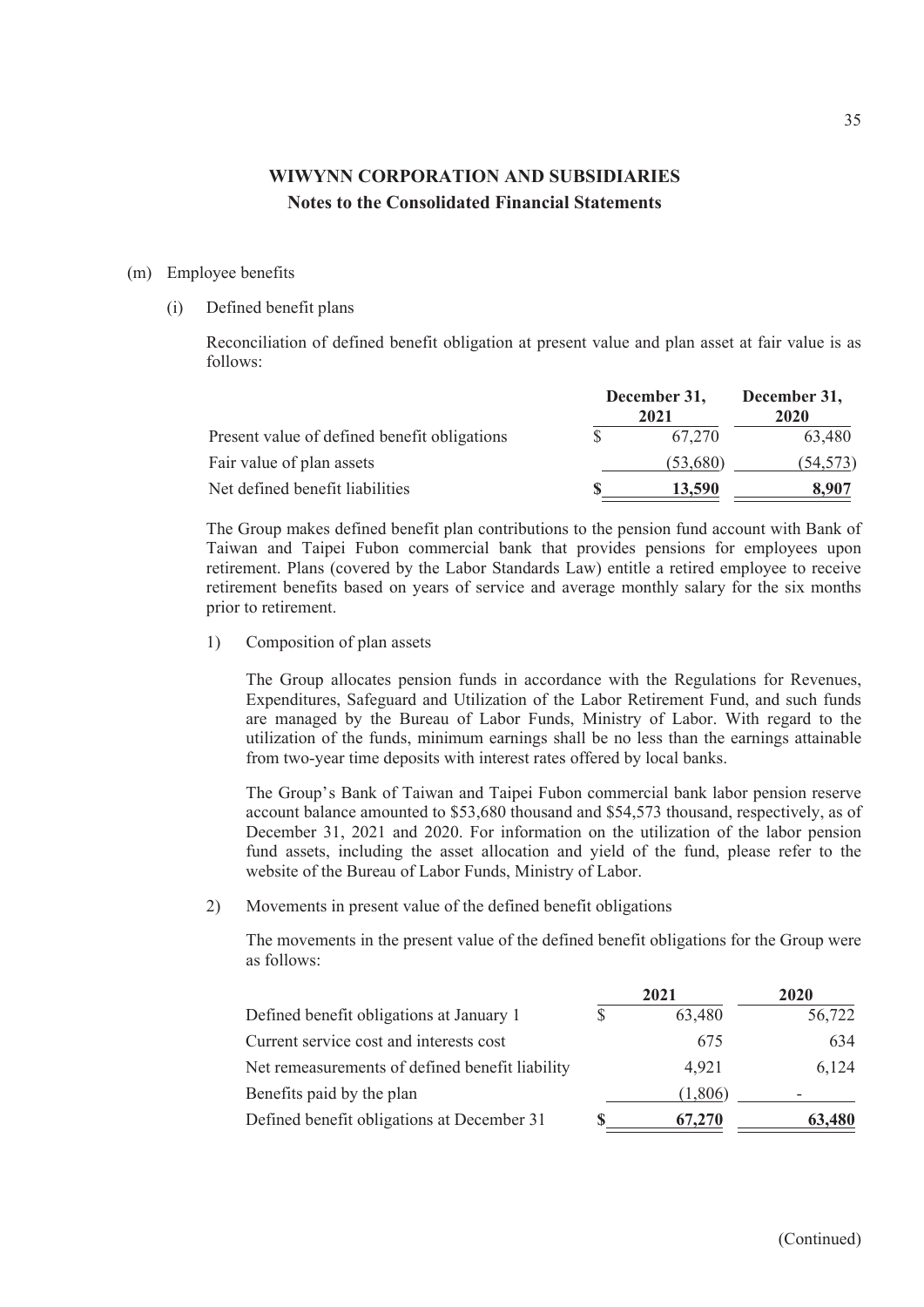**WIWYNN CORPORATION AND SUBSIDIARIES**

**Notes to the Consolidated Financial Statements**

(m) Employee benefits

(i) Defined benefit plans

Reconciliation of defined benefit obligation at present value and plan asset at fair value is as follows:

| | December 31, 2021 | December 31, 2020 |
|---|---|---|
| Present value of defined benefit obligations | $ 67,270 | 63,480 |
| Fair value of plan assets | (53,680) | (54,573) |
| Net defined benefit liabilities | **$ 13,590** | **8,907** |

The Group makes defined benefit plan contributions to the pension fund account with Bank of Taiwan and Taipei Fubon commercial bank that provides pensions for employees upon retirement. Plans (covered by the Labor Standards Law) entitle a retired employee to receive retirement benefits based on years of service and average monthly salary for the six months prior to retirement.

1) Composition of plan assets

The Group allocates pension funds in accordance with the Regulations for Revenues, Expenditures, Safeguard and Utilization of the Labor Retirement Fund, and such funds are managed by the Bureau of Labor Funds, Ministry of Labor. With regard to the utilization of the funds, minimum earnings shall be no less than the earnings attainable from two-year time deposits with interest rates offered by local banks.

The Group's Bank of Taiwan and Taipei Fubon commercial bank labor pension reserve account balance amounted to $53,680 thousand and $54,573 thousand, respectively, as of December 31, 2021 and 2020. For information on the utilization of the labor pension fund assets, including the asset allocation and yield of the fund, please refer to the website of the Bureau of Labor Funds, Ministry of Labor.

2) Movements in present value of the defined benefit obligations

The movements in the present value of the defined benefit obligations for the Group were as follows:

| | 2021 | 2020 |
|---|---|---|
| Defined benefit obligations at January 1 | $ 63,480 | 56,722 |
| Current service cost and interests cost | 675 | 634 |
| Net remeasurements of defined benefit liability | 4,921 | 6,124 |
| Benefits paid by the plan | (1,806) | - |
| Defined benefit obligations at December 31 | **$ 67,270** | **63,480** |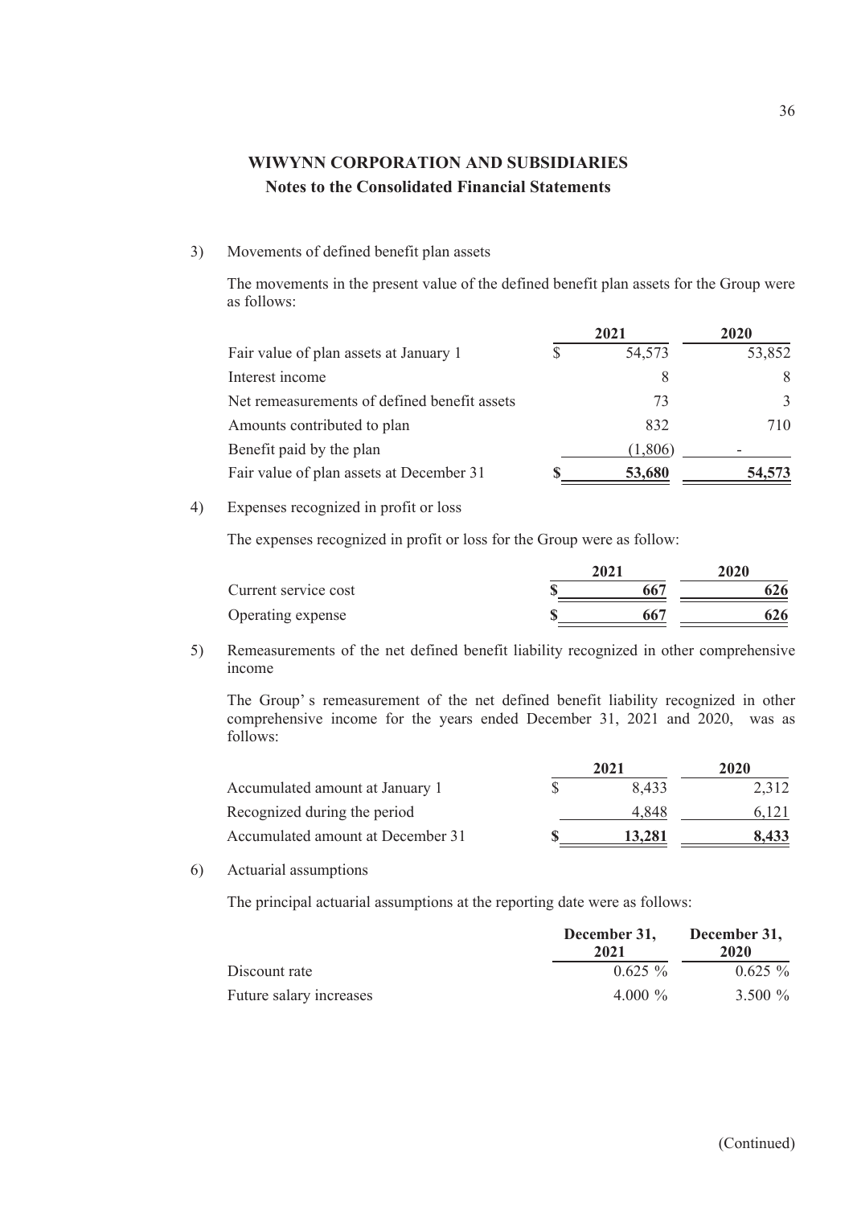**WIWYNN CORPORATION AND SUBSIDIARIES**
**Notes to the Consolidated Financial Statements**

3) Movements of defined benefit plan assets

The movements in the present value of the defined benefit plan assets for the Group were as follows:

| | 2021 | 2020 |
|---|---|---|
| Fair value of plan assets at January 1 | $ 54,573 | 53,852 |
| Interest income | 8 | 8 |
| Net remeasurements of defined benefit assets | 73 | 3 |
| Amounts contributed to plan | 832 | 710 |
| Benefit paid by the plan | (1,806) | - |
| Fair value of plan assets at December 31 | **$ 53,680** | **54,573** |

4) Expenses recognized in profit or loss

The expenses recognized in profit or loss for the Group were as follow:

| | 2021 | 2020 |
|---|---|---|
| Current service cost | **$ 667** | **626** |
| Operating expense | **$ 667** | **626** |

5) Remeasurements of the net defined benefit liability recognized in other comprehensive income

The Group's remeasurement of the net defined benefit liability recognized in other comprehensive income for the years ended December 31, 2021 and 2020, was as follows:

| | 2021 | 2020 |
|---|---|---|
| Accumulated amount at January 1 | $ 8,433 | 2,312 |
| Recognized during the period | 4,848 | 6,121 |
| Accumulated amount at December 31 | **$ 13,281** | **8,433** |

6) Actuarial assumptions

The principal actuarial assumptions at the reporting date were as follows:

| | December 31, 2021 | December 31, 2020 |
|---|---|---|
| Discount rate | 0.625 % | 0.625 % |
| Future salary increases | 4.000 % | 3.500 % |

(Continued)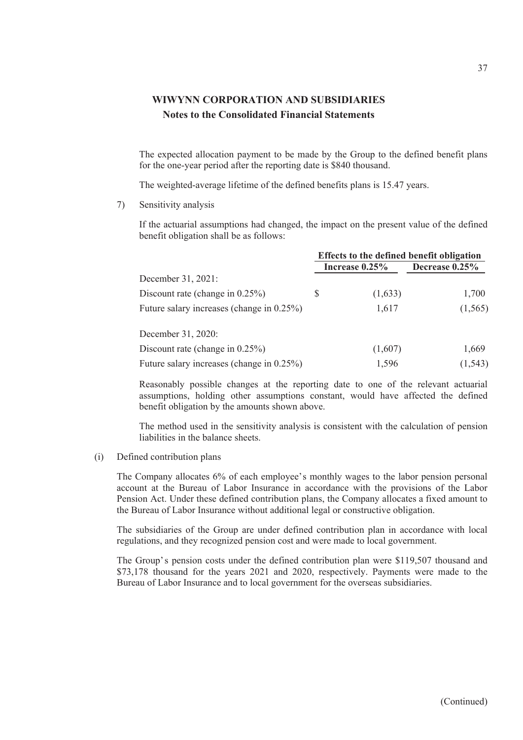The expected allocation payment to be made by the Group to the defined benefit plans for the one-year period after the reporting date is $840 thousand.

The weighted-average lifetime of the defined benefits plans is 15.47 years.

7) Sensitivity analysis

If the actuarial assumptions had changed, the impact on the present value of the defined benefit obligation shall be as follows:

| | Effects to the defined benefit obligation | |
|---|---|---|
| | **Increase 0.25%** | **Decrease 0.25%** |
| December 31, 2021: | | |
| Discount rate (change in 0.25%) | $ (1,633) | 1,700 |
| Future salary increases (change in 0.25%) | 1,617 | (1,565) |
| December 31, 2020: | | |
| Discount rate (change in 0.25%) | (1,607) | 1,669 |
| Future salary increases (change in 0.25%) | 1,596 | (1,543) |

Reasonably possible changes at the reporting date to one of the relevant actuarial assumptions, holding other assumptions constant, would have affected the defined benefit obligation by the amounts shown above.

The method used in the sensitivity analysis is consistent with the calculation of pension liabilities in the balance sheets.

(i) Defined contribution plans

The Company allocates 6% of each employee's monthly wages to the labor pension personal account at the Bureau of Labor Insurance in accordance with the provisions of the Labor Pension Act. Under these defined contribution plans, the Company allocates a fixed amount to the Bureau of Labor Insurance without additional legal or constructive obligation.

The subsidiaries of the Group are under defined contribution plan in accordance with local regulations, and they recognized pension cost and were made to local government.

The Group's pension costs under the defined contribution plan were $119,507 thousand and $73,178 thousand for the years 2021 and 2020, respectively. Payments were made to the Bureau of Labor Insurance and to local government for the overseas subsidiaries.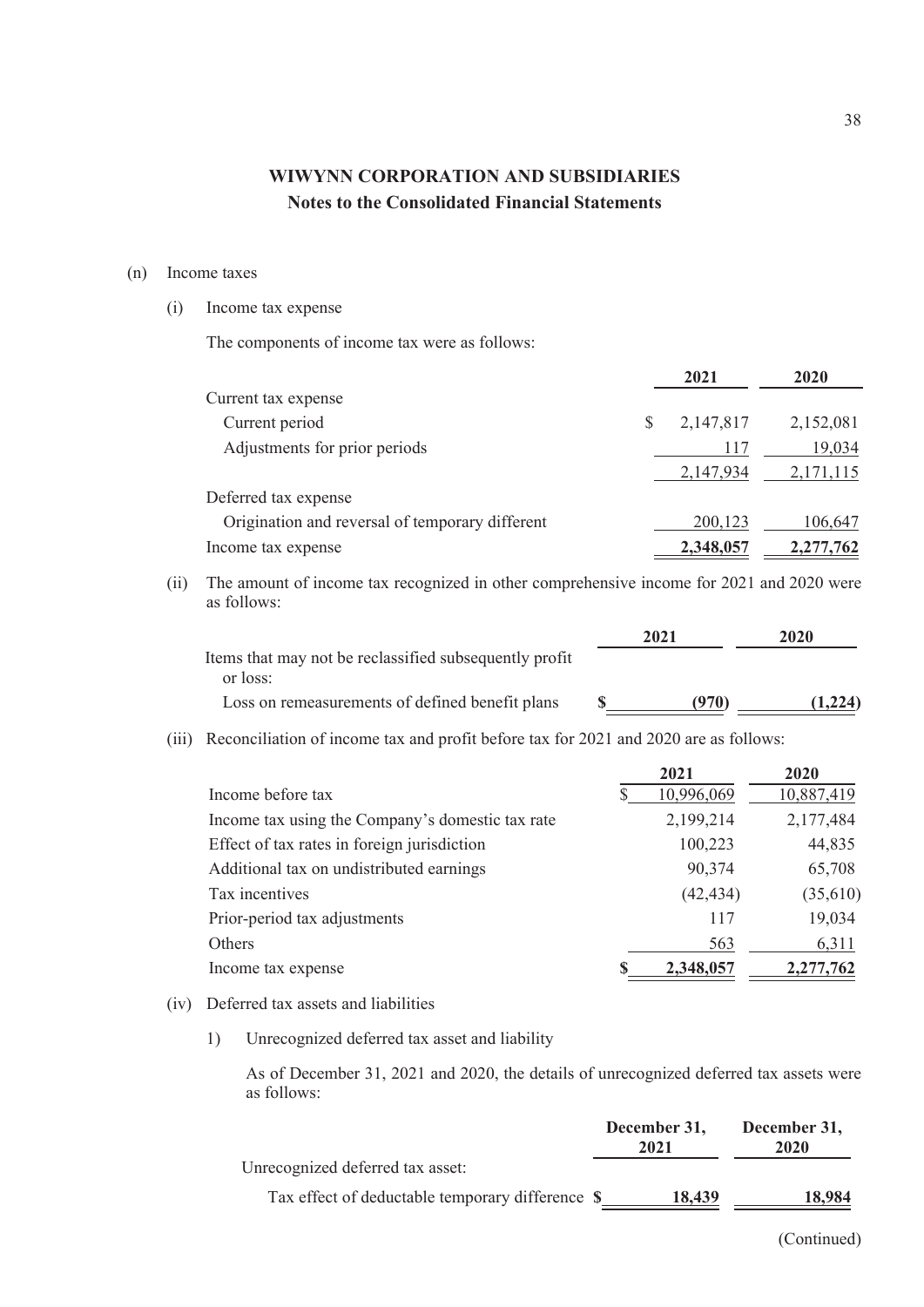# WIWYNN CORPORATION AND SUBSIDIARIES
## Notes to the Consolidated Financial Statements

(n) Income taxes

(i) Income tax expense

The components of income tax were as follows:

| | 2021 | 2020 |
|---|---|---|
| Current tax expense | | |
| Current period | $ 2,147,817 | 2,152,081 |
| Adjustments for prior periods | 117 | 19,034 |
| | 2,147,934 | 2,171,115 |
| Deferred tax expense | | |
| Origination and reversal of temporary different | 200,123 | 106,647 |
| Income tax expense | **2,348,057** | **2,277,762** |

(ii) The amount of income tax recognized in other comprehensive income for 2021 and 2020 were as follows:

| | 2021 | 2020 |
|---|---|---|
| Items that may not be reclassified subsequently profit or loss: | | |
| Loss on remeasurements of defined benefit plans | **$ (970)** | **(1,224)** |

(iii) Reconciliation of income tax and profit before tax for 2021 and 2020 are as follows:

| | 2021 | 2020 |
|---|---|---|
| Income before tax | $ 10,996,069 | 10,887,419 |
| Income tax using the Company's domestic tax rate | 2,199,214 | 2,177,484 |
| Effect of tax rates in foreign jurisdiction | 100,223 | 44,835 |
| Additional tax on undistributed earnings | 90,374 | 65,708 |
| Tax incentives | (42,434) | (35,610) |
| Prior-period tax adjustments | 117 | 19,034 |
| Others | 563 | 6,311 |
| Income tax expense | **$ 2,348,057** | **2,277,762** |

(iv) Deferred tax assets and liabilities

1) Unrecognized deferred tax asset and liability

As of December 31, 2021 and 2020, the details of unrecognized deferred tax assets were as follows:

| | December 31, 2021 | December 31, 2020 |
|---|---|---|
| Unrecognized deferred tax asset: | | |
| Tax effect of deductable temporary difference | **$ 18,439** | **18,984** |

(Continued)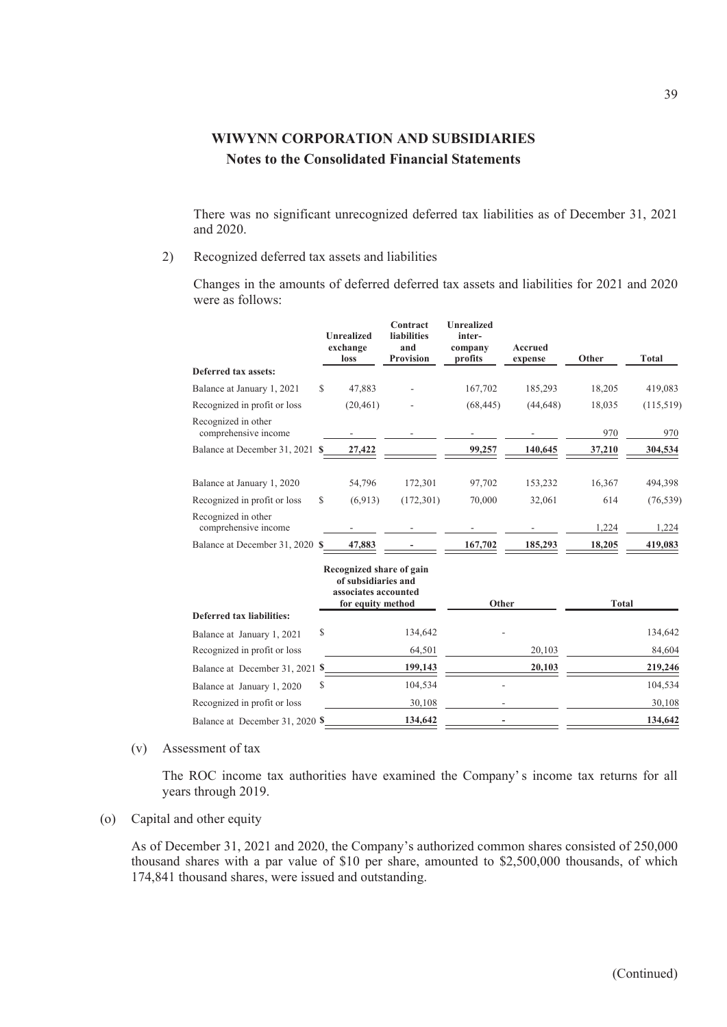# WIWYNN CORPORATION AND SUBSIDIARIES
## Notes to the Consolidated Financial Statements

There was no significant unrecognized deferred tax liabilities as of December 31, 2021 and 2020.

2) Recognized deferred tax assets and liabilities

Changes in the amounts of deferred deferred tax assets and liabilities for 2021 and 2020 were as follows:

| | Unrealized exchange loss | Contract liabilities and Provision | Unrealized inter-company profits | Accrued expense | Other | Total |
|---|---|---|---|---|---|---|
| **Deferred tax assets:** | | | | | | |
| Balance at January 1, 2021 | $ 47,883 | - | 167,702 | 185,293 | 18,205 | 419,083 |
| Recognized in profit or loss | (20,461) | - | (68,445) | (44,648) | 18,035 | (115,519) |
| Recognized in other comprehensive income | - | - | - | - | 970 | 970 |
| Balance at December 31, 2021 | **$ 27,422** | | **99,257** | **140,645** | **37,210** | **304,534** |
| Balance at January 1, 2020 | 54,796 | 172,301 | 97,702 | 153,232 | 16,367 | 494,398 |
| Recognized in profit or loss | $ (6,913) | (172,301) | 70,000 | 32,061 | 614 | (76,539) |
| Recognized in other comprehensive income | - | - | - | - | 1,224 | 1,224 |
| Balance at December 31, 2020 | **$ 47,883** | **-** | **167,702** | **185,293** | **18,205** | **419,083** |

| | Recognized share of gain of subsidiaries and associates accounted for equity method | Other | Total |
|---|---|---|---|
| **Deferred tax liabilities:** | | | |
| Balance at January 1, 2021 | $ 134,642 | - | 134,642 |
| Recognized in profit or loss | 64,501 | 20,103 | 84,604 |
| Balance at December 31, 2021 | **$ 199,143** | **20,103** | **219,246** |
| Balance at January 1, 2020 | $ 104,534 | - | 104,534 |
| Recognized in profit or loss | 30,108 | - | 30,108 |
| Balance at December 31, 2020 | **$ 134,642** | **-** | **134,642** |

(v) Assessment of tax

The ROC income tax authorities have examined the Company's income tax returns for all years through 2019.

(o) Capital and other equity

As of December 31, 2021 and 2020, the Company's authorized common shares consisted of 250,000 thousand shares with a par value of $10 per share, amounted to $2,500,000 thousands, of which 174,841 thousand shares, were issued and outstanding.

(Continued)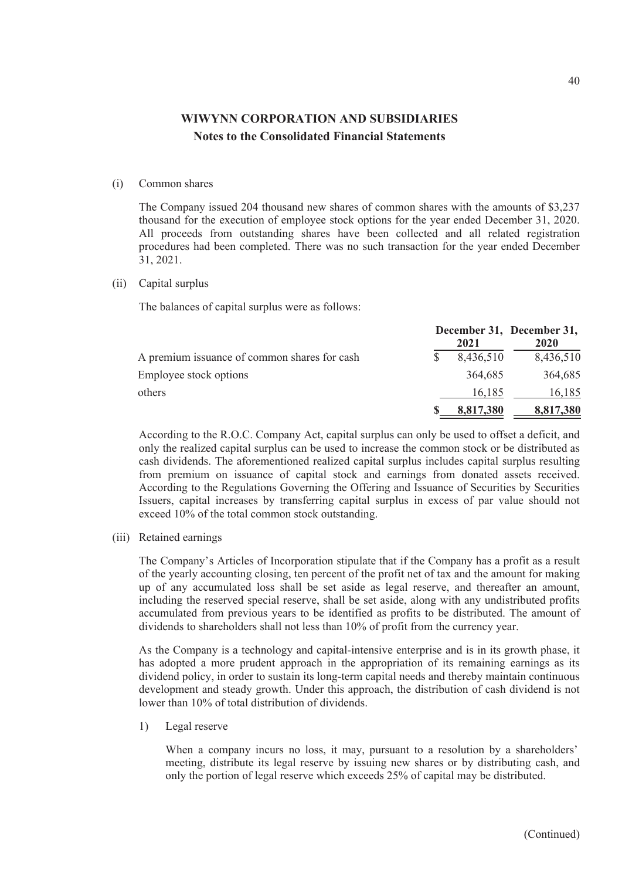## WIWYNN CORPORATION AND SUBSIDIARIES
### Notes to the Consolidated Financial Statements

(i) Common shares

The Company issued 204 thousand new shares of common shares with the amounts of $3,237 thousand for the execution of employee stock options for the year ended December 31, 2020. All proceeds from outstanding shares have been collected and all related registration procedures had been completed. There was no such transaction for the year ended December 31, 2021.

(ii) Capital surplus

The balances of capital surplus were as follows:

| | December 31, 2021 | December 31, 2020 |
|---|---|---|
| A premium issuance of common shares for cash | $ 8,436,510 | 8,436,510 |
| Employee stock options | 364,685 | 364,685 |
| others | 16,185 | 16,185 |
| | **$ 8,817,380** | **8,817,380** |

According to the R.O.C. Company Act, capital surplus can only be used to offset a deficit, and only the realized capital surplus can be used to increase the common stock or be distributed as cash dividends. The aforementioned realized capital surplus includes capital surplus resulting from premium on issuance of capital stock and earnings from donated assets received. According to the Regulations Governing the Offering and Issuance of Securities by Securities Issuers, capital increases by transferring capital surplus in excess of par value should not exceed 10% of the total common stock outstanding.

(iii) Retained earnings

The Company's Articles of Incorporation stipulate that if the Company has a profit as a result of the yearly accounting closing, ten percent of the profit net of tax and the amount for making up of any accumulated loss shall be set aside as legal reserve, and thereafter an amount, including the reserved special reserve, shall be set aside, along with any undistributed profits accumulated from previous years to be identified as profits to be distributed. The amount of dividends to shareholders shall not less than 10% of profit from the currency year.

As the Company is a technology and capital-intensive enterprise and is in its growth phase, it has adopted a more prudent approach in the appropriation of its remaining earnings as its dividend policy, in order to sustain its long-term capital needs and thereby maintain continuous development and steady growth. Under this approach, the distribution of cash dividend is not lower than 10% of total distribution of dividends.

1) Legal reserve

When a company incurs no loss, it may, pursuant to a resolution by a shareholders' meeting, distribute its legal reserve by issuing new shares or by distributing cash, and only the portion of legal reserve which exceeds 25% of capital may be distributed.

(Continued)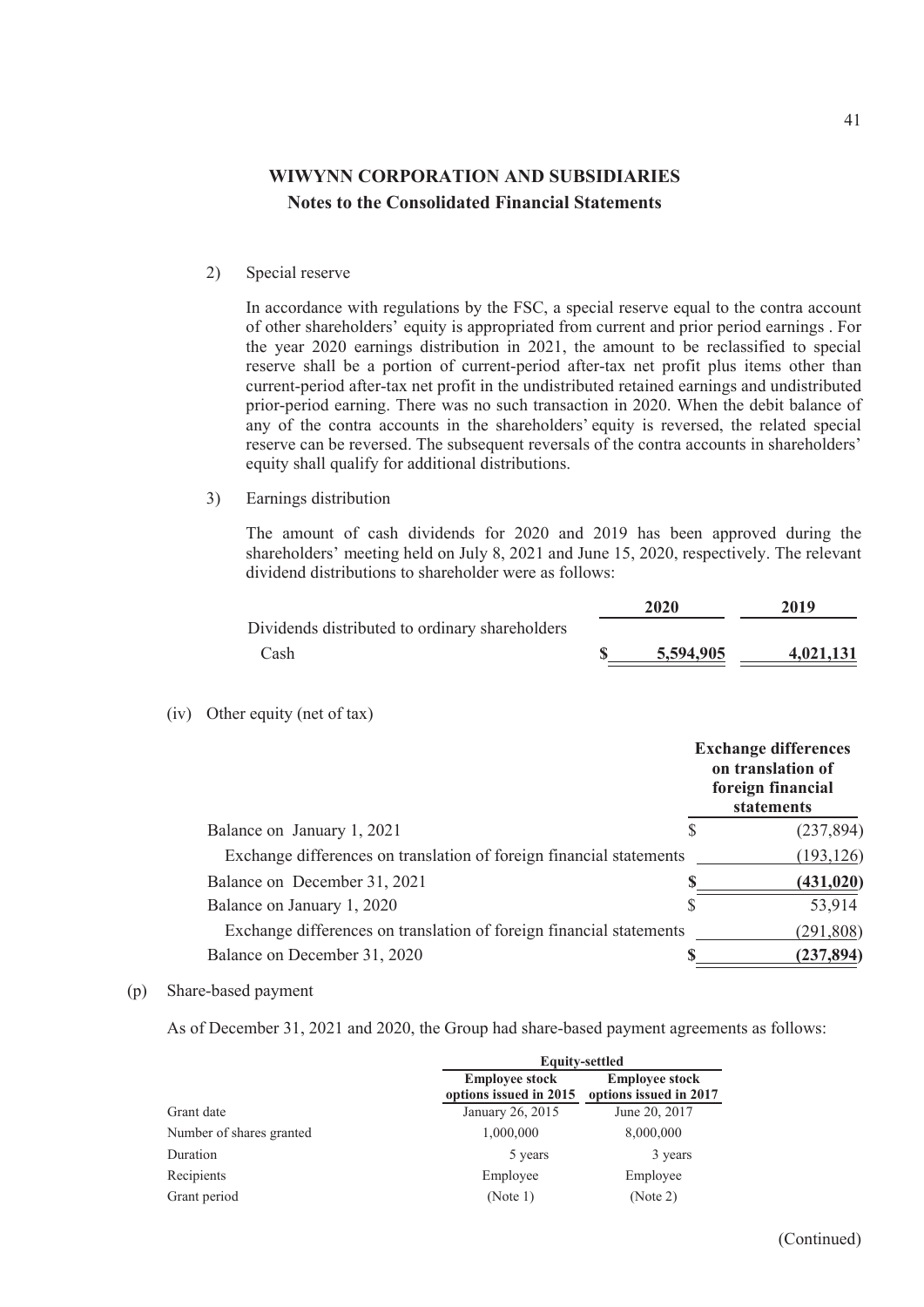**WIWYNN CORPORATION AND SUBSIDIARIES**
**Notes to the Consolidated Financial Statements**

2) Special reserve

In accordance with regulations by the FSC, a special reserve equal to the contra account of other shareholders' equity is appropriated from current and prior period earnings . For the year 2020 earnings distribution in 2021, the amount to be reclassified to special reserve shall be a portion of current-period after-tax net profit plus items other than current-period after-tax net profit in the undistributed retained earnings and undistributed prior-period earning. There was no such transaction in 2020. When the debit balance of any of the contra accounts in the shareholders' equity is reversed, the related special reserve can be reversed. The subsequent reversals of the contra accounts in shareholders' equity shall qualify for additional distributions.

3) Earnings distribution

The amount of cash dividends for 2020 and 2019 has been approved during the shareholders' meeting held on July 8, 2021 and June 15, 2020, respectively. The relevant dividend distributions to shareholder were as follows:

| | 2020 | 2019 |
|---|---|---|
| Dividends distributed to ordinary shareholders | | |
| Cash | $ 5,594,905 | 4,021,131 |

(iv) Other equity (net of tax)

| | Exchange differences on translation of foreign financial statements |
|---|---|
| Balance on January 1, 2021 | $ (237,894) |
| Exchange differences on translation of foreign financial statements | (193,126) |
| Balance on December 31, 2021 | **$ (431,020)** |
| Balance on January 1, 2020 | $ 53,914 |
| Exchange differences on translation of foreign financial statements | (291,808) |
| Balance on December 31, 2020 | **$ (237,894)** |

(p) Share-based payment

As of December 31, 2021 and 2020, the Group had share-based payment agreements as follows:

| | Equity-settled | |
|---|---|---|
| | Employee stock options issued in 2015 | Employee stock options issued in 2017 |
| Grant date | January 26, 2015 | June 20, 2017 |
| Number of shares granted | 1,000,000 | 8,000,000 |
| Duration | 5 years | 3 years |
| Recipients | Employee | Employee |
| Grant period | (Note 1) | (Note 2) |

(Continued)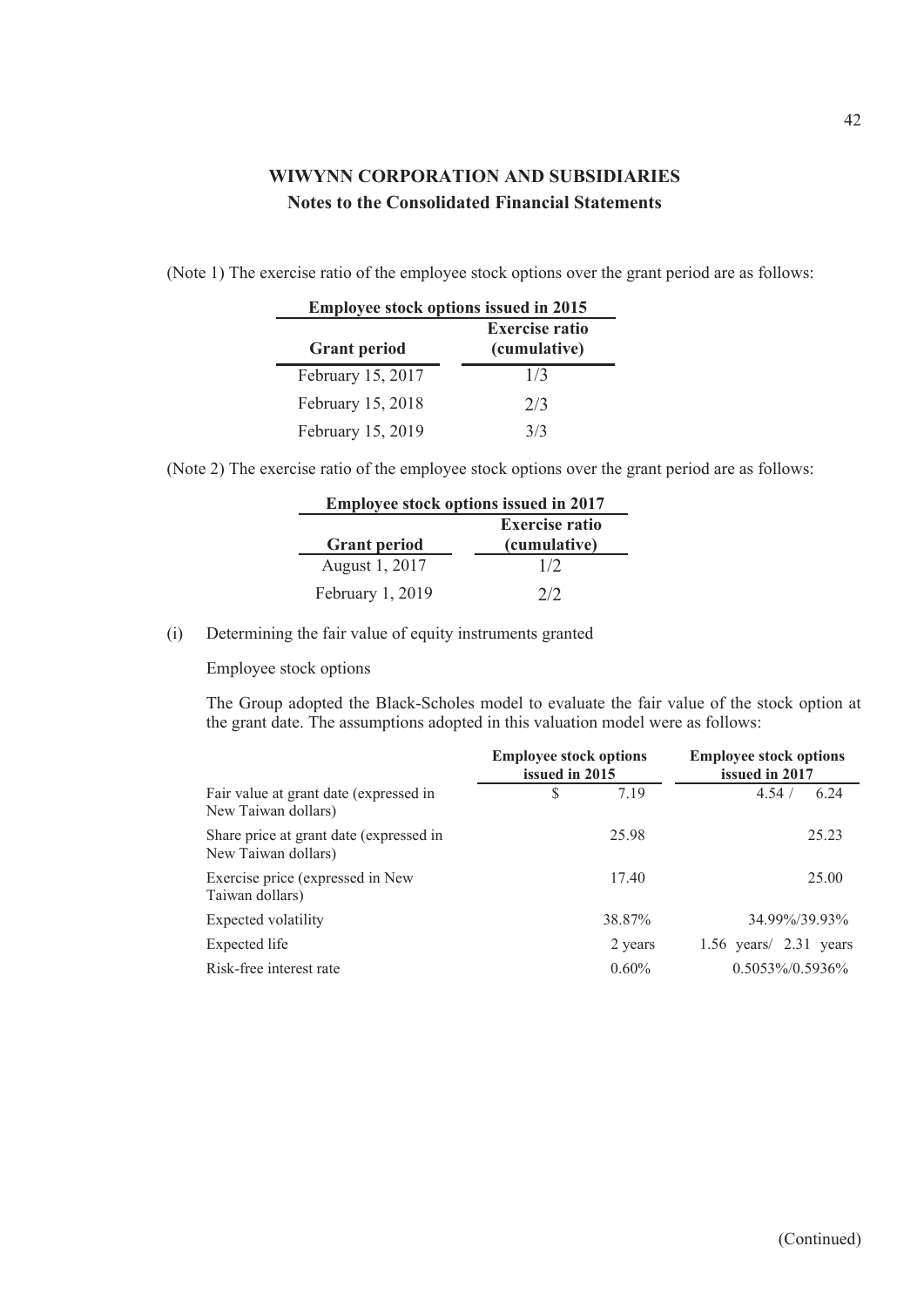## WIWYNN CORPORATION AND SUBSIDIARIES
### Notes to the Consolidated Financial Statements

(Note 1) The exercise ratio of the employee stock options over the grant period are as follows:

| Employee stock options issued in 2015 | |
|---|---|
| **Grant period** | **Exercise ratio (cumulative)** |
| February 15, 2017 | 1/3 |
| February 15, 2018 | 2/3 |
| February 15, 2019 | 3/3 |

(Note 2) The exercise ratio of the employee stock options over the grant period are as follows:

| Employee stock options issued in 2017 | |
|---|---|
| **Grant period** | **Exercise ratio (cumulative)** |
| August 1, 2017 | 1/2 |
| February 1, 2019 | 2/2 |

(i) Determining the fair value of equity instruments granted

Employee stock options

The Group adopted the Black-Scholes model to evaluate the fair value of the stock option at the grant date. The assumptions adopted in this valuation model were as follows:

| | Employee stock options issued in 2015 | Employee stock options issued in 2017 |
|---|---|---|
| Fair value at grant date (expressed in New Taiwan dollars) | $ 7.19 | 4.54 / 6.24 |
| Share price at grant date (expressed in New Taiwan dollars) | 25.98 | 25.23 |
| Exercise price (expressed in New Taiwan dollars) | 17.40 | 25.00 |
| Expected volatility | 38.87% | 34.99%/39.93% |
| Expected life | 2 years | 1.56 years/ 2.31 years |
| Risk-free interest rate | 0.60% | 0.5053%/0.5936% |

(Continued)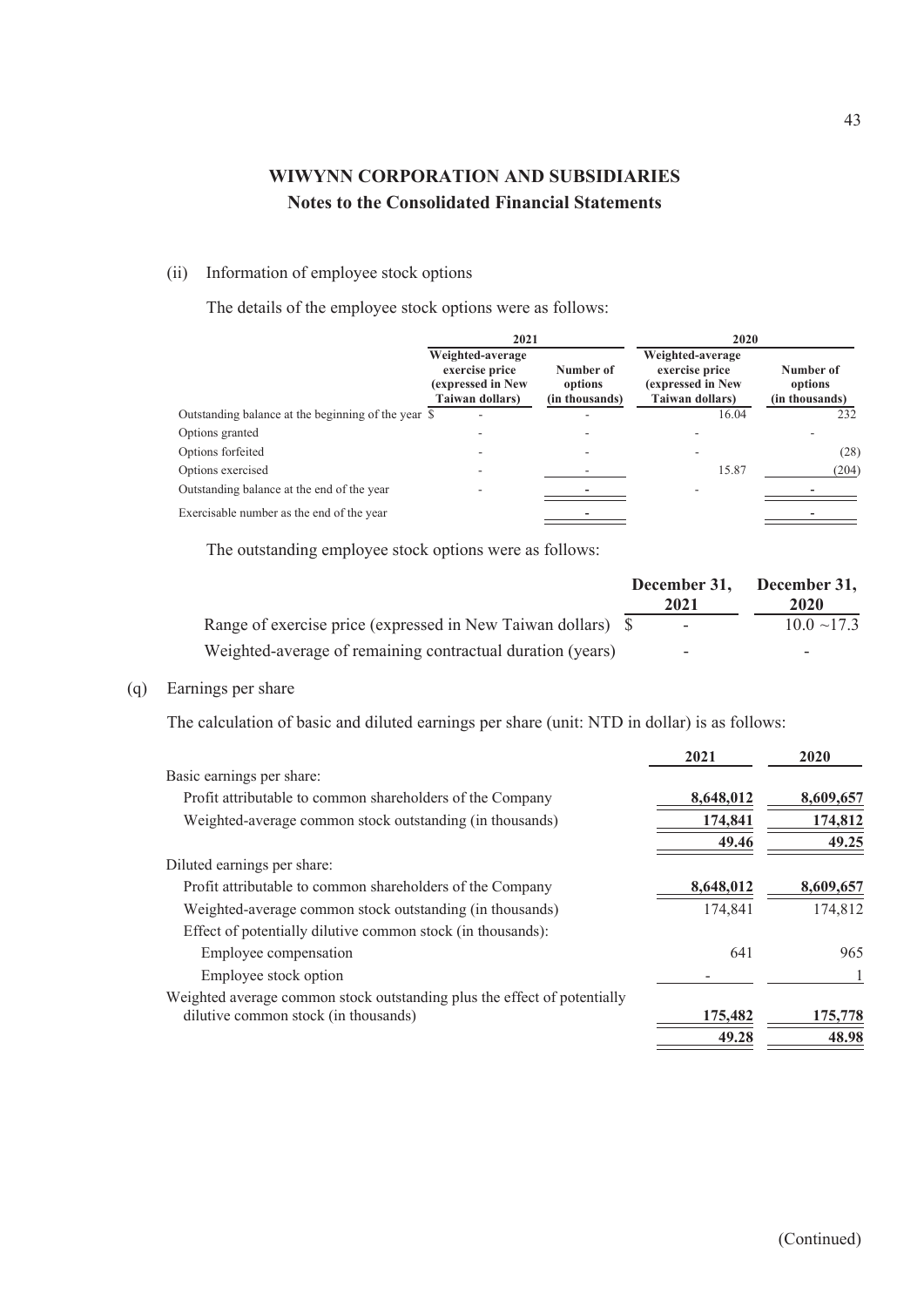# WIWYNN CORPORATION AND SUBSIDIARIES

## Notes to the Consolidated Financial Statements

(ii) Information of employee stock options

The details of the employee stock options were as follows:

| | 2021 | | 2020 | |
|---|---|---|---|---|
| | **Weighted-average exercise price (expressed in New Taiwan dollars)** | **Number of options (in thousands)** | **Weighted-average exercise price (expressed in New Taiwan dollars)** | **Number of options (in thousands)** |
| Outstanding balance at the beginning of the year | $ - | - | 16.04 | 232 |
| Options granted | - | - | - | - |
| Options forfeited | - | - | - | (28) |
| Options exercised | - | - | 15.87 | (204) |
| Outstanding balance at the end of the year | - | - | - | - |
| Exercisable number as the end of the year | | - | | - |

The outstanding employee stock options were as follows:

| | December 31, 2021 | December 31, 2020 |
|---|---|---|
| Range of exercise price (expressed in New Taiwan dollars) | $ - | 10.0 ~17.3 |
| Weighted-average of remaining contractual duration (years) | - | - |

(q) Earnings per share

The calculation of basic and diluted earnings per share (unit: NTD in dollar) is as follows:

| | 2021 | 2020 |
|---|---|---|
| Basic earnings per share: | | |
| Profit attributable to common shareholders of the Company | 8,648,012 | 8,609,657 |
| Weighted-average common stock outstanding (in thousands) | 174,841 | 174,812 |
| | 49.46 | 49.25 |
| Diluted earnings per share: | | |
| Profit attributable to common shareholders of the Company | 8,648,012 | 8,609,657 |
| Weighted-average common stock outstanding (in thousands) | 174,841 | 174,812 |
| Effect of potentially dilutive common stock (in thousands): | | |
| Employee compensation | 641 | 965 |
| Employee stock option | - | 1 |
| Weighted average common stock outstanding plus the effect of potentially dilutive common stock (in thousands) | 175,482 | 175,778 |
| | 49.28 | 48.98 |

(Continued)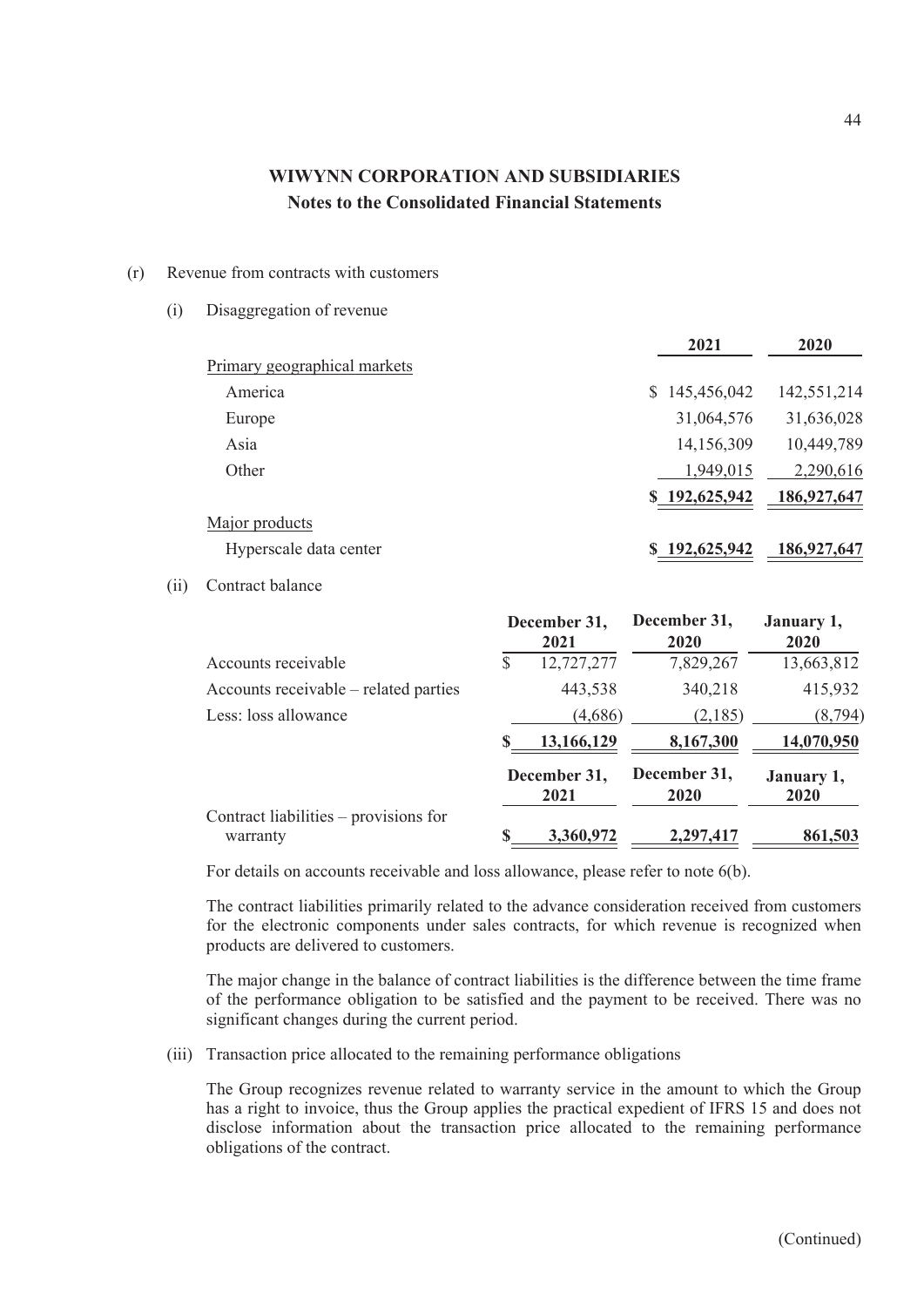# WIWYNN CORPORATION AND SUBSIDIARIES

## Notes to the Consolidated Financial Statements

(r) Revenue from contracts with customers

(i) Disaggregation of revenue

| | 2021 | 2020 |
|---|---|---|
| Primary geographical markets | | |
| America | $ 145,456,042 | 142,551,214 |
| Europe | 31,064,576 | 31,636,028 |
| Asia | 14,156,309 | 10,449,789 |
| Other | 1,949,015 | 2,290,616 |
| | $ 192,625,942 | 186,927,647 |
| Major products | | |
| Hyperscale data center | $ 192,625,942 | 186,927,647 |

(ii) Contract balance

| | December 31, 2021 | December 31, 2020 | January 1, 2020 |
|---|---|---|---|
| Accounts receivable | $ 12,727,277 | 7,829,267 | 13,663,812 |
| Accounts receivable – related parties | 443,538 | 340,218 | 415,932 |
| Less: loss allowance | (4,686) | (2,185) | (8,794) |
| | $ 13,166,129 | 8,167,300 | 14,070,950 |

| | December 31, 2021 | December 31, 2020 | January 1, 2020 |
|---|---|---|---|
| Contract liabilities – provisions for warranty | $ 3,360,972 | 2,297,417 | 861,503 |

For details on accounts receivable and loss allowance, please refer to note 6(b).

The contract liabilities primarily related to the advance consideration received from customers for the electronic components under sales contracts, for which revenue is recognized when products are delivered to customers.

The major change in the balance of contract liabilities is the difference between the time frame of the performance obligation to be satisfied and the payment to be received. There was no significant changes during the current period.

(iii) Transaction price allocated to the remaining performance obligations

The Group recognizes revenue related to warranty service in the amount to which the Group has a right to invoice, thus the Group applies the practical expedient of IFRS 15 and does not disclose information about the transaction price allocated to the remaining performance obligations of the contract.

(Continued)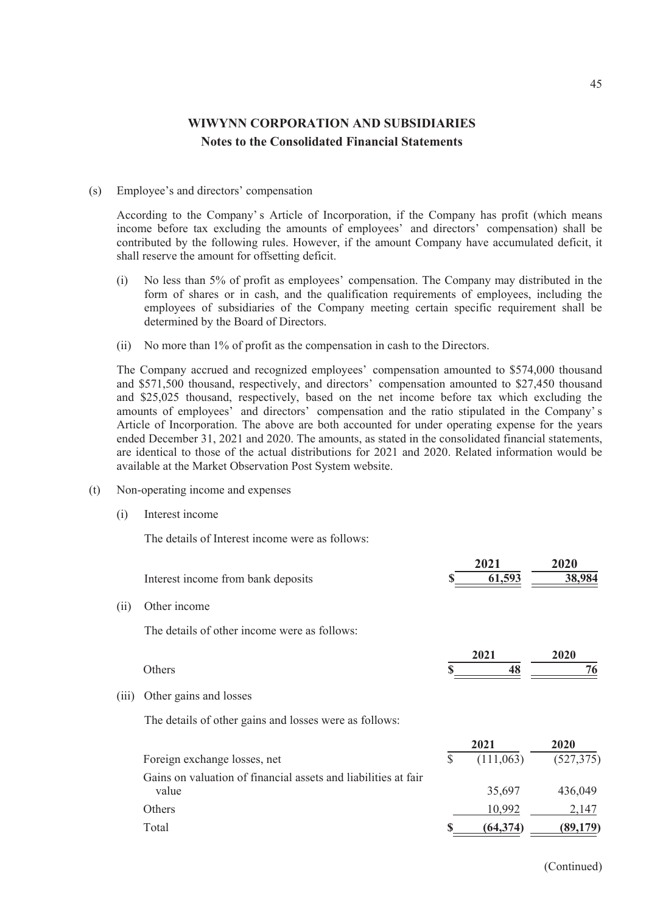## WIWYNN CORPORATION AND SUBSIDIARIES

### Notes to the Consolidated Financial Statements

(s) Employee's and directors' compensation

According to the Company's Article of Incorporation, if the Company has profit (which means income before tax excluding the amounts of employees' and directors' compensation) shall be contributed by the following rules. However, if the amount Company have accumulated deficit, it shall reserve the amount for offsetting deficit.

(i) No less than 5% of profit as employees' compensation. The Company may distributed in the form of shares or in cash, and the qualification requirements of employees, including the employees of subsidiaries of the Company meeting certain specific requirement shall be determined by the Board of Directors.

(ii) No more than 1% of profit as the compensation in cash to the Directors.

The Company accrued and recognized employees' compensation amounted to $574,000 thousand and $571,500 thousand, respectively, and directors' compensation amounted to $27,450 thousand and $25,025 thousand, respectively, based on the net income before tax which excluding the amounts of employees' and directors' compensation and the ratio stipulated in the Company's Article of Incorporation. The above are both accounted for under operating expense for the years ended December 31, 2021 and 2020. The amounts, as stated in the consolidated financial statements, are identical to those of the actual distributions for 2021 and 2020. Related information would be available at the Market Observation Post System website.

(t) Non-operating income and expenses

(i) Interest income

The details of Interest income were as follows:

| | 2021 | 2020 |
|---|---|---|
| Interest income from bank deposits | $ 61,593 | 38,984 |

(ii) Other income

The details of other income were as follows:

| | 2021 | 2020 |
|---|---|---|
| Others | $ 48 | 76 |

(iii) Other gains and losses

The details of other gains and losses were as follows:

| | 2021 | 2020 |
|---|---|---|
| Foreign exchange losses, net | $ (111,063) | (527,375) |
| Gains on valuation of financial assets and liabilities at fair value | 35,697 | 436,049 |
| Others | 10,992 | 2,147 |
| Total | $ (64,374) | (89,179) |

(Continued)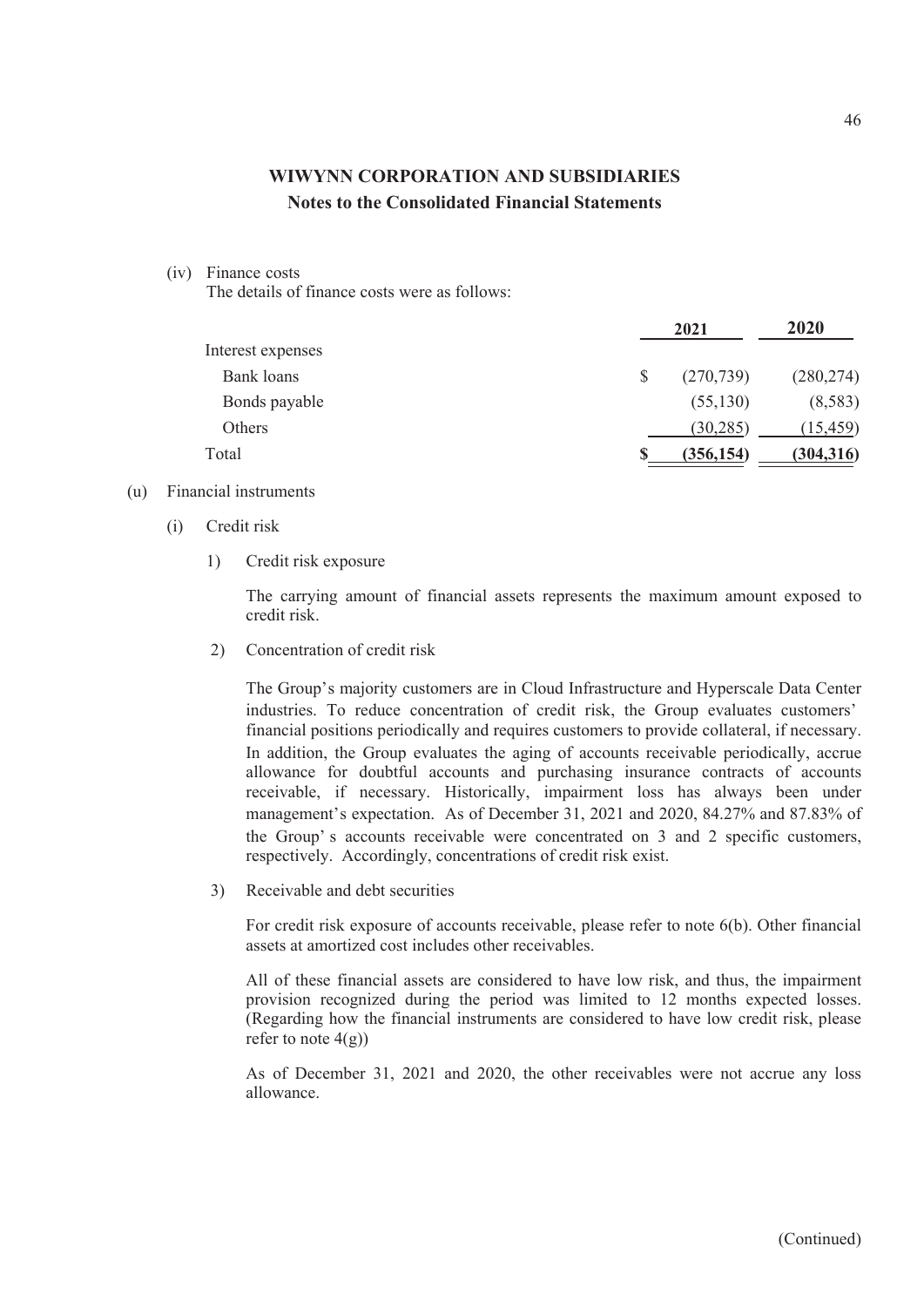(iv) Finance costs

The details of finance costs were as follows:

| | 2021 | 2020 |
|---|---|---|
| Interest expenses | | |
| Bank loans | $ (270,739) | (280,274) |
| Bonds payable | (55,130) | (8,583) |
| Others | (30,285) | (15,459) |
| Total | **$ (356,154)** | **(304,316)** |

(u) Financial instruments

(i) Credit risk

1) Credit risk exposure

The carrying amount of financial assets represents the maximum amount exposed to credit risk.

2) Concentration of credit risk

The Group's majority customers are in Cloud Infrastructure and Hyperscale Data Center industries. To reduce concentration of credit risk, the Group evaluates customers' financial positions periodically and requires customers to provide collateral, if necessary. In addition, the Group evaluates the aging of accounts receivable periodically, accrue allowance for doubtful accounts and purchasing insurance contracts of accounts receivable, if necessary. Historically, impairment loss has always been under management's expectation. As of December 31, 2021 and 2020, 84.27% and 87.83% of the Group's accounts receivable were concentrated on 3 and 2 specific customers, respectively. Accordingly, concentrations of credit risk exist.

3) Receivable and debt securities

For credit risk exposure of accounts receivable, please refer to note 6(b). Other financial assets at amortized cost includes other receivables.

All of these financial assets are considered to have low risk, and thus, the impairment provision recognized during the period was limited to 12 months expected losses. (Regarding how the financial instruments are considered to have low credit risk, please refer to note 4(g))

As of December 31, 2021 and 2020, the other receivables were not accrue any loss allowance.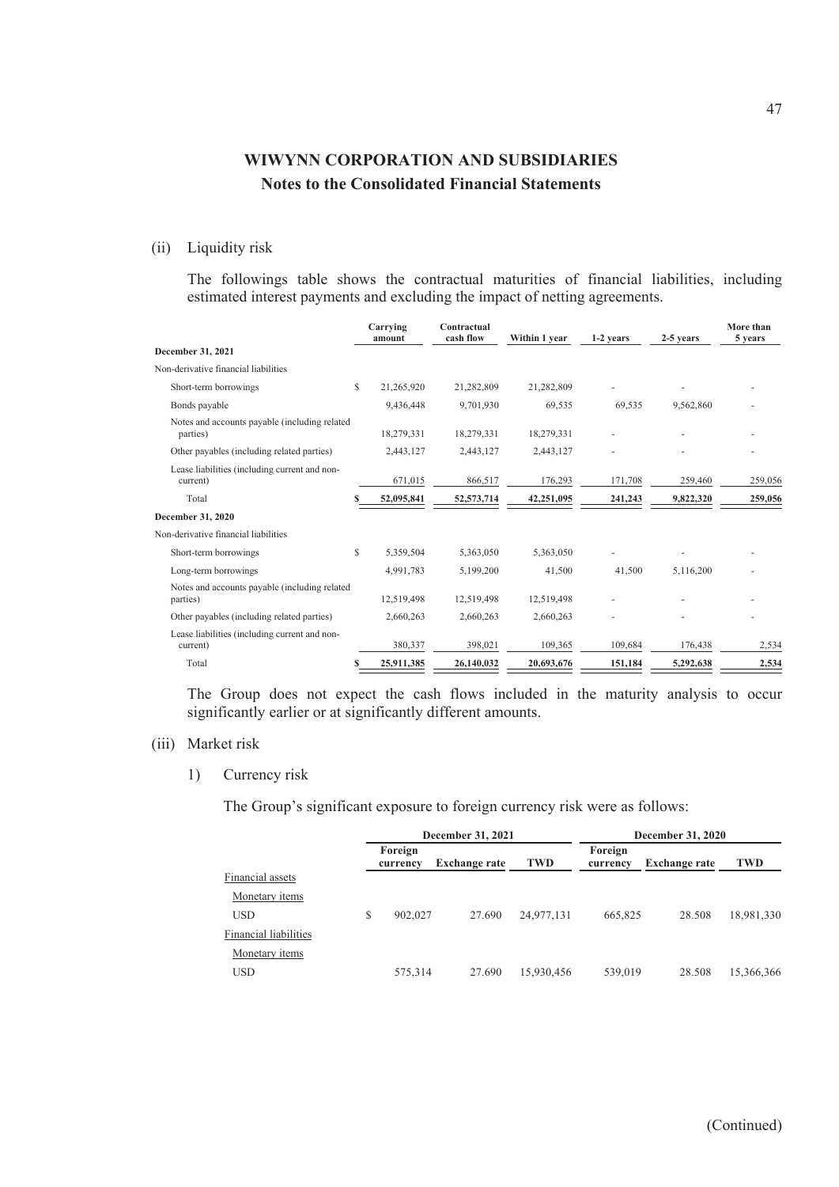(ii) Liquidity risk

The followings table shows the contractual maturities of financial liabilities, including estimated interest payments and excluding the impact of netting agreements.

| | Carrying amount | Contractual cash flow | Within 1 year | 1-2 years | 2-5 years | More than 5 years |
|---|---|---|---|---|---|---|
| **December 31, 2021** | | | | | | |
| Non-derivative financial liabilities | | | | | | |
| Short-term borrowings | $ 21,265,920 | 21,282,809 | 21,282,809 | - | - | - |
| Bonds payable | 9,436,448 | 9,701,930 | 69,535 | 69,535 | 9,562,860 | - |
| Notes and accounts payable (including related parties) | 18,279,331 | 18,279,331 | 18,279,331 | - | - | - |
| Other payables (including related parties) | 2,443,127 | 2,443,127 | 2,443,127 | - | - | - |
| Lease liabilities (including current and non-current) | 671,015 | 866,517 | 176,293 | 171,708 | 259,460 | 259,056 |
| Total | $ 52,095,841 | 52,573,714 | 42,251,095 | 241,243 | 9,822,320 | 259,056 |
| **December 31, 2020** | | | | | | |
| Non-derivative financial liabilities | | | | | | |
| Short-term borrowings | $ 5,359,504 | 5,363,050 | 5,363,050 | - | - | - |
| Long-term borrowings | 4,991,783 | 5,199,200 | 41,500 | 41,500 | 5,116,200 | - |
| Notes and accounts payable (including related parties) | 12,519,498 | 12,519,498 | 12,519,498 | - | - | - |
| Other payables (including related parties) | 2,660,263 | 2,660,263 | 2,660,263 | - | - | - |
| Lease liabilities (including current and non-current) | 380,337 | 398,021 | 109,365 | 109,684 | 176,438 | 2,534 |
| Total | $ 25,911,385 | 26,140,032 | 20,693,676 | 151,184 | 5,292,638 | 2,534 |

The Group does not expect the cash flows included in the maturity analysis to occur significantly earlier or at significantly different amounts.

(iii) Market risk

1) Currency risk

The Group's significant exposure to foreign currency risk were as follows:

| | December 31, 2021 | | | December 31, 2020 | | |
|---|---|---|---|---|---|---|
| | Foreign currency | Exchange rate | TWD | Foreign currency | Exchange rate | TWD |
| Financial assets | | | | | | |
| Monetary items | | | | | | |
| USD | $ 902,027 | 27.690 | 24,977,131 | 665,825 | 28.508 | 18,981,330 |
| Financial liabilities | | | | | | |
| Monetary items | | | | | | |
| USD | 575,314 | 27.690 | 15,930,456 | 539,019 | 28.508 | 15,366,366 |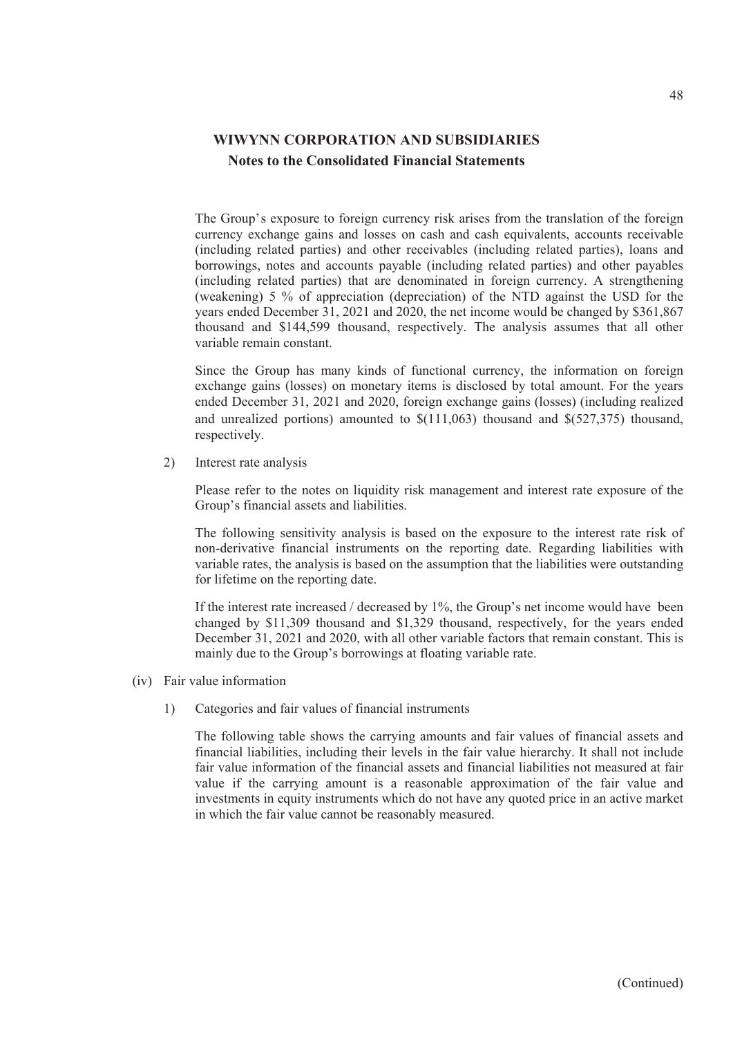The Group's exposure to foreign currency risk arises from the translation of the foreign currency exchange gains and losses on cash and cash equivalents, accounts receivable (including related parties) and other receivables (including related parties), loans and borrowings, notes and accounts payable (including related parties) and other payables (including related parties) that are denominated in foreign currency. A strengthening (weakening) 5 % of appreciation (depreciation) of the NTD against the USD for the years ended December 31, 2021 and 2020, the net income would be changed by $361,867 thousand and $144,599 thousand, respectively. The analysis assumes that all other variable remain constant.

Since the Group has many kinds of functional currency, the information on foreign exchange gains (losses) on monetary items is disclosed by total amount. For the years ended December 31, 2021 and 2020, foreign exchange gains (losses) (including realized and unrealized portions) amounted to $(111,063) thousand and $(527,375) thousand, respectively.

2) Interest rate analysis

Please refer to the notes on liquidity risk management and interest rate exposure of the Group's financial assets and liabilities.

The following sensitivity analysis is based on the exposure to the interest rate risk of non-derivative financial instruments on the reporting date. Regarding liabilities with variable rates, the analysis is based on the assumption that the liabilities were outstanding for lifetime on the reporting date.

If the interest rate increased / decreased by 1%, the Group's net income would have been changed by $11,309 thousand and $1,329 thousand, respectively, for the years ended December 31, 2021 and 2020, with all other variable factors that remain constant. This is mainly due to the Group's borrowings at floating variable rate.

(iv) Fair value information

1) Categories and fair values of financial instruments

The following table shows the carrying amounts and fair values of financial assets and financial liabilities, including their levels in the fair value hierarchy. It shall not include fair value information of the financial assets and financial liabilities not measured at fair value if the carrying amount is a reasonable approximation of the fair value and investments in equity instruments which do not have any quoted price in an active market in which the fair value cannot be reasonably measured.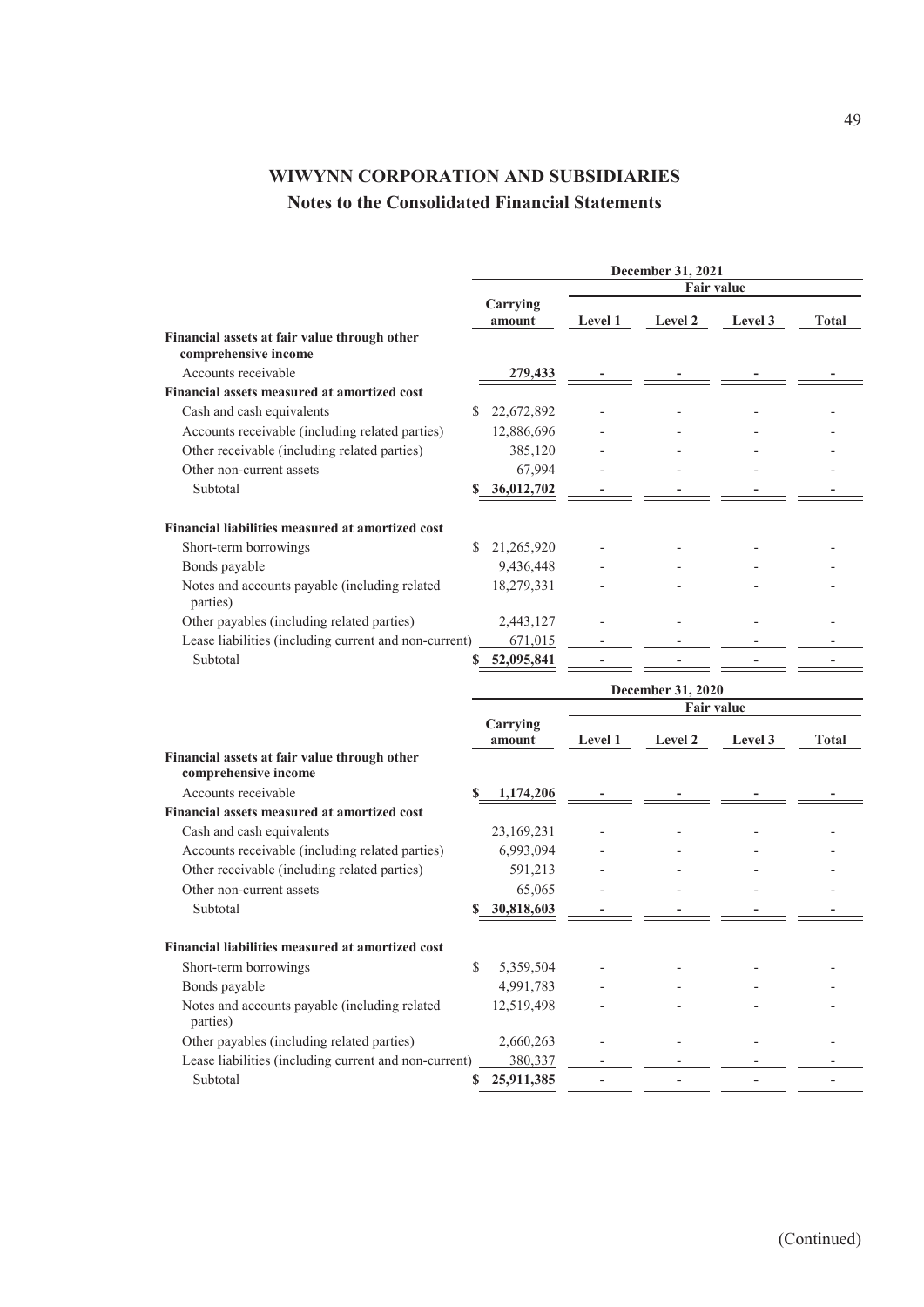# WIWYNN CORPORATION AND SUBSIDIARIES

## Notes to the Consolidated Financial Statements

| | December 31, 2021 | | | | |
|---|---|---|---|---|---|
| | | Fair value | | | |
| | Carrying amount | Level 1 | Level 2 | Level 3 | Total |
| **Financial assets at fair value through other comprehensive income** | | | | | |
| Accounts receivable | 279,433 | - | - | - | - |
| **Financial assets measured at amortized cost** | | | | | |
| Cash and cash equivalents | $ 22,672,892 | - | - | - | - |
| Accounts receivable (including related parties) | 12,886,696 | - | - | - | - |
| Other receivable (including related parties) | 385,120 | - | - | - | - |
| Other non-current assets | 67,994 | - | - | - | - |
| Subtotal | $ 36,012,702 | - | - | - | - |
| **Financial liabilities measured at amortized cost** | | | | | |
| Short-term borrowings | $ 21,265,920 | - | - | - | - |
| Bonds payable | 9,436,448 | - | - | - | - |
| Notes and accounts payable (including related parties) | 18,279,331 | - | - | - | - |
| Other payables (including related parties) | 2,443,127 | - | - | - | - |
| Lease liabilities (including current and non-current) | 671,015 | - | - | - | - |
| Subtotal | $ 52,095,841 | - | - | - | - |

| | December 31, 2020 | | | | |
|---|---|---|---|---|---|
| | | Fair value | | | |
| | Carrying amount | Level 1 | Level 2 | Level 3 | Total |
| **Financial assets at fair value through other comprehensive income** | | | | | |
| Accounts receivable | $ 1,174,206 | - | - | - | - |
| **Financial assets measured at amortized cost** | | | | | |
| Cash and cash equivalents | 23,169,231 | - | - | - | - |
| Accounts receivable (including related parties) | 6,993,094 | - | - | - | - |
| Other receivable (including related parties) | 591,213 | - | - | - | - |
| Other non-current assets | 65,065 | - | - | - | - |
| Subtotal | $ 30,818,603 | - | - | - | - |
| **Financial liabilities measured at amortized cost** | | | | | |
| Short-term borrowings | $ 5,359,504 | - | - | - | - |
| Bonds payable | 4,991,783 | - | - | - | - |
| Notes and accounts payable (including related parties) | 12,519,498 | - | - | - | - |
| Other payables (including related parties) | 2,660,263 | - | - | - | - |
| Lease liabilities (including current and non-current) | 380,337 | - | - | - | - |
| Subtotal | $ 25,911,385 | - | - | - | - |

(Continued)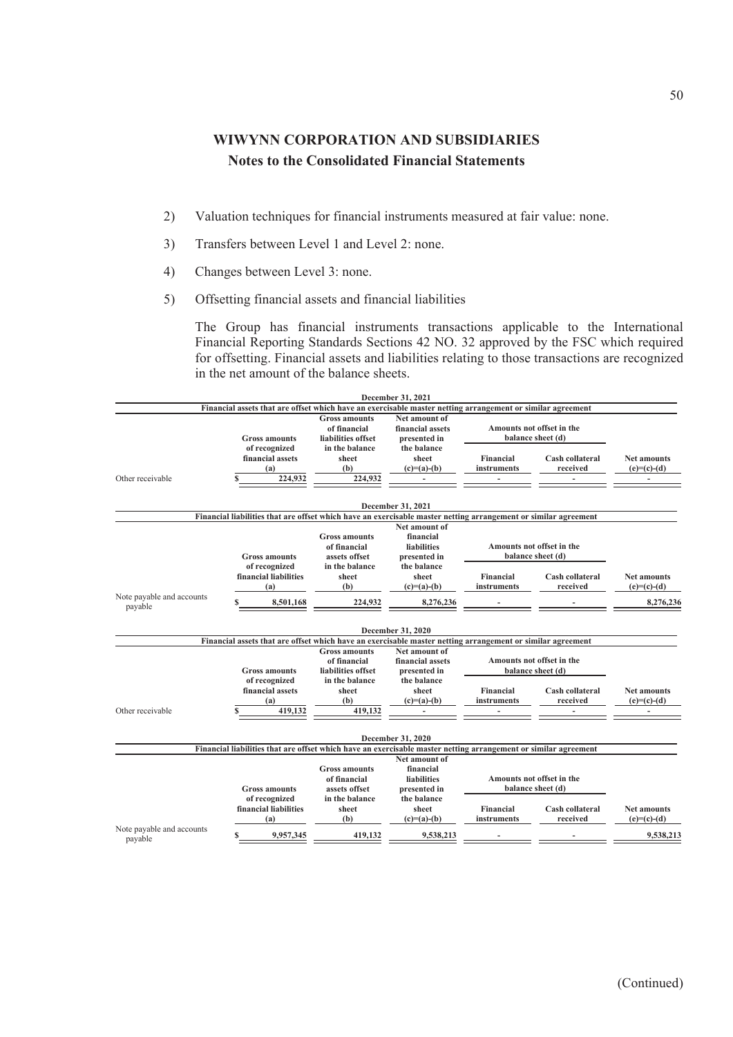## WIWYNN CORPORATION AND SUBSIDIARIES
### Notes to the Consolidated Financial Statements

2) Valuation techniques for financial instruments measured at fair value: none.

3) Transfers between Level 1 and Level 2: none.

4) Changes between Level 3: none.

5) Offsetting financial assets and financial liabilities

The Group has financial instruments transactions applicable to the International Financial Reporting Standards Sections 42 NO. 32 approved by the FSC which required for offsetting. Financial assets and liabilities relating to those transactions are recognized in the net amount of the balance sheets.

**December 31, 2021**

Financial assets that are offset which have an exercisable master netting arrangement or similar agreement

| | Gross amounts of recognized financial assets (a) | Gross amounts of financial liabilities offset in the balance sheet (b) | Net amount of financial assets presented in the balance sheet (c)=(a)-(b) | Amounts not offset in the balance sheet (d) | | Net amounts (e)=(c)-(d) |
|---|---|---|---|---|---|---|
| | | | | Financial instruments | Cash collateral received | |
| Other receivable | $ 224,932 | 224,932 | - | - | - | - |

**December 31, 2021**

Financial liabilities that are offset which have an exercisable master netting arrangement or similar agreement

| | Gross amounts of recognized financial liabilities (a) | Gross amounts of financial assets offset in the balance sheet (b) | Net amount of financial liabilities presented in the balance sheet (c)=(a)-(b) | Amounts not offset in the balance sheet (d) | | Net amounts (e)=(c)-(d) |
|---|---|---|---|---|---|---|
| | | | | Financial instruments | Cash collateral received | |
| Note payable and accounts payable | $ 8,501,168 | 224,932 | 8,276,236 | - | - | 8,276,236 |

**December 31, 2020**

Financial assets that are offset which have an exercisable master netting arrangement or similar agreement

| | Gross amounts of recognized financial assets (a) | Gross amounts of financial liabilities offset in the balance sheet (b) | Net amount of financial assets presented in the balance sheet (c)=(a)-(b) | Amounts not offset in the balance sheet (d) | | Net amounts (e)=(c)-(d) |
|---|---|---|---|---|---|---|
| | | | | Financial instruments | Cash collateral received | |
| Other receivable | $ 419,132 | 419,132 | - | - | - | - |

**December 31, 2020**

Financial liabilities that are offset which have an exercisable master netting arrangement or similar agreement

| | Gross amounts of recognized financial liabilities (a) | Gross amounts of financial assets offset in the balance sheet (b) | Net amount of financial liabilities presented in the balance sheet (c)=(a)-(b) | Amounts not offset in the balance sheet (d) | | Net amounts (e)=(c)-(d) |
|---|---|---|---|---|---|---|
| | | | | Financial instruments | Cash collateral received | |
| Note payable and accounts payable | $ 9,957,345 | 419,132 | 9,538,213 | - | - | 9,538,213 |

(Continued)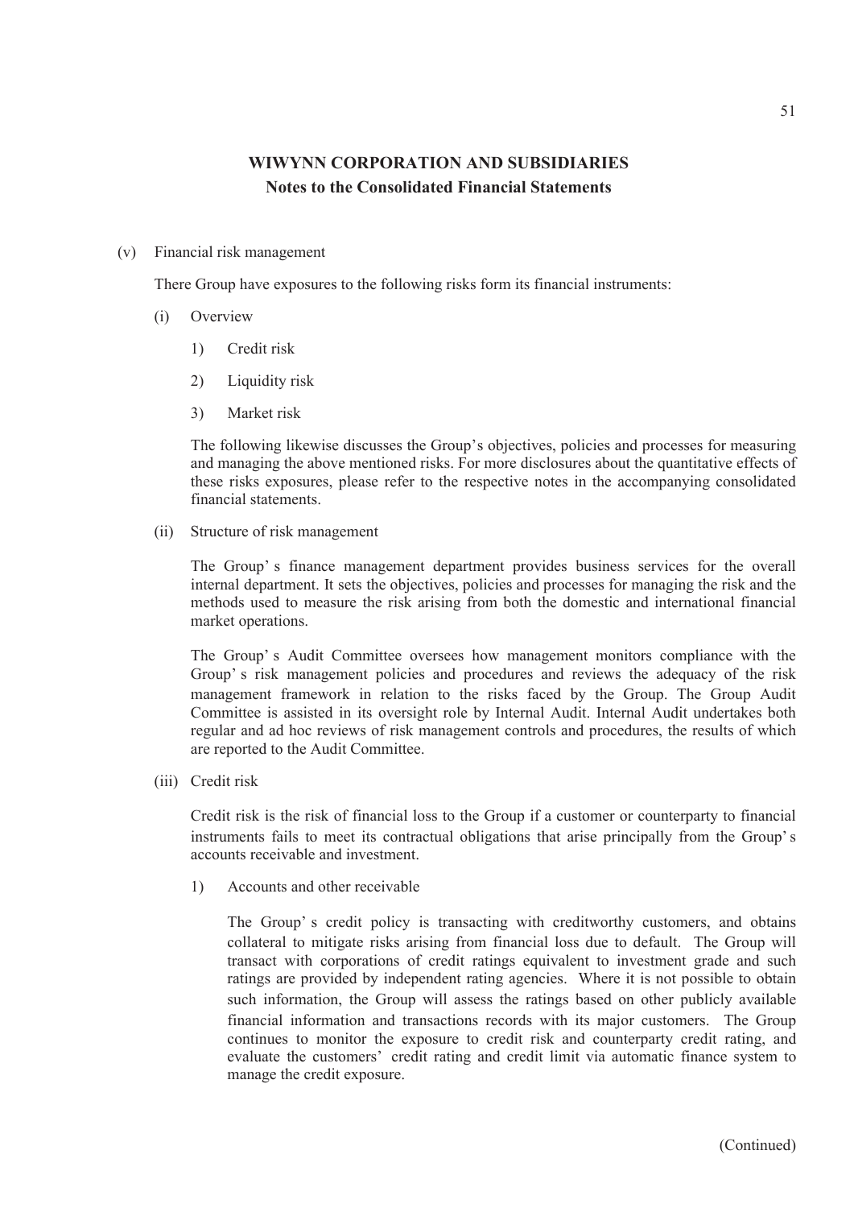# WIWYNN CORPORATION AND SUBSIDIARIES
## Notes to the Consolidated Financial Statements

(v) Financial risk management

There Group have exposures to the following risks form its financial instruments:

(i) Overview

1) Credit risk

2) Liquidity risk

3) Market risk

The following likewise discusses the Group's objectives, policies and processes for measuring and managing the above mentioned risks. For more disclosures about the quantitative effects of these risks exposures, please refer to the respective notes in the accompanying consolidated financial statements.

(ii) Structure of risk management

The Group' s finance management department provides business services for the overall internal department. It sets the objectives, policies and processes for managing the risk and the methods used to measure the risk arising from both the domestic and international financial market operations.

The Group' s Audit Committee oversees how management monitors compliance with the Group' s risk management policies and procedures and reviews the adequacy of the risk management framework in relation to the risks faced by the Group. The Group Audit Committee is assisted in its oversight role by Internal Audit. Internal Audit undertakes both regular and ad hoc reviews of risk management controls and procedures, the results of which are reported to the Audit Committee.

(iii) Credit risk

Credit risk is the risk of financial loss to the Group if a customer or counterparty to financial instruments fails to meet its contractual obligations that arise principally from the Group' s accounts receivable and investment.

1) Accounts and other receivable

The Group' s credit policy is transacting with creditworthy customers, and obtains collateral to mitigate risks arising from financial loss due to default. The Group will transact with corporations of credit ratings equivalent to investment grade and such ratings are provided by independent rating agencies. Where it is not possible to obtain such information, the Group will assess the ratings based on other publicly available financial information and transactions records with its major customers. The Group continues to monitor the exposure to credit risk and counterparty credit rating, and evaluate the customers' credit rating and credit limit via automatic finance system to manage the credit exposure.

(Continued)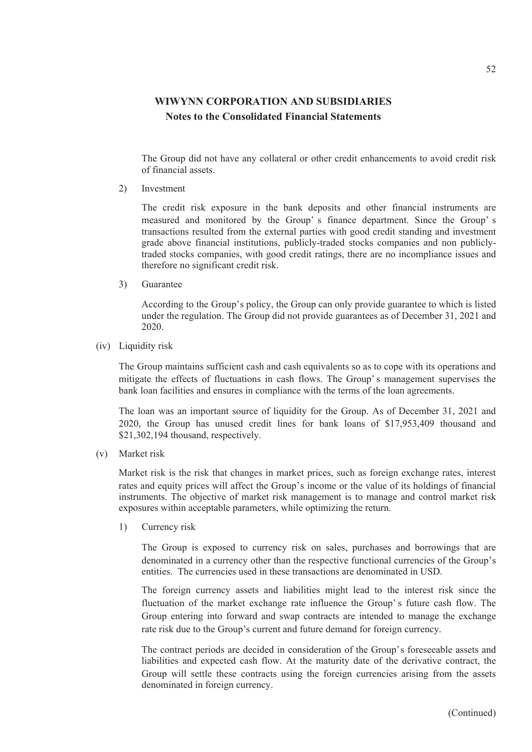The Group did not have any collateral or other credit enhancements to avoid credit risk of financial assets.

2) Investment

The credit risk exposure in the bank deposits and other financial instruments are measured and monitored by the Group's finance department. Since the Group's transactions resulted from the external parties with good credit standing and investment grade above financial institutions, publicly-traded stocks companies and non publicly-traded stocks companies, with good credit ratings, there are no incompliance issues and therefore no significant credit risk.

3) Guarantee

According to the Group's policy, the Group can only provide guarantee to which is listed under the regulation. The Group did not provide guarantees as of December 31, 2021 and 2020.

(iv) Liquidity risk

The Group maintains sufficient cash and cash equivalents so as to cope with its operations and mitigate the effects of fluctuations in cash flows. The Group's management supervises the bank loan facilities and ensures in compliance with the terms of the loan agreements.

The loan was an important source of liquidity for the Group. As of December 31, 2021 and 2020, the Group has unused credit lines for bank loans of $17,953,409 thousand and $21,302,194 thousand, respectively.

(v) Market risk

Market risk is the risk that changes in market prices, such as foreign exchange rates, interest rates and equity prices will affect the Group's income or the value of its holdings of financial instruments. The objective of market risk management is to manage and control market risk exposures within acceptable parameters, while optimizing the return.

1) Currency risk

The Group is exposed to currency risk on sales, purchases and borrowings that are denominated in a currency other than the respective functional currencies of the Group's entities. The currencies used in these transactions are denominated in USD.

The foreign currency assets and liabilities might lead to the interest risk since the fluctuation of the market exchange rate influence the Group's future cash flow. The Group entering into forward and swap contracts are intended to manage the exchange rate risk due to the Group's current and future demand for foreign currency.

The contract periods are decided in consideration of the Group's foreseeable assets and liabilities and expected cash flow. At the maturity date of the derivative contract, the Group will settle these contracts using the foreign currencies arising from the assets denominated in foreign currency.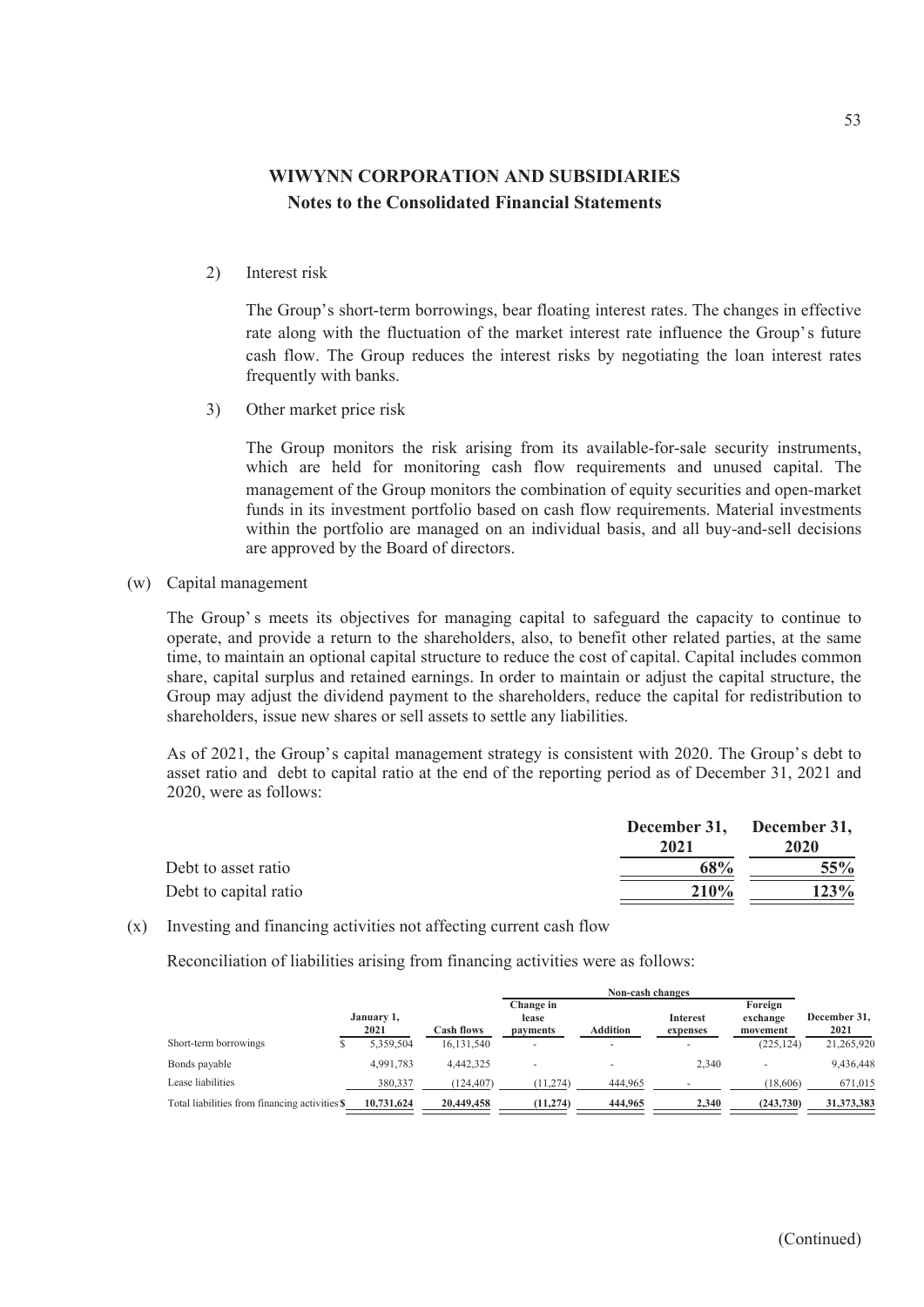2) Interest risk

The Group's short-term borrowings, bear floating interest rates. The changes in effective rate along with the fluctuation of the market interest rate influence the Group's future cash flow. The Group reduces the interest risks by negotiating the loan interest rates frequently with banks.

3) Other market price risk

The Group monitors the risk arising from its available-for-sale security instruments, which are held for monitoring cash flow requirements and unused capital. The management of the Group monitors the combination of equity securities and open-market funds in its investment portfolio based on cash flow requirements. Material investments within the portfolio are managed on an individual basis, and all buy-and-sell decisions are approved by the Board of directors.

(w) Capital management

The Group's meets its objectives for managing capital to safeguard the capacity to continue to operate, and provide a return to the shareholders, also, to benefit other related parties, at the same time, to maintain an optional capital structure to reduce the cost of capital. Capital includes common share, capital surplus and retained earnings. In order to maintain or adjust the capital structure, the Group may adjust the dividend payment to the shareholders, reduce the capital for redistribution to shareholders, issue new shares or sell assets to settle any liabilities.

As of 2021, the Group's capital management strategy is consistent with 2020. The Group's debt to asset ratio and debt to capital ratio at the end of the reporting period as of December 31, 2021 and 2020, were as follows:

| | December 31, 2021 | December 31, 2020 |
|---|---|---|
| Debt to asset ratio | 68% | 55% |
| Debt to capital ratio | 210% | 123% |

(x) Investing and financing activities not affecting current cash flow

Reconciliation of liabilities arising from financing activities were as follows:

| | | | Non-cash changes | | | | |
|---|---|---|---|---|---|---|---|
| | January 1, 2021 | Cash flows | Change in lease payments | Addition | Interest expenses | Foreign exchange movement | December 31, 2021 |
| Short-term borrowings | $ 5,359,504 | 16,131,540 | - | - | - | (225,124) | 21,265,920 |
| Bonds payable | 4,991,783 | 4,442,325 | - | - | 2,340 | - | 9,436,448 |
| Lease liabilities | 380,337 | (124,407) | (11,274) | 444,965 | - | (18,606) | 671,015 |
| Total liabilities from financing activities | $ 10,731,624 | 20,449,458 | (11,274) | 444,965 | 2,340 | (243,730) | 31,373,383 |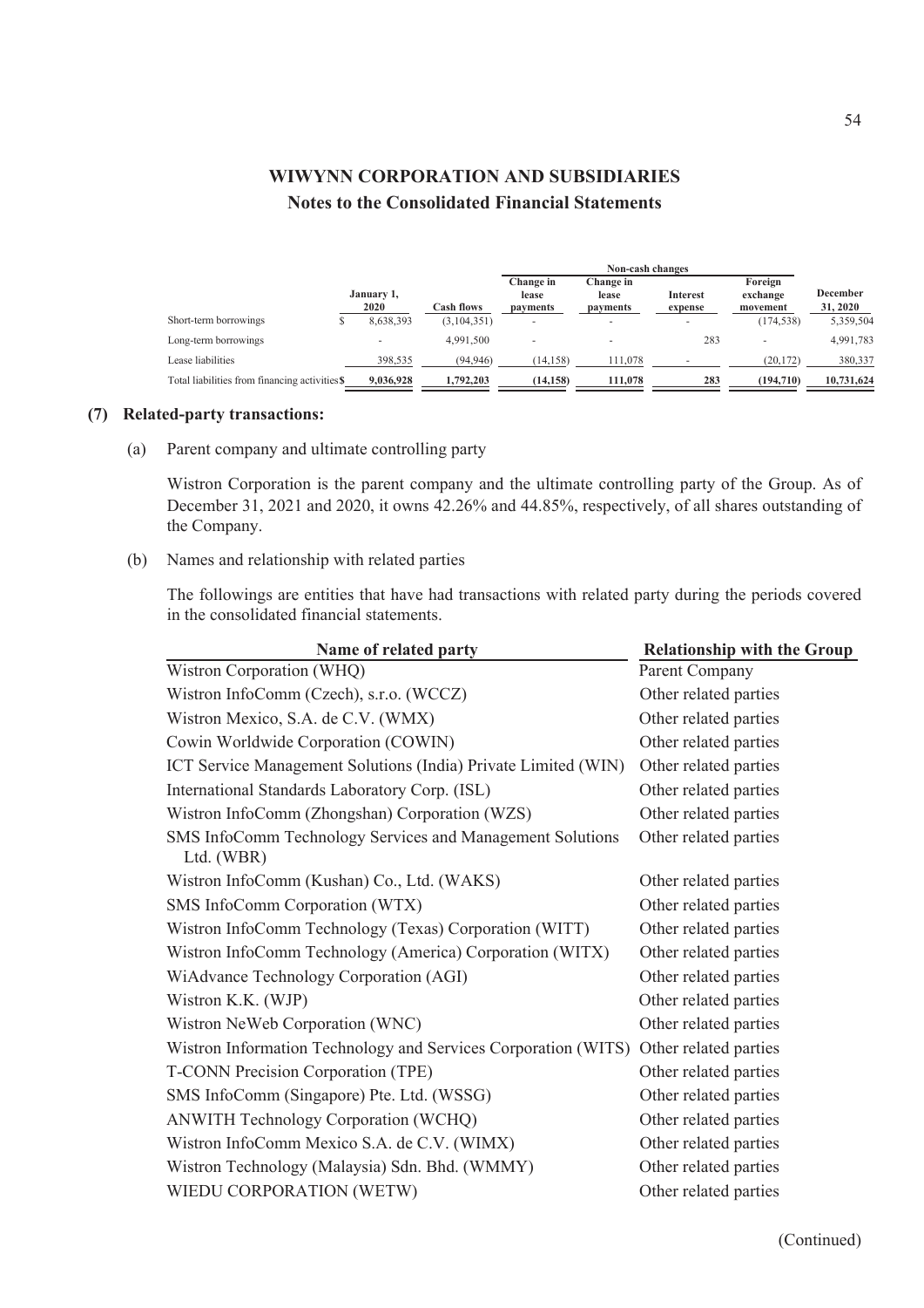# WIWYNN CORPORATION AND SUBSIDIARIES
## Notes to the Consolidated Financial Statements

| | January 1, 2020 | Cash flows | Non-cash changes: Change in lease payments | Change in lease payments | Interest expense | Foreign exchange movement | December 31, 2020 |
|---|---|---|---|---|---|---|---|
| Short-term borrowings | $ 8,638,393 | (3,104,351) | - | - | - | (174,538) | 5,359,504 |
| Long-term borrowings | - | 4,991,500 | - | - | 283 | - | 4,991,783 |
| Lease liabilities | 398,535 | (94,946) | (14,158) | 111,078 | - | (20,172) | 380,337 |
| Total liabilities from financing activities | $ 9,036,928 | 1,792,203 | (14,158) | 111,078 | 283 | (194,710) | 10,731,624 |

**(7) Related-party transactions:**

(a) Parent company and ultimate controlling party

Wistron Corporation is the parent company and the ultimate controlling party of the Group. As of December 31, 2021 and 2020, it owns 42.26% and 44.85%, respectively, of all shares outstanding of the Company.

(b) Names and relationship with related parties

The followings are entities that have had transactions with related party during the periods covered in the consolidated financial statements.

| Name of related party | Relationship with the Group |
|---|---|
| Wistron Corporation (WHQ) | Parent Company |
| Wistron InfoComm (Czech), s.r.o. (WCCZ) | Other related parties |
| Wistron Mexico, S.A. de C.V. (WMX) | Other related parties |
| Cowin Worldwide Corporation (COWIN) | Other related parties |
| ICT Service Management Solutions (India) Private Limited (WIN) | Other related parties |
| International Standards Laboratory Corp. (ISL) | Other related parties |
| Wistron InfoComm (Zhongshan) Corporation (WZS) | Other related parties |
| SMS InfoComm Technology Services and Management Solutions Ltd. (WBR) | Other related parties |
| Wistron InfoComm (Kushan) Co., Ltd. (WAKS) | Other related parties |
| SMS InfoComm Corporation (WTX) | Other related parties |
| Wistron InfoComm Technology (Texas) Corporation (WITT) | Other related parties |
| Wistron InfoComm Technology (America) Corporation (WITX) | Other related parties |
| WiAdvance Technology Corporation (AGI) | Other related parties |
| Wistron K.K. (WJP) | Other related parties |
| Wistron NeWeb Corporation (WNC) | Other related parties |
| Wistron Information Technology and Services Corporation (WITS) | Other related parties |
| T-CONN Precision Corporation (TPE) | Other related parties |
| SMS InfoComm (Singapore) Pte. Ltd. (WSSG) | Other related parties |
| ANWITH Technology Corporation (WCHQ) | Other related parties |
| Wistron InfoComm Mexico S.A. de C.V. (WIMX) | Other related parties |
| Wistron Technology (Malaysia) Sdn. Bhd. (WMMY) | Other related parties |
| WIEDU CORPORATION (WETW) | Other related parties |

(Continued)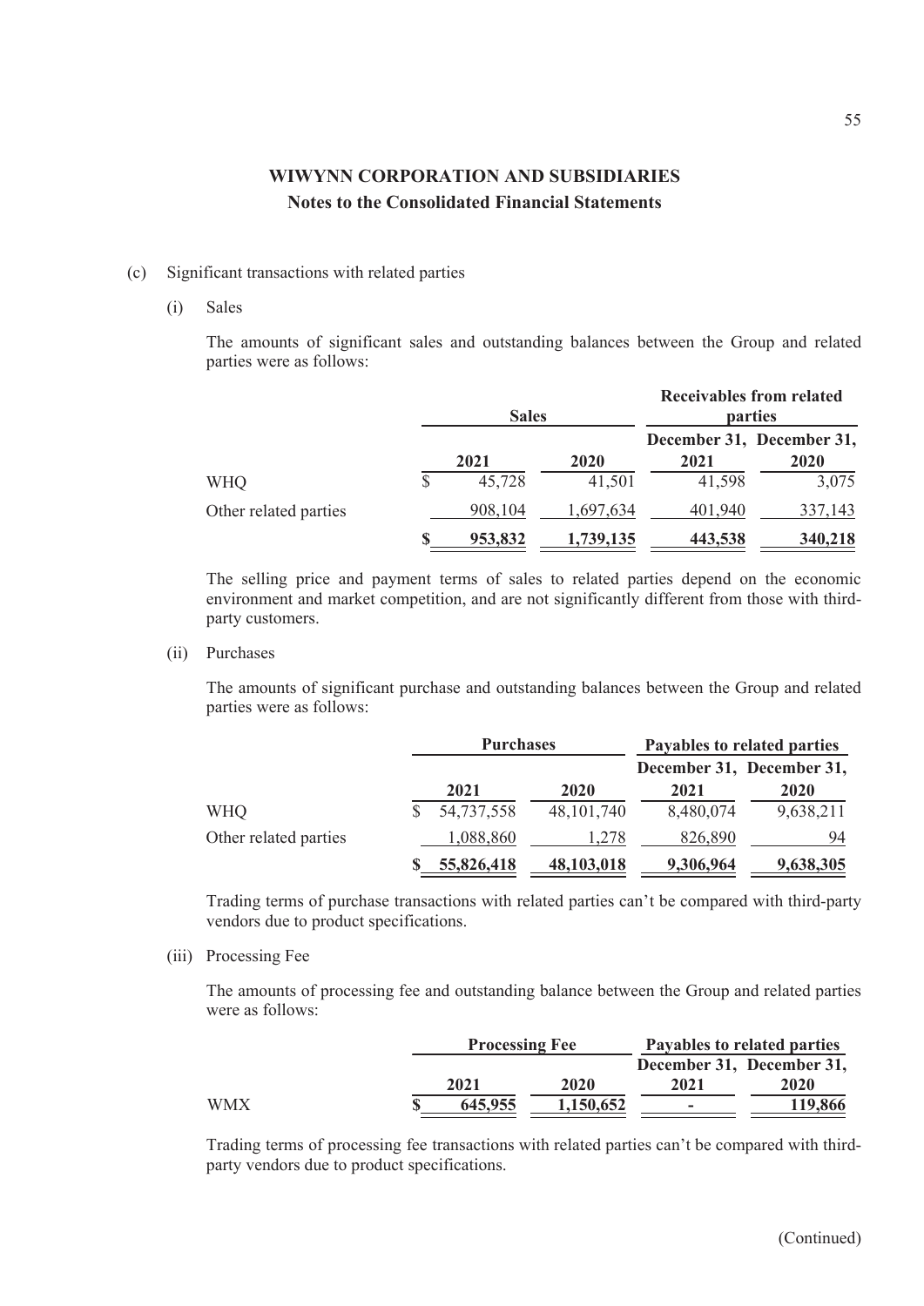# WIWYNN CORPORATION AND SUBSIDIARIES

## Notes to the Consolidated Financial Statements

(c) Significant transactions with related parties

(i) Sales

The amounts of significant sales and outstanding balances between the Group and related parties were as follows:

| | Sales | | Receivables from related parties | |
|---|---|---|---|---|
| | 2021 | 2020 | December 31, 2021 | December 31, 2020 |
| WHQ | $ 45,728 | 41,501 | 41,598 | 3,075 |
| Other related parties | 908,104 | 1,697,634 | 401,940 | 337,143 |
| | $ 953,832 | 1,739,135 | 443,538 | 340,218 |

The selling price and payment terms of sales to related parties depend on the economic environment and market competition, and are not significantly different from those with third-party customers.

(ii) Purchases

The amounts of significant purchase and outstanding balances between the Group and related parties were as follows:

| | Purchases | | Payables to related parties | |
|---|---|---|---|---|
| | 2021 | 2020 | December 31, 2021 | December 31, 2020 |
| WHQ | $ 54,737,558 | 48,101,740 | 8,480,074 | 9,638,211 |
| Other related parties | 1,088,860 | 1,278 | 826,890 | 94 |
| | $ 55,826,418 | 48,103,018 | 9,306,964 | 9,638,305 |

Trading terms of purchase transactions with related parties can't be compared with third-party vendors due to product specifications.

(iii) Processing Fee

The amounts of processing fee and outstanding balance between the Group and related parties were as follows:

| | Processing Fee | | Payables to related parties | |
|---|---|---|---|---|
| | 2021 | 2020 | December 31, 2021 | December 31, 2020 |
| WMX | $ 645,955 | 1,150,652 | - | 119,866 |

Trading terms of processing fee transactions with related parties can't be compared with third-party vendors due to product specifications.

(Continued)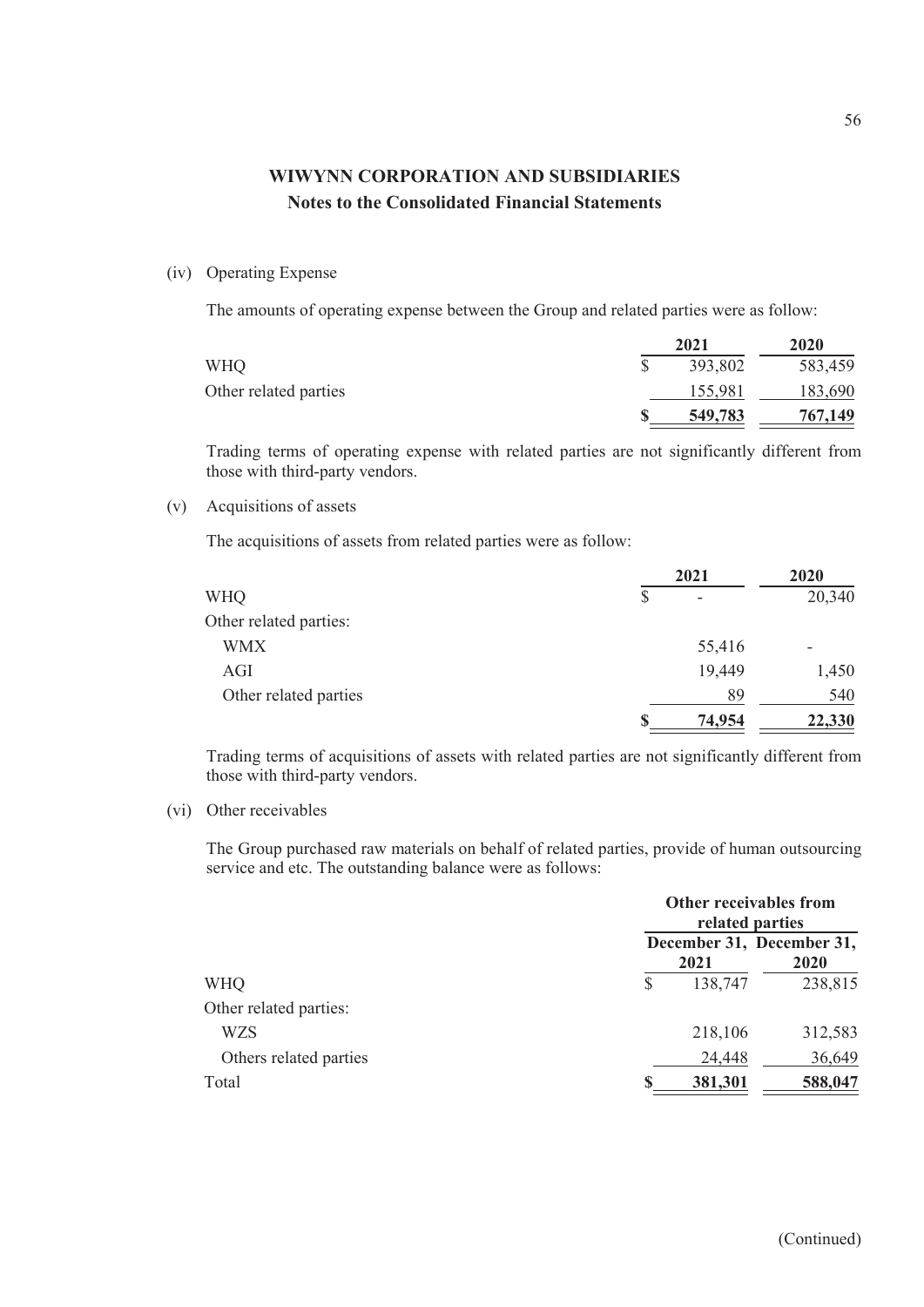# WIWYNN CORPORATION AND SUBSIDIARIES

## Notes to the Consolidated Financial Statements

(iv) Operating Expense

The amounts of operating expense between the Group and related parties were as follow:

| | 2021 | 2020 |
|---|---|---|
| WHQ | $ 393,802 | 583,459 |
| Other related parties | 155,981 | 183,690 |
| | **$ 549,783** | **767,149** |

Trading terms of operating expense with related parties are not significantly different from those with third-party vendors.

(v) Acquisitions of assets

The acquisitions of assets from related parties were as follow:

| | 2021 | 2020 |
|---|---|---|
| WHQ | $ - | 20,340 |
| Other related parties: | | |
| WMX | 55,416 | - |
| AGI | 19,449 | 1,450 |
| Other related parties | 89 | 540 |
| | **$ 74,954** | **22,330** |

Trading terms of acquisitions of assets with related parties are not significantly different from those with third-party vendors.

(vi) Other receivables

The Group purchased raw materials on behalf of related parties, provide of human outsourcing service and etc. The outstanding balance were as follows:

| | Other receivables from related parties | |
|---|---|---|
| | December 31, 2021 | December 31, 2020 |
| WHQ | $ 138,747 | 238,815 |
| Other related parties: | | |
| WZS | 218,106 | 312,583 |
| Others related parties | 24,448 | 36,649 |
| Total | **$ 381,301** | **588,047** |

(Continued)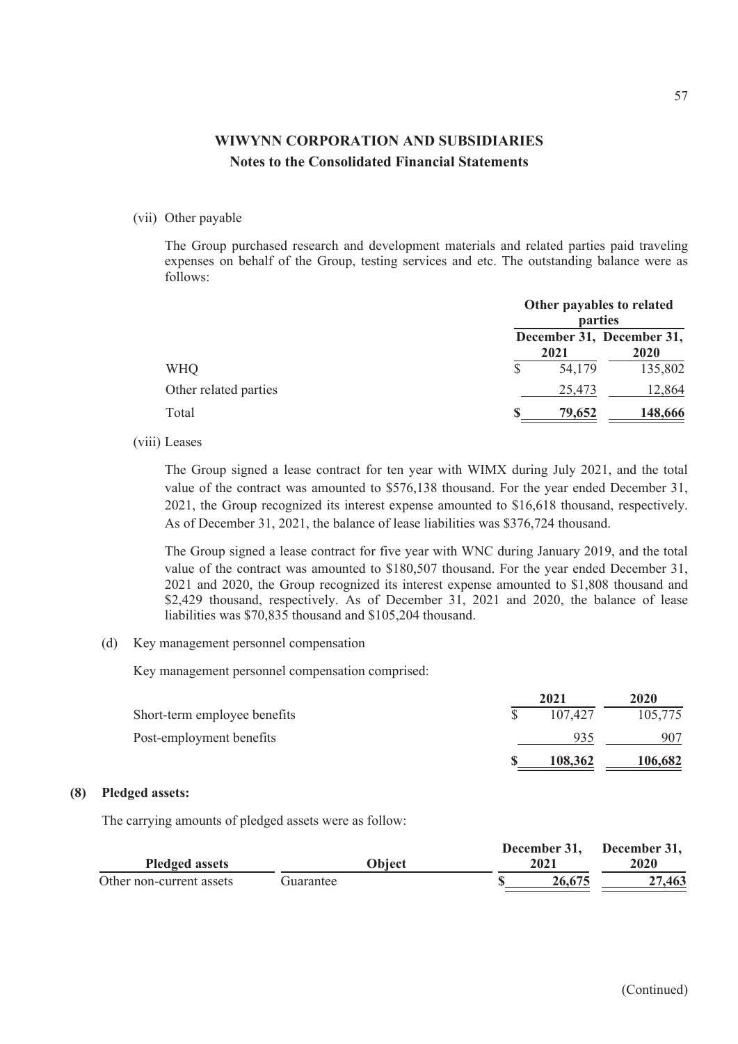(vii) Other payable

The Group purchased research and development materials and related parties paid traveling expenses on behalf of the Group, testing services and etc. The outstanding balance were as follows:

| | Other payables to related parties | |
|---|---|---|
| | December 31, 2021 | December 31, 2020 |
| WHQ | $ 54,179 | 135,802 |
| Other related parties | 25,473 | 12,864 |
| Total | **$ 79,652** | **148,666** |

(viii) Leases

The Group signed a lease contract for ten year with WIMX during July 2021, and the total value of the contract was amounted to $576,138 thousand. For the year ended December 31, 2021, the Group recognized its interest expense amounted to $16,618 thousand, respectively. As of December 31, 2021, the balance of lease liabilities was $376,724 thousand.

The Group signed a lease contract for five year with WNC during January 2019, and the total value of the contract was amounted to $180,507 thousand. For the year ended December 31, 2021 and 2020, the Group recognized its interest expense amounted to $1,808 thousand and $2,429 thousand, respectively. As of December 31, 2021 and 2020, the balance of lease liabilities was $70,835 thousand and $105,204 thousand.

(d) Key management personnel compensation

Key management personnel compensation comprised:

| | 2021 | 2020 |
|---|---|---|
| Short-term employee benefits | $ 107,427 | 105,775 |
| Post-employment benefits | 935 | 907 |
| | **$ 108,362** | **106,682** |

## (8) Pledged assets:

The carrying amounts of pledged assets were as follow:

| Pledged assets | Object | December 31, 2021 | December 31, 2020 |
|---|---|---|---|
| Other non-current assets | Guarantee | **$ 26,675** | **27,463** |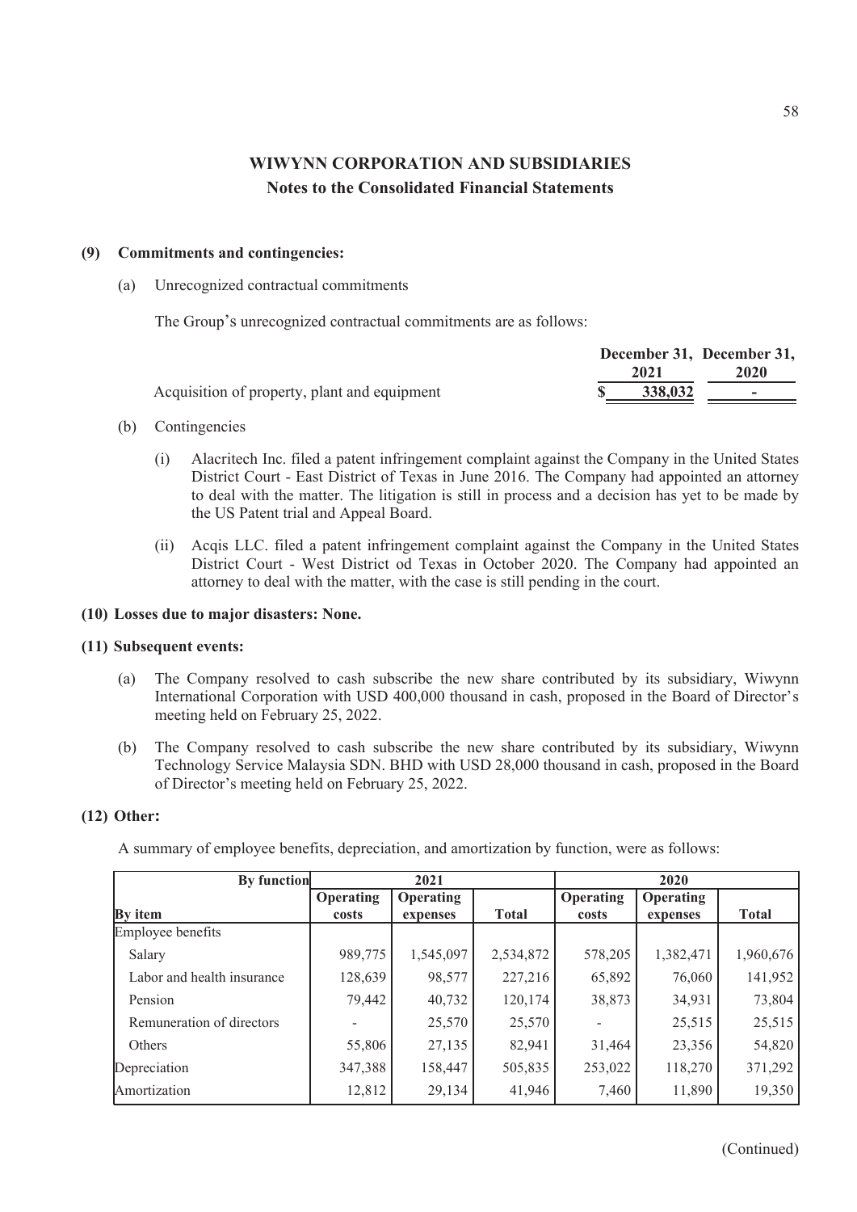# WIWYNN CORPORATION AND SUBSIDIARIES
## Notes to the Consolidated Financial Statements

**(9) Commitments and contingencies:**

(a) Unrecognized contractual commitments

The Group's unrecognized contractual commitments are as follows:

| | December 31, 2021 | December 31, 2020 |
|---|---|---|
| Acquisition of property, plant and equipment | $ 338,032 | - |

(b) Contingencies

(i) Alacritech Inc. filed a patent infringement complaint against the Company in the United States District Court - East District of Texas in June 2016. The Company had appointed an attorney to deal with the matter. The litigation is still in process and a decision has yet to be made by the US Patent trial and Appeal Board.

(ii) Acqis LLC. filed a patent infringement complaint against the Company in the United States District Court - West District od Texas in October 2020. The Company had appointed an attorney to deal with the matter, with the case is still pending in the court.

**(10) Losses due to major disasters: None.**

**(11) Subsequent events:**

(a) The Company resolved to cash subscribe the new share contributed by its subsidiary, Wiwynn International Corporation with USD 400,000 thousand in cash, proposed in the Board of Director's meeting held on February 25, 2022.

(b) The Company resolved to cash subscribe the new share contributed by its subsidiary, Wiwynn Technology Service Malaysia SDN. BHD with USD 28,000 thousand in cash, proposed in the Board of Director's meeting held on February 25, 2022.

**(12) Other:**

A summary of employee benefits, depreciation, and amortization by function, were as follows:

| By function | 2021 | | | 2020 | | |
|---|---|---|---|---|---|---|
| **By item** | **Operating costs** | **Operating expenses** | **Total** | **Operating costs** | **Operating expenses** | **Total** |
| Employee benefits | | | | | | |
| Salary | 989,775 | 1,545,097 | 2,534,872 | 578,205 | 1,382,471 | 1,960,676 |
| Labor and health insurance | 128,639 | 98,577 | 227,216 | 65,892 | 76,060 | 141,952 |
| Pension | 79,442 | 40,732 | 120,174 | 38,873 | 34,931 | 73,804 |
| Remuneration of directors | - | 25,570 | 25,570 | - | 25,515 | 25,515 |
| Others | 55,806 | 27,135 | 82,941 | 31,464 | 23,356 | 54,820 |
| Depreciation | 347,388 | 158,447 | 505,835 | 253,022 | 118,270 | 371,292 |
| Amortization | 12,812 | 29,134 | 41,946 | 7,460 | 11,890 | 19,350 |

(Continued)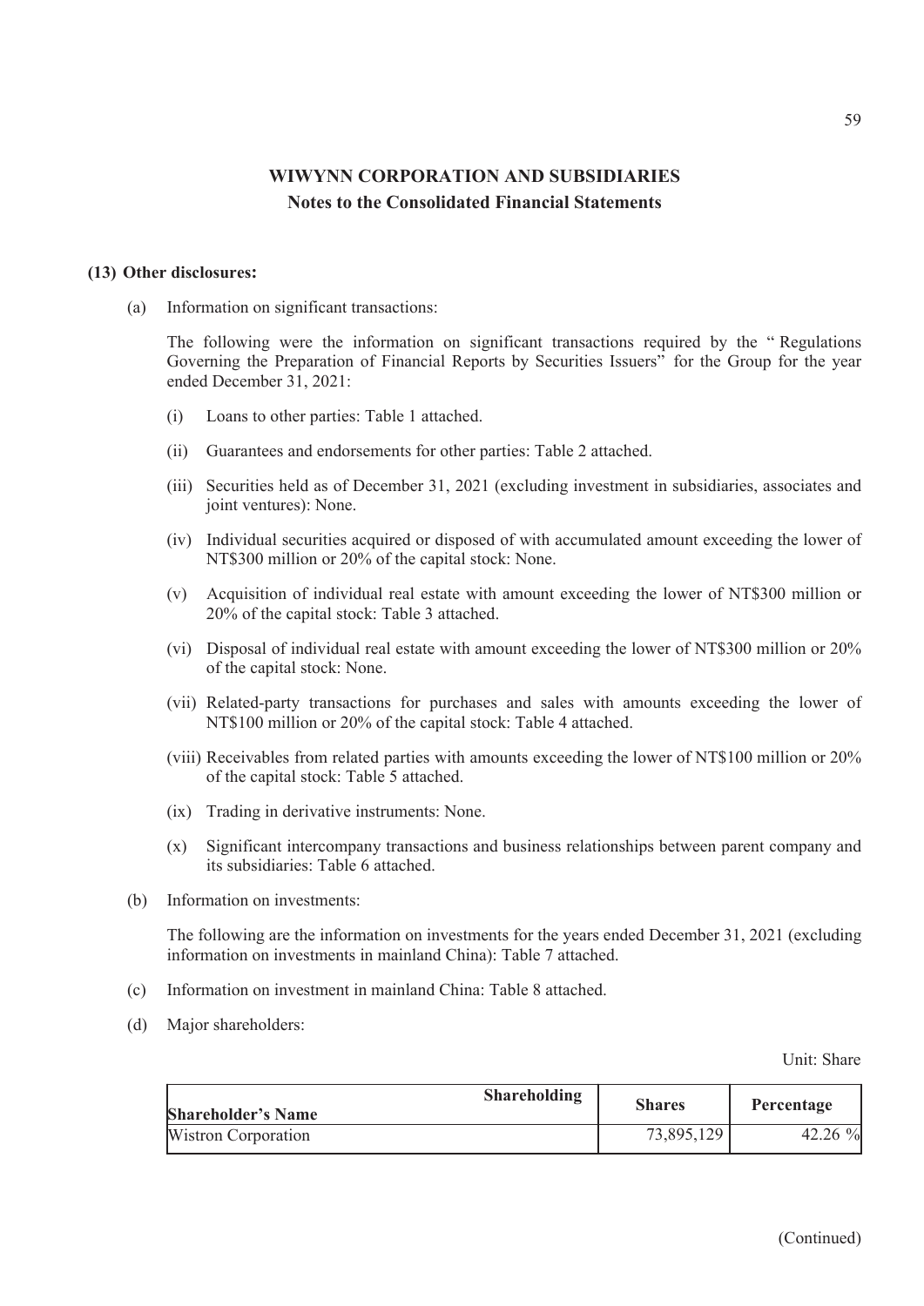# WIWYNN CORPORATION AND SUBSIDIARIES
## Notes to the Consolidated Financial Statements

**(13) Other disclosures:**

(a) Information on significant transactions:

The following were the information on significant transactions required by the "Regulations Governing the Preparation of Financial Reports by Securities Issuers" for the Group for the year ended December 31, 2021:

(i) Loans to other parties: Table 1 attached.

(ii) Guarantees and endorsements for other parties: Table 2 attached.

(iii) Securities held as of December 31, 2021 (excluding investment in subsidiaries, associates and joint ventures): None.

(iv) Individual securities acquired or disposed of with accumulated amount exceeding the lower of NT$300 million or 20% of the capital stock: None.

(v) Acquisition of individual real estate with amount exceeding the lower of NT$300 million or 20% of the capital stock: Table 3 attached.

(vi) Disposal of individual real estate with amount exceeding the lower of NT$300 million or 20% of the capital stock: None.

(vii) Related-party transactions for purchases and sales with amounts exceeding the lower of NT$100 million or 20% of the capital stock: Table 4 attached.

(viii) Receivables from related parties with amounts exceeding the lower of NT$100 million or 20% of the capital stock: Table 5 attached.

(ix) Trading in derivative instruments: None.

(x) Significant intercompany transactions and business relationships between parent company and its subsidiaries: Table 6 attached.

(b) Information on investments:

The following are the information on investments for the years ended December 31, 2021 (excluding information on investments in mainland China): Table 7 attached.

(c) Information on investment in mainland China: Table 8 attached.

(d) Major shareholders:

Unit: Share

| Shareholding / Shareholder's Name | Shares | Percentage |
|---|---|---|
| Wistron Corporation | 73,895,129 | 42.26 % |

(Continued)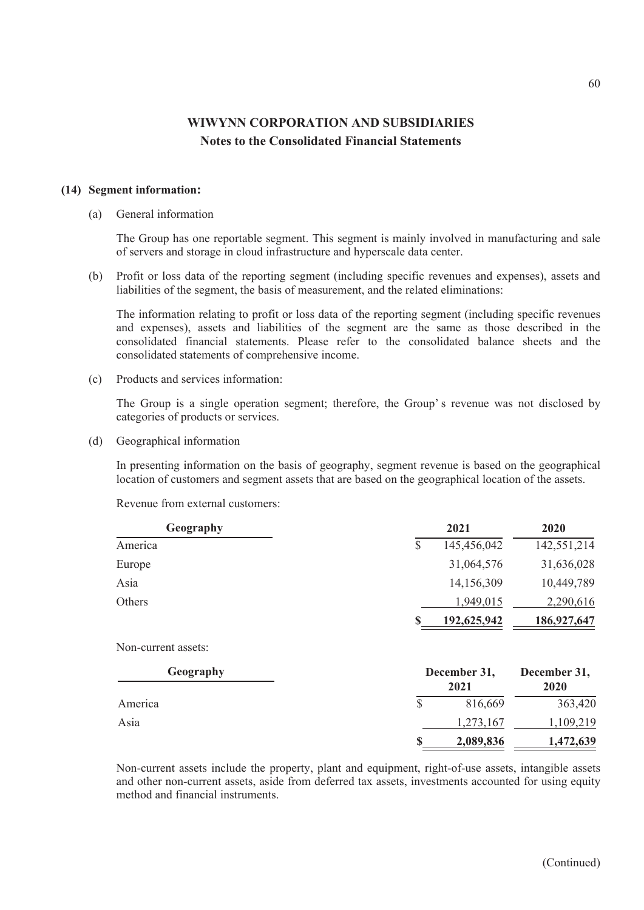**WIWYNN CORPORATION AND SUBSIDIARIES**

**Notes to the Consolidated Financial Statements**

**(14) Segment information:**

(a) General information

The Group has one reportable segment. This segment is mainly involved in manufacturing and sale of servers and storage in cloud infrastructure and hyperscale data center.

(b) Profit or loss data of the reporting segment (including specific revenues and expenses), assets and liabilities of the segment, the basis of measurement, and the related eliminations:

The information relating to profit or loss data of the reporting segment (including specific revenues and expenses), assets and liabilities of the segment are the same as those described in the consolidated financial statements. Please refer to the consolidated balance sheets and the consolidated statements of comprehensive income.

(c) Products and services information:

The Group is a single operation segment; therefore, the Group' s revenue was not disclosed by categories of products or services.

(d) Geographical information

In presenting information on the basis of geography, segment revenue is based on the geographical location of customers and segment assets that are based on the geographical location of the assets.

Revenue from external customers:

| Geography | 2021 | 2020 |
|---|---|---|
| America | $ 145,456,042 | 142,551,214 |
| Europe | 31,064,576 | 31,636,028 |
| Asia | 14,156,309 | 10,449,789 |
| Others | 1,949,015 | 2,290,616 |
| | $ 192,625,942 | 186,927,647 |

Non-current assets:

| Geography | December 31, 2021 | December 31, 2020 |
|---|---|---|
| America | $ 816,669 | 363,420 |
| Asia | 1,273,167 | 1,109,219 |
| | $ 2,089,836 | 1,472,639 |

Non-current assets include the property, plant and equipment, right-of-use assets, intangible assets and other non-current assets, aside from deferred tax assets, investments accounted for using equity method and financial instruments.

(Continued)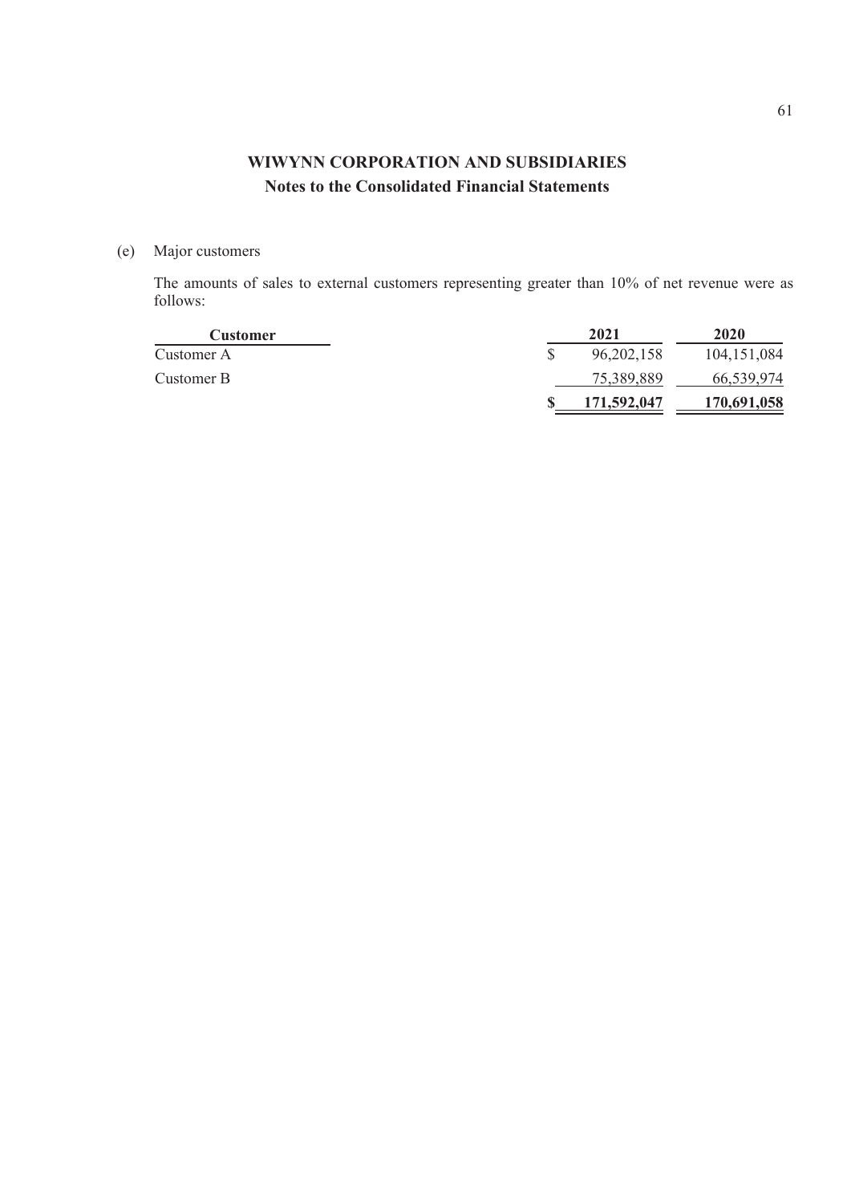**WIWYNN CORPORATION AND SUBSIDIARIES**
**Notes to the Consolidated Financial Statements**

(e) Major customers

The amounts of sales to external customers representing greater than 10% of net revenue were as follows:

| Customer | 2021 | 2020 |
|---|---|---|
| Customer A | $ 96,202,158 | 104,151,084 |
| Customer B | 75,389,889 | 66,539,974 |
| | **$ 171,592,047** | **170,691,058** |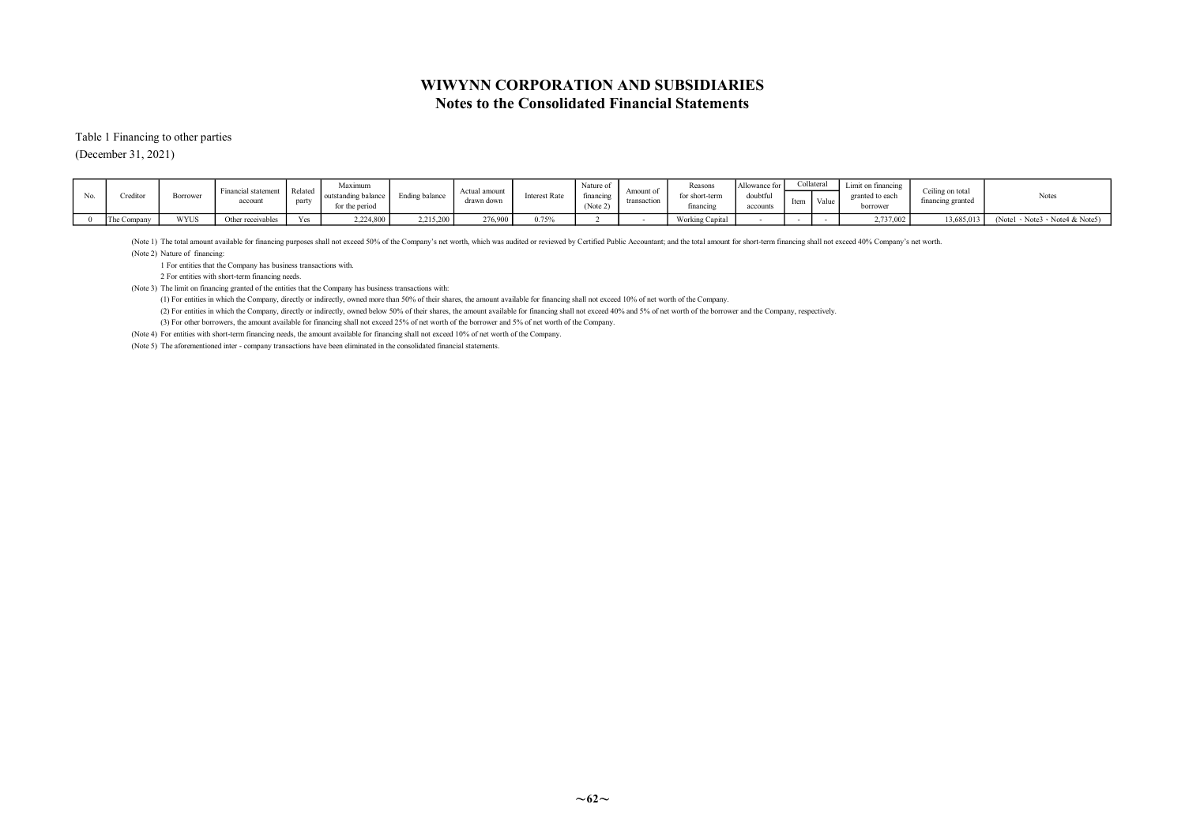# WIWYNN CORPORATION AND SUBSIDIARIES
## Notes to the Consolidated Financial Statements

Table 1 Financing to other parties

(December 31, 2021)

| No. | Creditor | Borrower | Financial statement account | Related party | Maximum outstanding balance for the period | Ending balance | Actual amount drawn down | Interest Rate | Nature of financing (Note 2) | Amount of transaction | Reasons for short-term financing | Allowance for doubtful accounts | Collateral | | Limit on financing granted to each borrower | Ceiling on total financing granted | Notes |
|---|---|---|---|---|---|---|---|---|---|---|---|---|---|---|---|---|---|
| | | | | | | | | | | | | | Item | Value | | | |
| 0 | The Company | WYUS | Other receivables | Yes | 2,224,800 | 2,215,200 | 276,900 | 0.75% | 2 | - | Working Capital | - | - | - | 2,737,002 | 13,685,013 | (Note1、Note3、Note4 & Note5) |

(Note 1) The total amount available for financing purposes shall not exceed 50% of the Company's net worth, which was audited or reviewed by Certified Public Accountant; and the total amount for short-term financing shall not exceed 40% Company's net worth.

(Note 2) Nature of financing:

1 For entities that the Company has business transactions with.

2 For entities with short-term financing needs.

(Note 3) The limit on financing granted of the entities that the Company has business transactions with:

(1) For entities in which the Company, directly or indirectly, owned more than 50% of their shares, the amount available for financing shall not exceed 10% of net worth of the Company.

(2) For entities in which the Company, directly or indirectly, owned below 50% of their shares, the amount available for financing shall not exceed 40% and 5% of net worth of the borrower and the Company, respectively.

(3) For other borrowers, the amount available for financing shall not exceed 25% of net worth of the borrower and 5% of net worth of the Company.

(Note 4) For entities with short-term financing needs, the amount available for financing shall not exceed 10% of net worth of the Company.

(Note 5) The aforementioned inter - company transactions have been eliminated in the consolidated financial statements.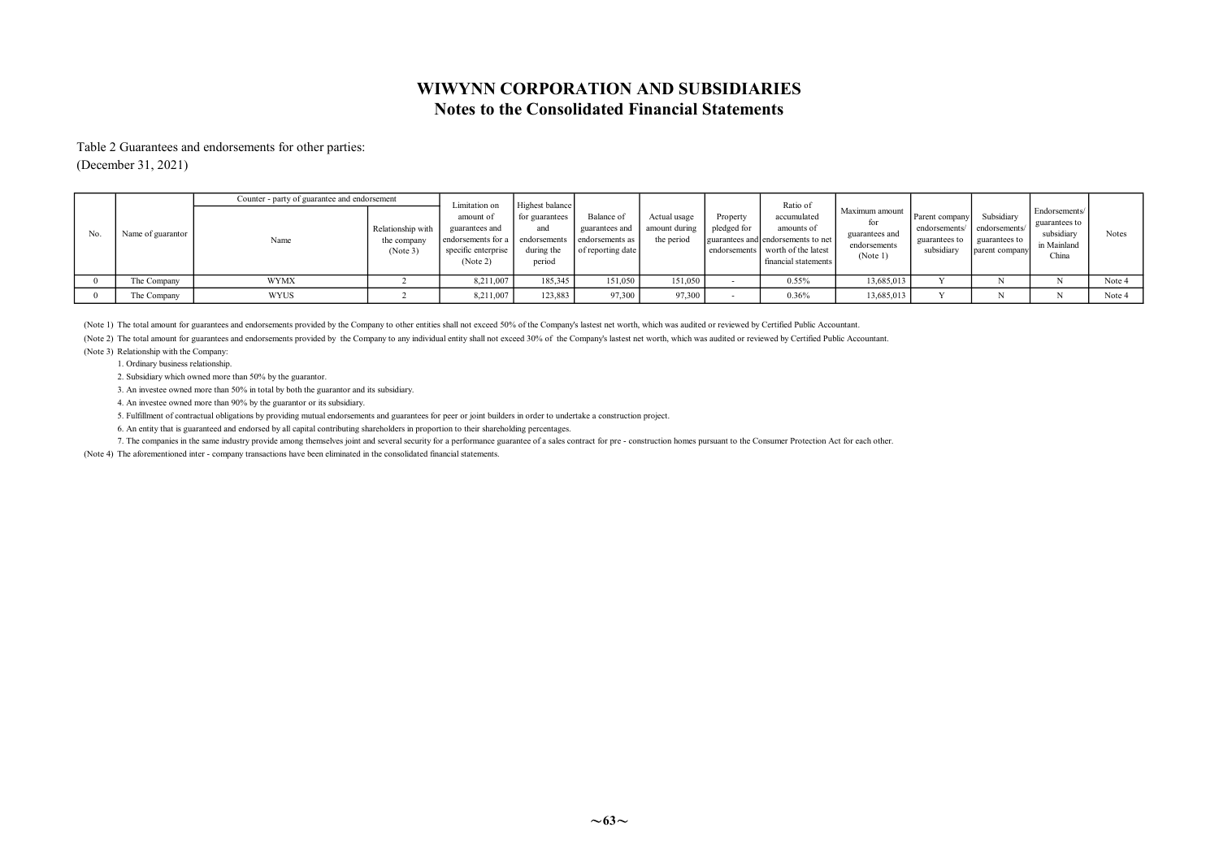# WIWYNN CORPORATION AND SUBSIDIARIES
## Notes to the Consolidated Financial Statements

Table 2 Guarantees and endorsements for other parties:
(December 31, 2021)

| No. | Name of guarantor | Counter - party of guarantee and endorsement | | Limitation on amount of guarantees and endorsements for a specific enterprise (Note 2) | Highest balance for guarantees and endorsements during the period | Balance of guarantees and endorsements as of reporting date | Actual usage amount during the period | Property pledged for guarantees and endorsements | Ratio of accumulated amounts of endorsements to net worth of the latest financial statements | Maximum amount for guarantees and endorsements (Note 1) | Parent company endorsements/ guarantees to subsidiary | Subsidiary endorsements/ guarantees to parent company | Endorsements/ guarantees to subsidiary in Mainland China | Notes |
|---|---|---|---|---|---|---|---|---|---|---|---|---|---|---|
| | | Name | Relationship with the company (Note 3) | | | | | | | | | | | |
| 0 | The Company | WYMX | 2 | 8,211,007 | 185,345 | 151,050 | 151,050 | - | 0.55% | 13,685,013 | Y | N | N | Note 4 |
| 0 | The Company | WYUS | 2 | 8,211,007 | 123,883 | 97,300 | 97,300 | - | 0.36% | 13,685,013 | Y | N | N | Note 4 |

(Note 1) The total amount for guarantees and endorsements provided by the Company to other entities shall not exceed 50% of the Company's lastest net worth, which was audited or reviewed by Certified Public Accountant.

(Note 2) The total amount for guarantees and endorsements provided by the Company to any individual entity shall not exceed 30% of the Company's lastest net worth, which was audited or reviewed by Certified Public Accountant.

(Note 3) Relationship with the Company:

1. Ordinary business relationship.
2. Subsidiary which owned more than 50% by the guarantor.
3. An investee owned more than 50% in total by both the guarantor and its subsidiary.
4. An investee owned more than 90% by the guarantor or its subsidiary.
5. Fulfillment of contractual obligations by providing mutual endorsements and guarantees for peer or joint builders in order to undertake a construction project.
6. An entity that is guaranteed and endorsed by all capital contributing shareholders in proportion to their shareholding percentages.
7. The companies in the same industry provide among themselves joint and several security for a performance guarantee of a sales contract for pre - construction homes pursuant to the Consumer Protection Act for each other.

(Note 4) The aforementioned inter - company transactions have been eliminated in the consolidated financial statements.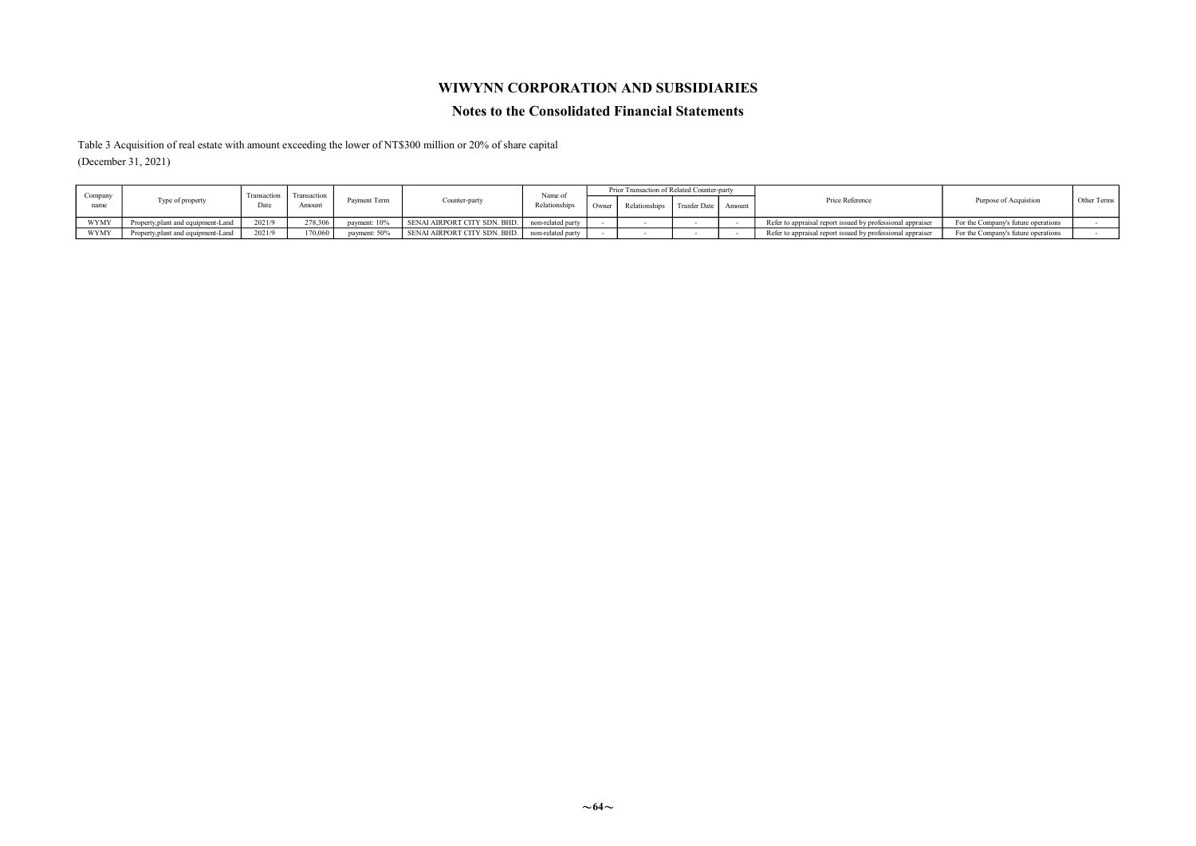# WIWYNN CORPORATION AND SUBSIDIARIES

## Notes to the Consolidated Financial Statements

Table 3 Acquisition of real estate with amount exceeding the lower of NT$300 million or 20% of share capital

(December 31, 2021)

| Company name | Type of property | Transaction Date | Transaction Amount | Payment Term | Counter-party | Name of Relationships | Prior Transaction of Related Counter-party | | | | Price Reference | Purpose of Acquistion | Other Terms |
|---|---|---|---|---|---|---|---|---|---|---|---|---|---|
| | | | | | | | Owner | Relationships | Tranfer Date | Amount | | | |
| WYMY | Property,plant and equipment-Land | 2021/9 | 278,306 | payment: 10% | SENAI AIRPORT CITY SDN. BHD. | non-related party | - | - | - | - | Refer to appraisal report issued by professional appraiser | For the Company's future operations | - |
| WYMY | Property,plant and equipment-Land | 2021/9 | 170,060 | payment: 50% | SENAI AIRPORT CITY SDN. BHD. | non-related party | - | - | - | - | Refer to appraisal report issued by professional appraiser | For the Company's future operations | - |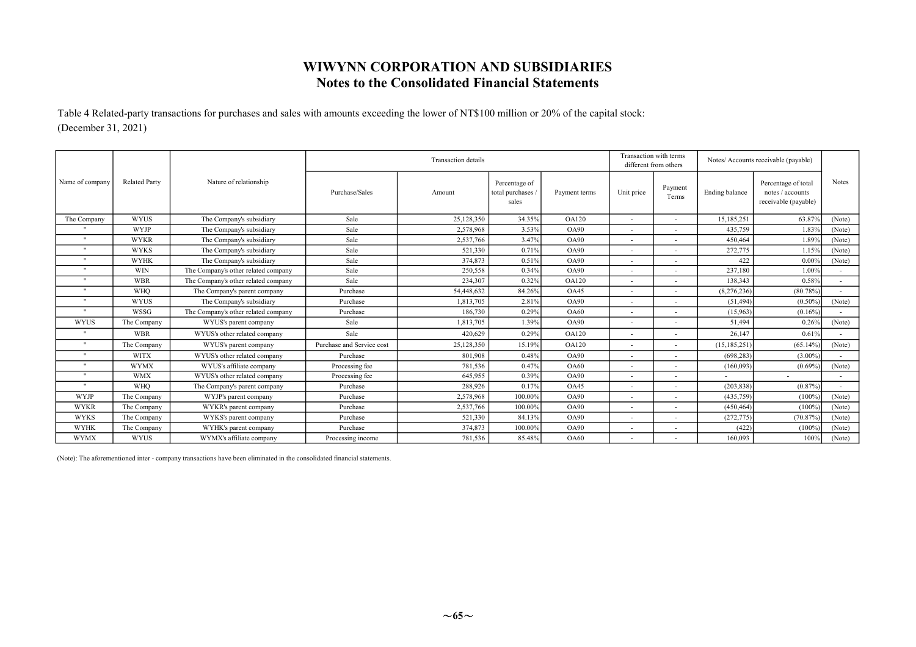# WIWYNN CORPORATION AND SUBSIDIARIES
## Notes to the Consolidated Financial Statements

Table 4 Related-party transactions for purchases and sales with amounts exceeding the lower of NT$100 million or 20% of the capital stock:
(December 31, 2021)

| Name of company | Related Party | Nature of relationship | Transaction details | | | | Transaction with terms different from others | | Notes/ Accounts receivable (payable) | | Notes |
|---|---|---|---|---|---|---|---|---|---|---|---|
| | | | Purchase/Sales | Amount | Percentage of total purchases / sales | Payment terms | Unit price | Payment Terms | Ending balance | Percentage of total notes / accounts receivable (payable) | |
| The Company | WYUS | The Company's subsidiary | Sale | 25,128,350 | 34.35% | OA120 | - | - | 15,185,251 | 63.87% | (Note) |
| " | WYJP | The Company's subsidiary | Sale | 2,578,968 | 3.53% | OA90 | - | - | 435,759 | 1.83% | (Note) |
| " | WYKR | The Company's subsidiary | Sale | 2,537,766 | 3.47% | OA90 | - | - | 450,464 | 1.89% | (Note) |
| " | WYKS | The Company's subsidiary | Sale | 521,330 | 0.71% | OA90 | - | - | 272,775 | 1.15% | (Note) |
| " | WYHK | The Company's subsidiary | Sale | 374,873 | 0.51% | OA90 | - | - | 422 | 0.00% | (Note) |
| " | WIN | The Company's other related company | Sale | 250,558 | 0.34% | OA90 | - | - | 237,180 | 1.00% | - |
| " | WBR | The Company's other related company | Sale | 234,307 | 0.32% | OA120 | - | - | 138,343 | 0.58% | - |
| " | WHQ | The Company's parent company | Purchase | 54,448,632 | 84.26% | OA45 | - | - | (8,276,236) | (80.78%) | - |
| " | WYUS | The Company's subsidiary | Purchase | 1,813,705 | 2.81% | OA90 | - | - | (51,494) | (0.50%) | (Note) |
| " | WSSG | The Company's other related company | Purchase | 186,730 | 0.29% | OA60 | - | - | (15,963) | (0.16%) | - |
| WYUS | The Company | WYUS's parent company | Sale | 1,813,705 | 1.39% | OA90 | - | - | 51,494 | 0.26% | (Note) |
| " | WBR | WYUS's other related company | Sale | 420,629 | 0.29% | OA120 | - | - | 26,147 | 0.61% | - |
| " | The Company | WYUS's parent company | Purchase and Service cost | 25,128,350 | 15.19% | OA120 | - | - | (15,185,251) | (65.14%) | (Note) |
| " | WITX | WYUS's other related company | Purchase | 801,908 | 0.48% | OA90 | - | - | (698,283) | (3.00%) | - |
| " | WYMX | WYUS's affiliate company | Processing fee | 781,536 | 0.47% | OA60 | - | - | (160,093) | (0.69%) | (Note) |
| " | WMX | WYUS's other related company | Processing fee | 645,955 | 0.39% | OA90 | - | - | - | - | - |
| " | WHQ | The Company's parent company | Purchase | 288,926 | 0.17% | OA45 | - | - | (203,838) | (0.87%) | - |
| WYJP | The Company | WYJP's parent company | Purchase | 2,578,968 | 100.00% | OA90 | - | - | (435,759) | (100%) | (Note) |
| WYKR | The Company | WYKR's parent company | Purchase | 2,537,766 | 100.00% | OA90 | - | - | (450,464) | (100%) | (Note) |
| WYKS | The Company | WYKS's parent company | Purchase | 521,330 | 84.13% | OA90 | - | - | (272,775) | (70.87%) | (Note) |
| WYHK | The Company | WYHK's parent company | Purchase | 374,873 | 100.00% | OA90 | - | - | (422) | (100%) | (Note) |
| WYMX | WYUS | WYMX's affiliate company | Processing income | 781,536 | 85.48% | OA60 | - | - | 160,093 | 100% | (Note) |

(Note): The aforementioned inter - company transactions have been eliminated in the consolidated financial statements.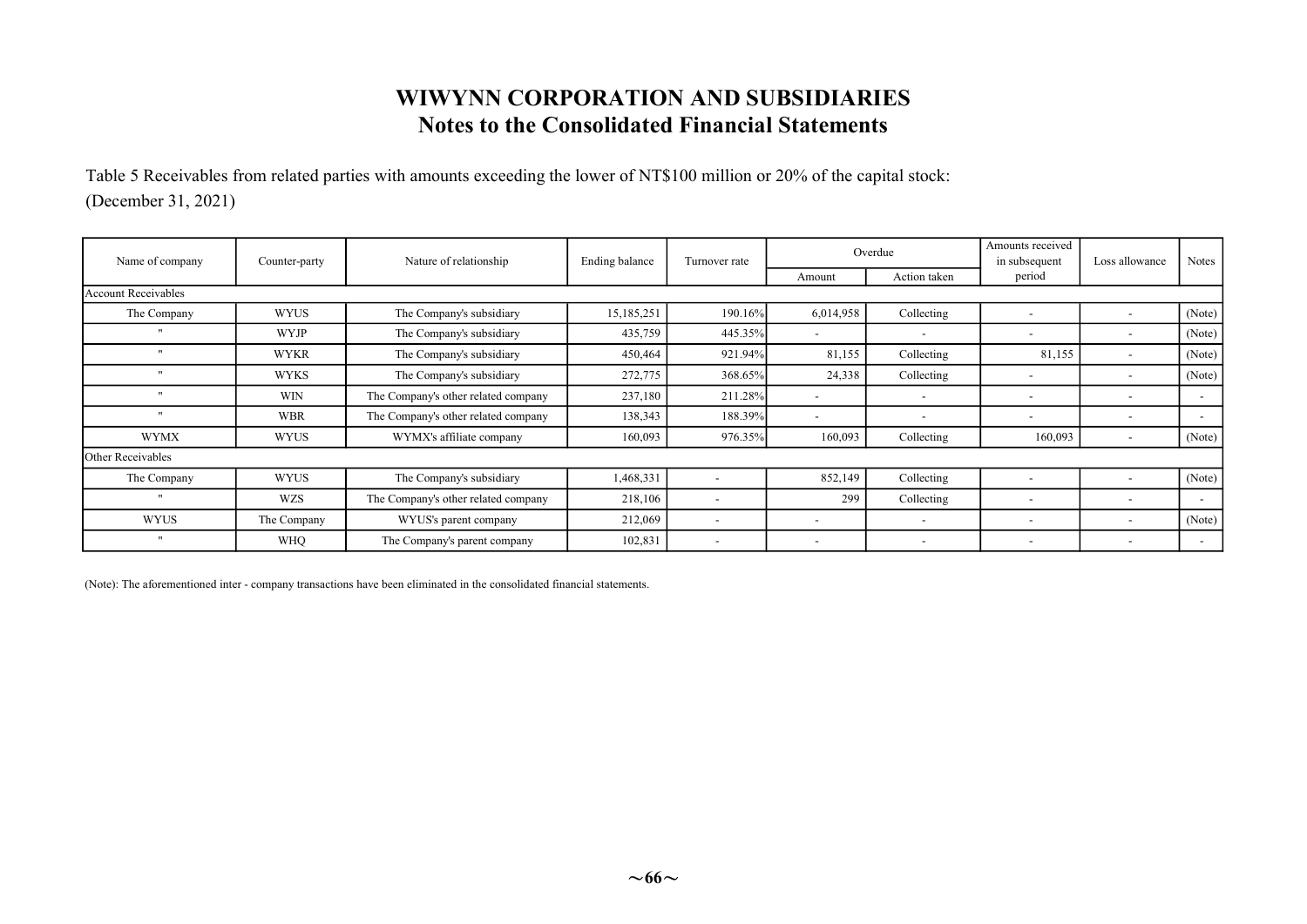# WIWYNN CORPORATION AND SUBSIDIARIES
## Notes to the Consolidated Financial Statements

Table 5 Receivables from related parties with amounts exceeding the lower of NT$100 million or 20% of the capital stock:
(December 31, 2021)

| Name of company | Counter-party | Nature of relationship | Ending balance | Turnover rate | Overdue | | Amounts received in subsequent period | Loss allowance | Notes |
|---|---|---|---|---|---|---|---|---|---|
| | | | | | Amount | Action taken | | | |
| Account Receivables | | | | | | | | | |
| The Company | WYUS | The Company's subsidiary | 15,185,251 | 190.16% | 6,014,958 | Collecting | - | - | (Note) |
| " | WYJP | The Company's subsidiary | 435,759 | 445.35% | - | - | - | - | (Note) |
| " | WYKR | The Company's subsidiary | 450,464 | 921.94% | 81,155 | Collecting | 81,155 | - | (Note) |
| " | WYKS | The Company's subsidiary | 272,775 | 368.65% | 24,338 | Collecting | - | - | (Note) |
| " | WIN | The Company's other related company | 237,180 | 211.28% | - | - | - | - | - |
| " | WBR | The Company's other related company | 138,343 | 188.39% | - | - | - | - | - |
| WYMX | WYUS | WYMX's affiliate company | 160,093 | 976.35% | 160,093 | Collecting | 160,093 | - | (Note) |
| Other Receivables | | | | | | | | | |
| The Company | WYUS | The Company's subsidiary | 1,468,331 | - | 852,149 | Collecting | - | - | (Note) |
| " | WZS | The Company's other related company | 218,106 | - | 299 | Collecting | - | - | - |
| WYUS | The Company | WYUS's parent company | 212,069 | - | - | - | - | - | (Note) |
| " | WHQ | The Company's parent company | 102,831 | - | - | - | - | - | - |

(Note): The aforementioned inter - company transactions have been eliminated in the consolidated financial statements.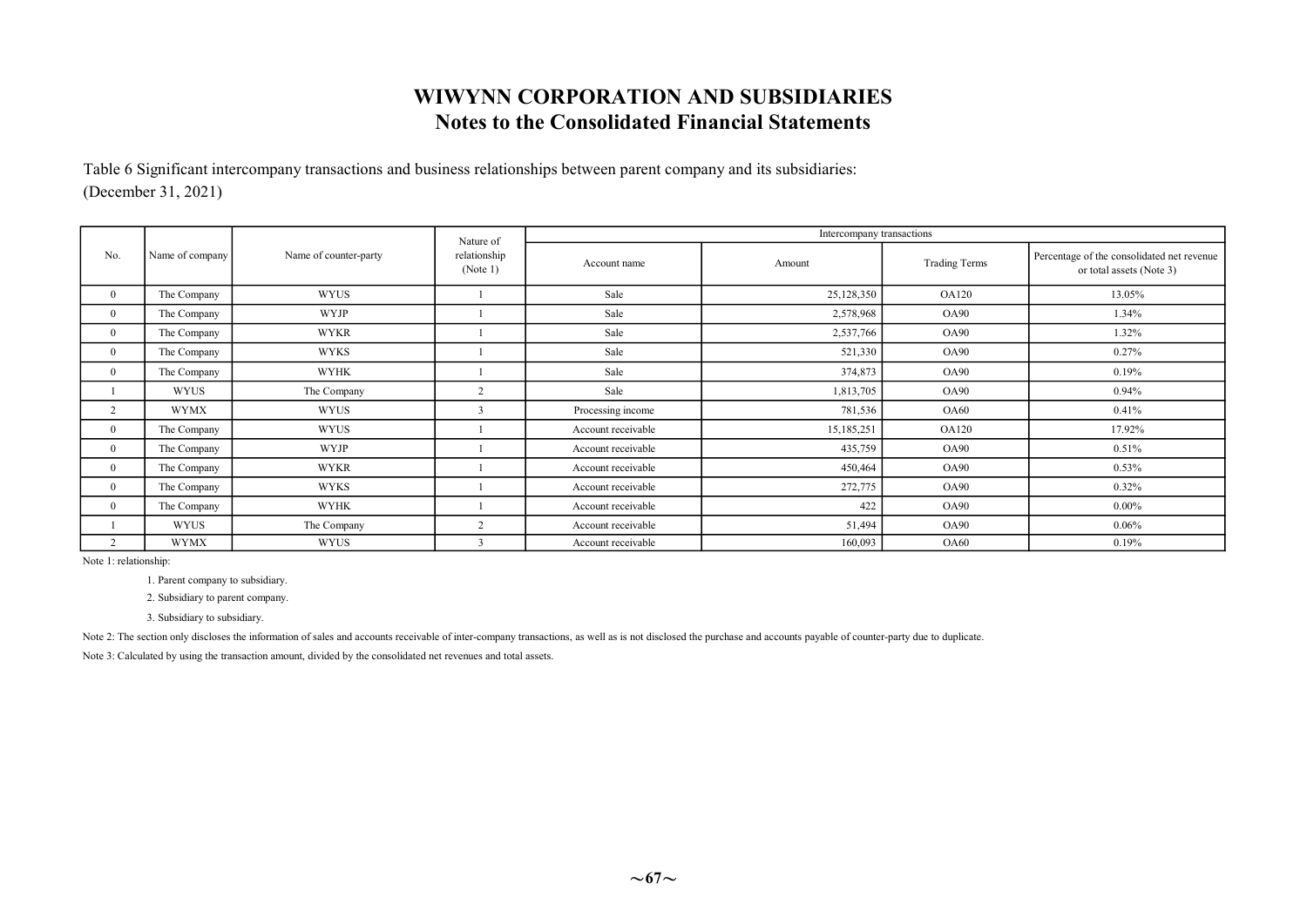# WIWYNN CORPORATION AND SUBSIDIARIES
## Notes to the Consolidated Financial Statements

Table 6 Significant intercompany transactions and business relationships between parent company and its subsidiaries:
(December 31, 2021)

| No. | Name of company | Name of counter-party | Nature of relationship (Note 1) | Intercompany transactions | | | |
|---|---|---|---|---|---|---|---|
| | | | | Account name | Amount | Trading Terms | Percentage of the consolidated net revenue or total assets (Note 3) |
| 0 | The Company | WYUS | 1 | Sale | 25,128,350 | OA120 | 13.05% |
| 0 | The Company | WYJP | 1 | Sale | 2,578,968 | OA90 | 1.34% |
| 0 | The Company | WYKR | 1 | Sale | 2,537,766 | OA90 | 1.32% |
| 0 | The Company | WYKS | 1 | Sale | 521,330 | OA90 | 0.27% |
| 0 | The Company | WYHK | 1 | Sale | 374,873 | OA90 | 0.19% |
| 1 | WYUS | The Company | 2 | Sale | 1,813,705 | OA90 | 0.94% |
| 2 | WYMX | WYUS | 3 | Processing income | 781,536 | OA60 | 0.41% |
| 0 | The Company | WYUS | 1 | Account receivable | 15,185,251 | OA120 | 17.92% |
| 0 | The Company | WYJP | 1 | Account receivable | 435,759 | OA90 | 0.51% |
| 0 | The Company | WYKR | 1 | Account receivable | 450,464 | OA90 | 0.53% |
| 0 | The Company | WYKS | 1 | Account receivable | 272,775 | OA90 | 0.32% |
| 0 | The Company | WYHK | 1 | Account receivable | 422 | OA90 | 0.00% |
| 1 | WYUS | The Company | 2 | Account receivable | 51,494 | OA90 | 0.06% |
| 2 | WYMX | WYUS | 3 | Account receivable | 160,093 | OA60 | 0.19% |

Note 1: relationship:

1. Parent company to subsidiary.
2. Subsidiary to parent company.
3. Subsidiary to subsidiary.

Note 2: The section only discloses the information of sales and accounts receivable of inter-company transactions, as well as is not disclosed the purchase and accounts payable of counter-party due to duplicate.

Note 3: Calculated by using the transaction amount, divided by the consolidated net revenues and total assets.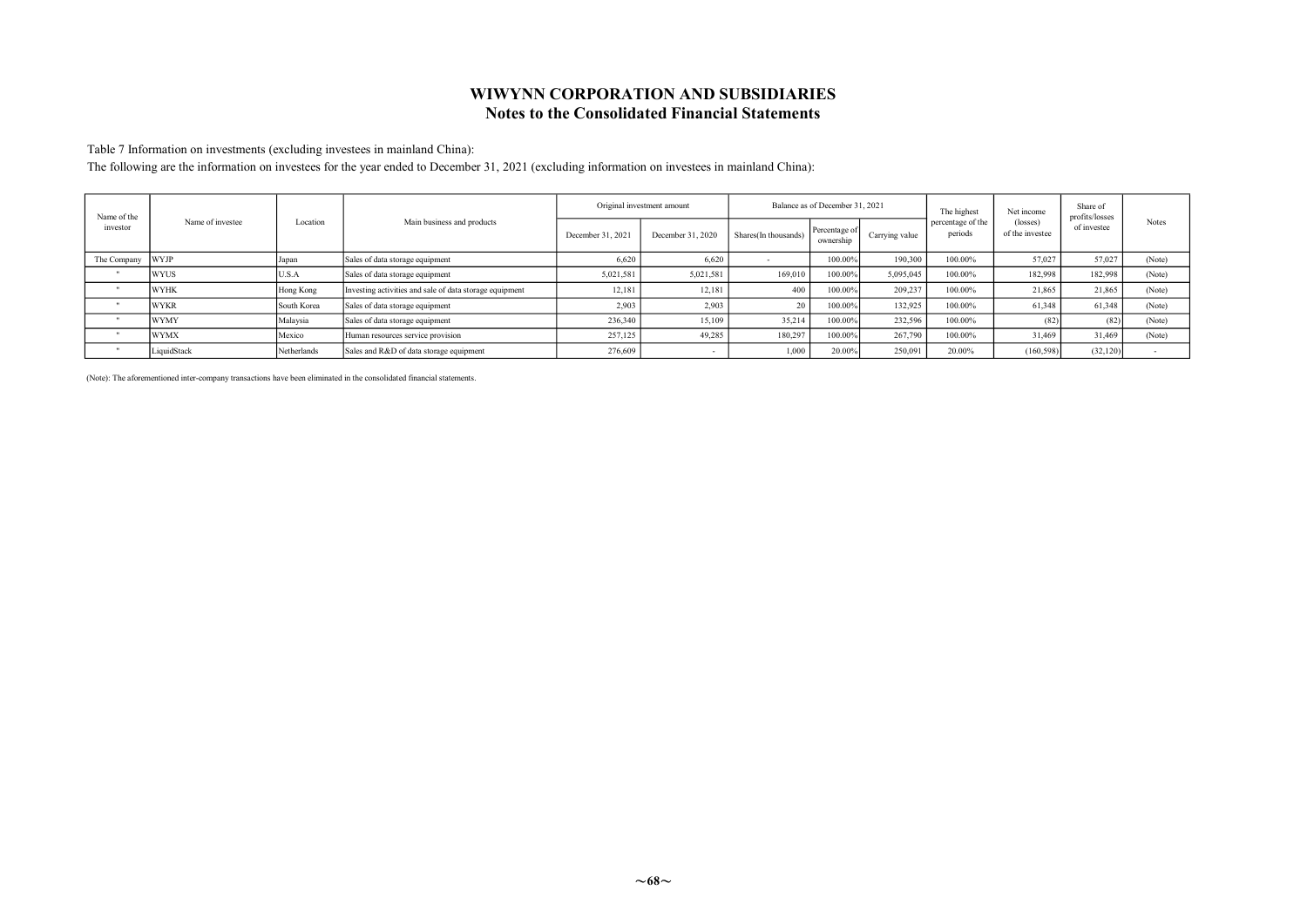# WIWYNN CORPORATION AND SUBSIDIARIES
## Notes to the Consolidated Financial Statements

Table 7 Information on investments (excluding investees in mainland China):

The following are the information on investees for the year ended to December 31, 2021 (excluding information on investees in mainland China):

| Name of the investor | Name of investee | Location | Main business and products | Original investment amount | | Balance as of December 31, 2021 | | | The highest percentage of the periods | Net income (losses) of the investee | Share of profits/losses of investee | Notes |
|---|---|---|---|---|---|---|---|---|---|---|---|---|
| | | | | December 31, 2021 | December 31, 2020 | Shares(In thousands) | Percentage of ownership | Carrying value | | | | |
| The Company | WYJP | Japan | Sales of data storage equipment | 6,620 | 6,620 | - | 100.00% | 190,300 | 100.00% | 57,027 | 57,027 | (Note) |
| " | WYUS | U.S.A | Sales of data storage equipment | 5,021,581 | 5,021,581 | 169,010 | 100.00% | 5,095,045 | 100.00% | 182,998 | 182,998 | (Note) |
| " | WYHK | Hong Kong | Investing activities and sale of data storage equipment | 12,181 | 12,181 | 400 | 100.00% | 209,237 | 100.00% | 21,865 | 21,865 | (Note) |
| " | WYKR | South Korea | Sales of data storage equipment | 2,903 | 2,903 | 20 | 100.00% | 132,925 | 100.00% | 61,348 | 61,348 | (Note) |
| " | WYMY | Malaysia | Sales of data storage equipment | 236,340 | 15,109 | 35,214 | 100.00% | 232,596 | 100.00% | (82) | (82) | (Note) |
| " | WYMX | Mexico | Human resources service provision | 257,125 | 49,285 | 180,297 | 100.00% | 267,790 | 100.00% | 31,469 | 31,469 | (Note) |
| " | LiquidStack | Netherlands | Sales and R&D of data storage equipment | 276,609 | - | 1,000 | 20.00% | 250,091 | 20.00% | (160,598) | (32,120) | - |

(Note): The aforementioned inter-company transactions have been eliminated in the consolidated financial statements.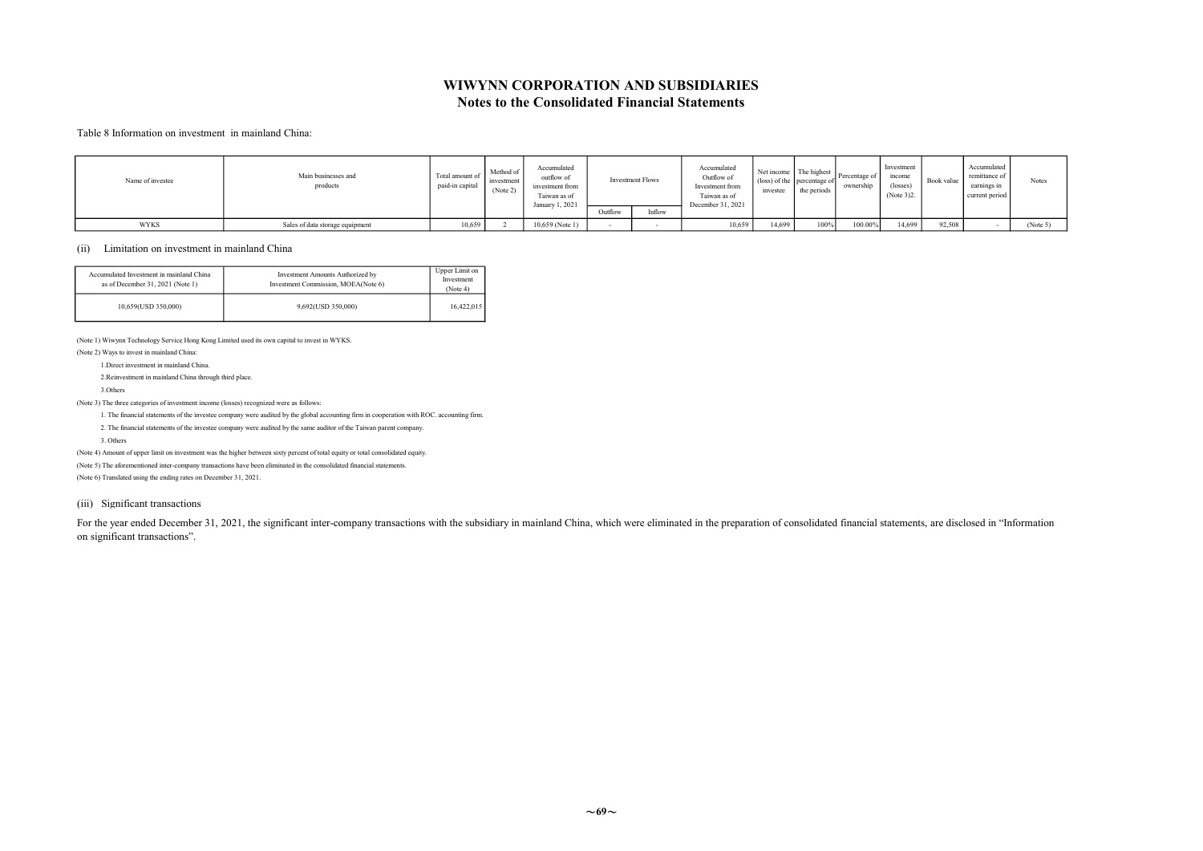# WIWYNN CORPORATION AND SUBSIDIARIES
## Notes to the Consolidated Financial Statements

Table 8 Information on investment in mainland China:

| Name of investee | Main businesses and products | Total amount of paid-in capital | Method of investment (Note 2) | Accumulated outflow of investment from Taiwan as of January 1, 2021 | Investment Flows | | Accumulated Outflow of Investment from Taiwan as of December 31, 2021 | Net income (loss) of the investee | The highest percentage of the periods | Percentage of ownership | Investment income (losses) (Note 3)2. | Book value | Accumulated remittance of earnings in current period | Notes |
|---|---|---|---|---|---|---|---|---|---|---|---|---|---|---|
| | | | | | Outflow | Inflow | | | | | | | | |
| WYKS | Sales of data storage equipment | 10,659 | 2 | 10,659 (Note 1) | - | - | 10,659 | 14,699 | 100% | 100.00% | 14,699 | 92,508 | - | (Note 5) |

(ii) Limitation on investment in mainland China

| Accumulated Investment in mainland China as of December 31, 2021 (Note 1) | Investment Amounts Authorized by Investment Commission, MOEA(Note 6) | Upper Limit on Investment (Note 4) |
|---|---|---|
| 10,659(USD 350,000) | 9,692(USD 350,000) | 16,422,015 |

(Note 1) Wiwynn Technology Service Hong Kong Limited used its own capital to invest in WYKS.

(Note 2) Ways to invest in mainland China:

1.Direct investment in mainland China.

2.Reinvestment in mainland China through third place.

3.Others

(Note 3) The three categories of investment income (losses) recognized were as follows:

1. The financial statements of the investee company were audited by the global accounting firm in cooperation with ROC. accounting firm.

2. The financial statements of the investee company were audited by the same auditor of the Taiwan parent company.

3. Others

(Note 4) Amount of upper limit on investment was the higher between sixty percent of total equity or total consolidated equity.

(Note 5) The aforementioned inter-company transactions have been eliminated in the consolidated financial statements.

(Note 6) Translated using the ending rates on December 31, 2021.

(iii) Significant transactions

For the year ended December 31, 2021, the significant inter-company transactions with the subsidiary in mainland China, which were eliminated in the preparation of consolidated financial statements, are disclosed in "Information on significant transactions".